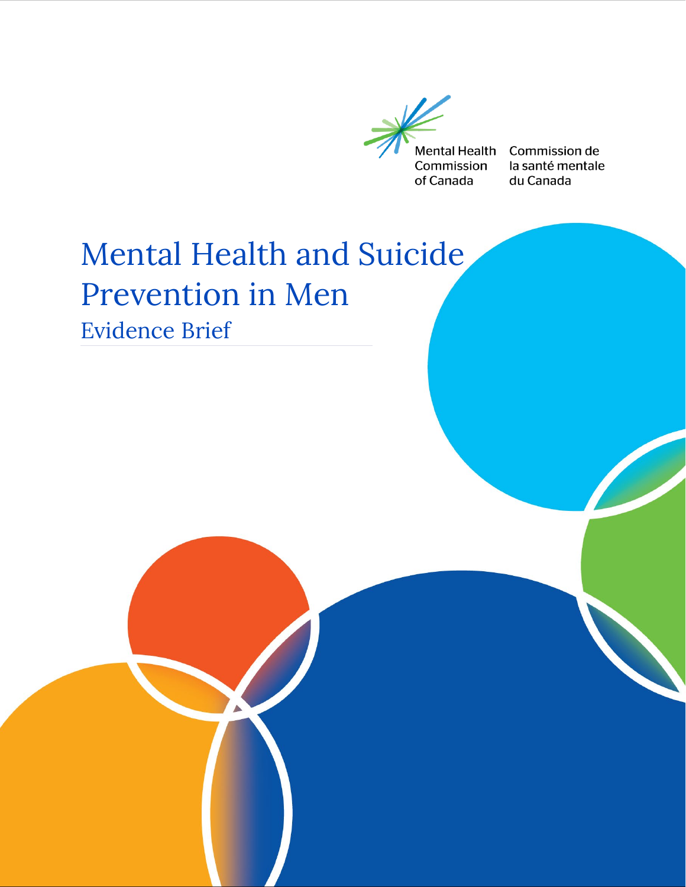Mental Health Commission of Canada

Commission de la santé mentale du Canada

# Mental Health and Suicide Prevention in Men

## Evidence Brief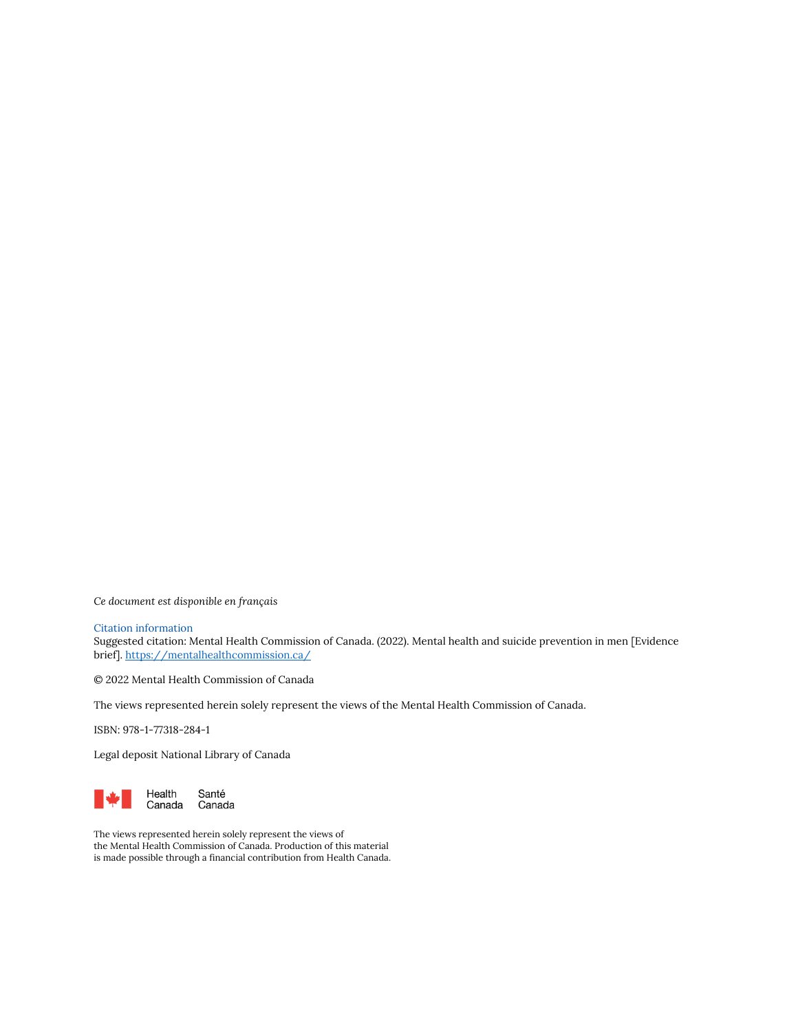*Ce document est disponible en français*

Citation information

Suggested citation: Mental Health Commission of Canada. (2022). Mental health and suicide prevention in men [Evidence brief]. https://mentalhealthcommission.ca/

© 2022 Mental Health Commission of Canada

The views represented herein solely represent the views of the Mental Health Commission of Canada.

ISBN: 978-1-77318-284-1

Legal deposit National Library of Canada

Health Canada    Santé Canada

The views represented herein solely represent the views of the Mental Health Commission of Canada. Production of this material is made possible through a financial contribution from Health Canada.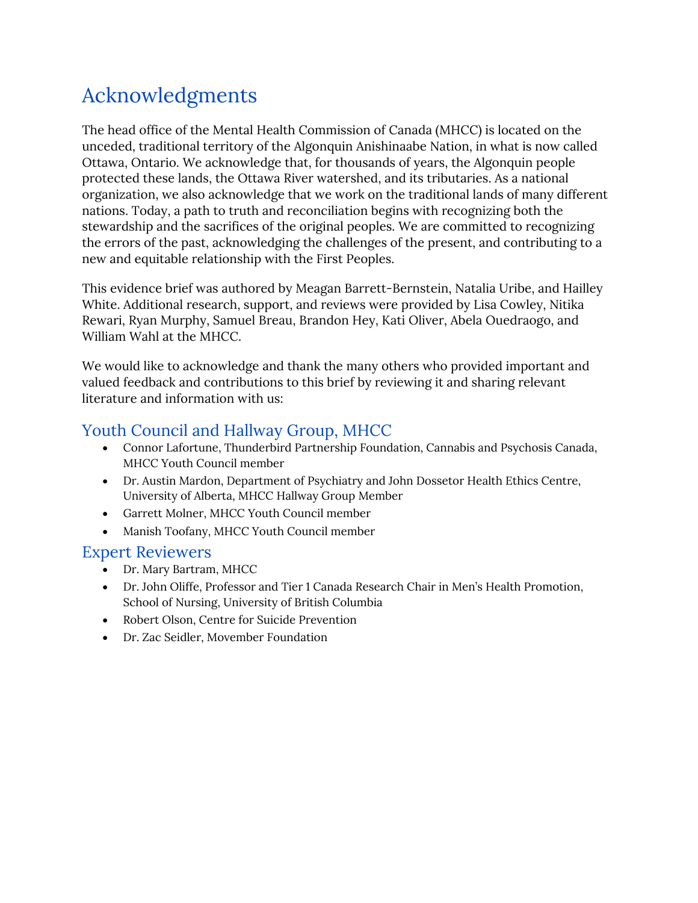# Acknowledgments

The head office of the Mental Health Commission of Canada (MHCC) is located on the unceded, traditional territory of the Algonquin Anishinaabe Nation, in what is now called Ottawa, Ontario. We acknowledge that, for thousands of years, the Algonquin people protected these lands, the Ottawa River watershed, and its tributaries. As a national organization, we also acknowledge that we work on the traditional lands of many different nations. Today, a path to truth and reconciliation begins with recognizing both the stewardship and the sacrifices of the original peoples. We are committed to recognizing the errors of the past, acknowledging the challenges of the present, and contributing to a new and equitable relationship with the First Peoples.

This evidence brief was authored by Meagan Barrett-Bernstein, Natalia Uribe, and Hailley White. Additional research, support, and reviews were provided by Lisa Cowley, Nitika Rewari, Ryan Murphy, Samuel Breau, Brandon Hey, Kati Oliver, Abela Ouedraogo, and William Wahl at the MHCC.

We would like to acknowledge and thank the many others who provided important and valued feedback and contributions to this brief by reviewing it and sharing relevant literature and information with us:

## Youth Council and Hallway Group, MHCC

- Connor Lafortune, Thunderbird Partnership Foundation, Cannabis and Psychosis Canada, MHCC Youth Council member
- Dr. Austin Mardon, Department of Psychiatry and John Dossetor Health Ethics Centre, University of Alberta, MHCC Hallway Group Member
- Garrett Molner, MHCC Youth Council member
- Manish Toofany, MHCC Youth Council member

## Expert Reviewers

- Dr. Mary Bartram, MHCC
- Dr. John Oliffe, Professor and Tier 1 Canada Research Chair in Men's Health Promotion, School of Nursing, University of British Columbia
- Robert Olson, Centre for Suicide Prevention
- Dr. Zac Seidler, Movember Foundation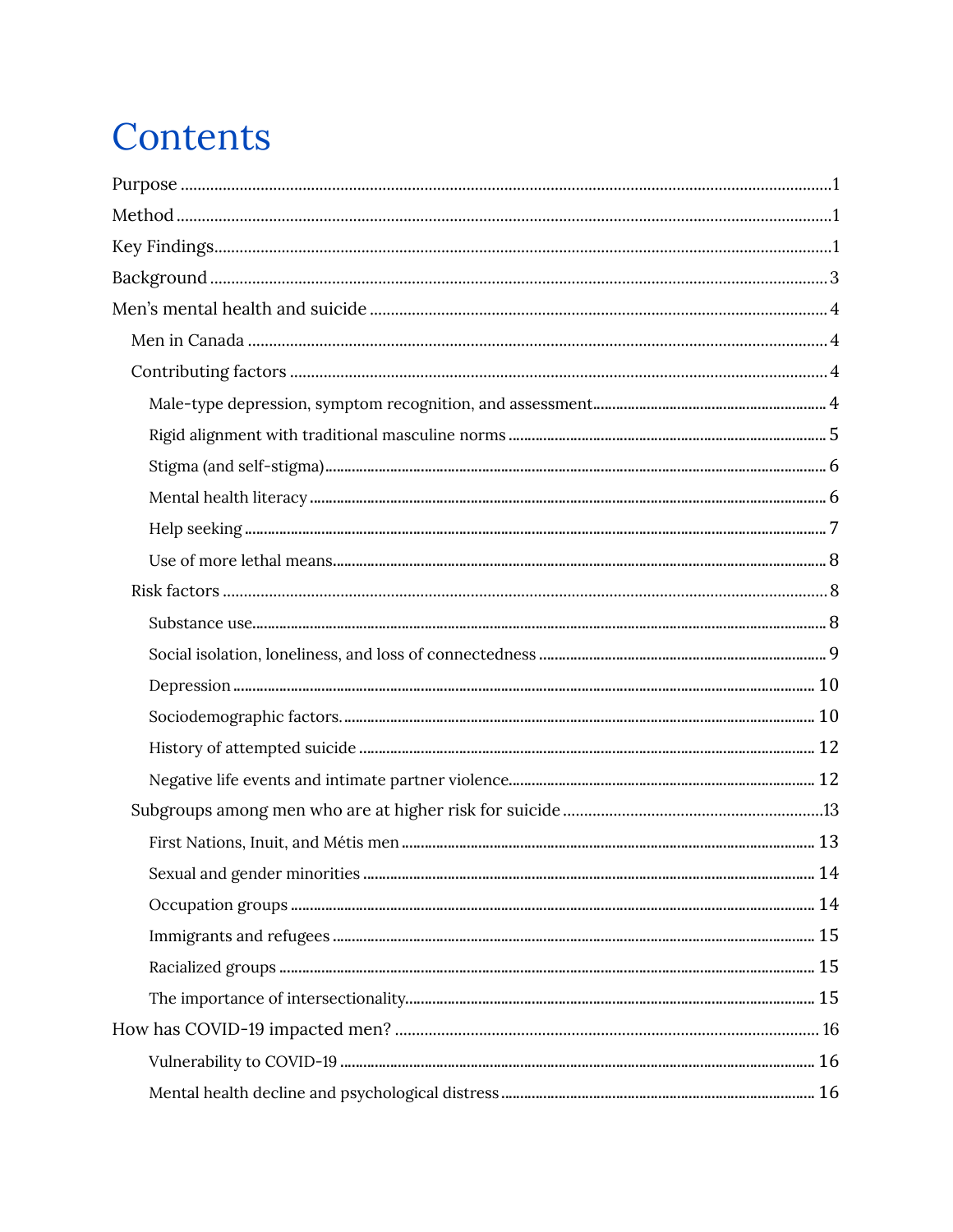# Contents

- Purpose ... 1
- Method ... 1
- Key Findings ... 1
- Background ... 3
- Men's mental health and suicide ... 4
  - Men in Canada ... 4
  - Contributing factors ... 4
    - Male-type depression, symptom recognition, and assessment ... 4
    - Rigid alignment with traditional masculine norms ... 5
    - Stigma (and self-stigma) ... 6
    - Mental health literacy ... 6
    - Help seeking ... 7
    - Use of more lethal means ... 8
  - Risk factors ... 8
    - Substance use ... 8
    - Social isolation, loneliness, and loss of connectedness ... 9
    - Depression ... 10
    - Sociodemographic factors. ... 10
    - History of attempted suicide ... 12
    - Negative life events and intimate partner violence ... 12
  - Subgroups among men who are at higher risk for suicide ... 13
    - First Nations, Inuit, and Métis men ... 13
    - Sexual and gender minorities ... 14
    - Occupation groups ... 14
    - Immigrants and refugees ... 15
    - Racialized groups ... 15
    - The importance of intersectionality ... 15
- How has COVID-19 impacted men? ... 16
    - Vulnerability to COVID-19 ... 16
    - Mental health decline and psychological distress ... 16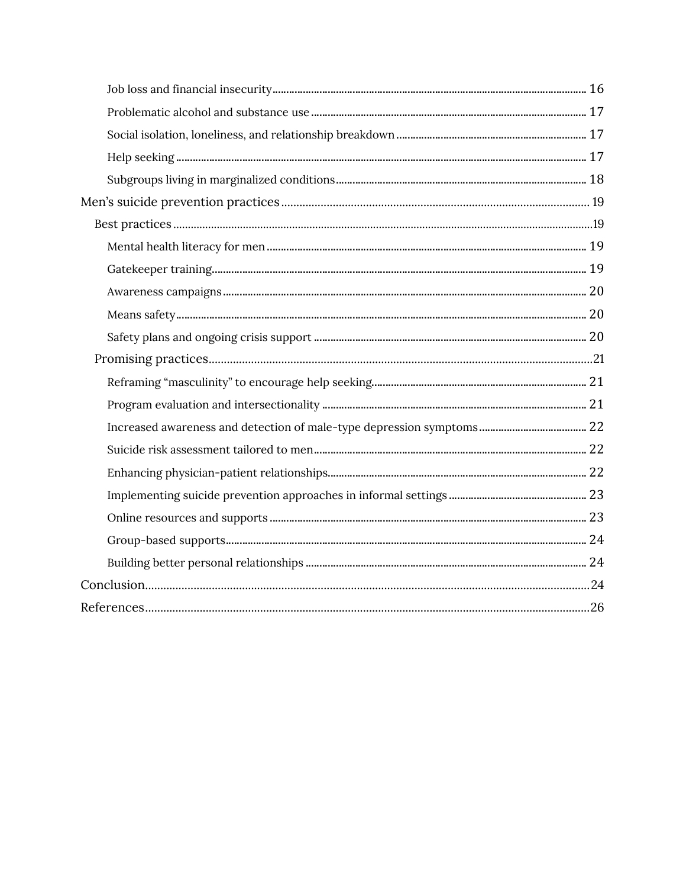- Job loss and financial insecurity ... 16
- Problematic alcohol and substance use ... 17
- Social isolation, loneliness, and relationship breakdown ... 17
- Help seeking ... 17
- Subgroups living in marginalized conditions ... 18

Men's suicide prevention practices ... 19

- Best practices ... 19
  - Mental health literacy for men ... 19
  - Gatekeeper training ... 19
  - Awareness campaigns ... 20
  - Means safety ... 20
  - Safety plans and ongoing crisis support ... 20
- Promising practices ... 21
  - Reframing "masculinity" to encourage help seeking ... 21
  - Program evaluation and intersectionality ... 21
  - Increased awareness and detection of male-type depression symptoms ... 22
  - Suicide risk assessment tailored to men ... 22
  - Enhancing physician-patient relationships ... 22
  - Implementing suicide prevention approaches in informal settings ... 23
  - Online resources and supports ... 23
  - Group-based supports ... 24
  - Building better personal relationships ... 24

Conclusion ... 24

References ... 26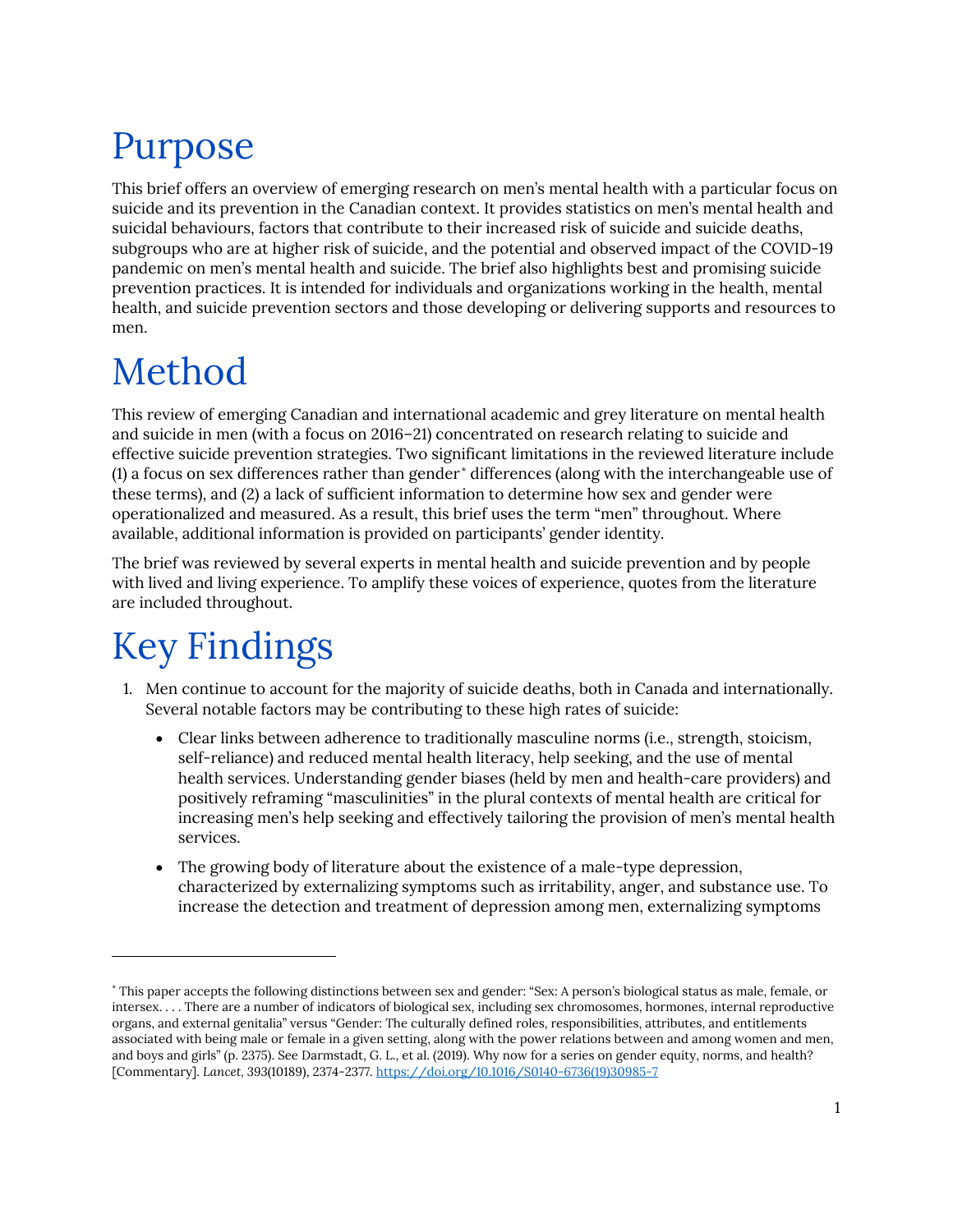# Purpose

This brief offers an overview of emerging research on men's mental health with a particular focus on suicide and its prevention in the Canadian context. It provides statistics on men's mental health and suicidal behaviours, factors that contribute to their increased risk of suicide and suicide deaths, subgroups who are at higher risk of suicide, and the potential and observed impact of the COVID-19 pandemic on men's mental health and suicide. The brief also highlights best and promising suicide prevention practices. It is intended for individuals and organizations working in the health, mental health, and suicide prevention sectors and those developing or delivering supports and resources to men.

# Method

This review of emerging Canadian and international academic and grey literature on mental health and suicide in men (with a focus on 2016–21) concentrated on research relating to suicide and effective suicide prevention strategies. Two significant limitations in the reviewed literature include (1) a focus on sex differences rather than gender[*] differences (along with the interchangeable use of these terms), and (2) a lack of sufficient information to determine how sex and gender were operationalized and measured. As a result, this brief uses the term "men" throughout. Where available, additional information is provided on participants' gender identity.

The brief was reviewed by several experts in mental health and suicide prevention and by people with lived and living experience. To amplify these voices of experience, quotes from the literature are included throughout.

# Key Findings

1. Men continue to account for the majority of suicide deaths, both in Canada and internationally. Several notable factors may be contributing to these high rates of suicide:
   - Clear links between adherence to traditionally masculine norms (i.e., strength, stoicism, self-reliance) and reduced mental health literacy, help seeking, and the use of mental health services. Understanding gender biases (held by men and health-care providers) and positively reframing "masculinities" in the plural contexts of mental health are critical for increasing men's help seeking and effectively tailoring the provision of men's mental health services.
   - The growing body of literature about the existence of a male-type depression, characterized by externalizing symptoms such as irritability, anger, and substance use. To increase the detection and treatment of depression among men, externalizing symptoms

[*] This paper accepts the following distinctions between sex and gender: "Sex: A person's biological status as male, female, or intersex. . . . There are a number of indicators of biological sex, including sex chromosomes, hormones, internal reproductive organs, and external genitalia" versus "Gender: The culturally defined roles, responsibilities, attributes, and entitlements associated with being male or female in a given setting, along with the power relations between and among women and men, and boys and girls" (p. 2375). See Darmstadt, G. L., et al. (2019). Why now for a series on gender equity, norms, and health? [Commentary]. *Lancet*, 393(10189), 2374-2377. https://doi.org/10.1016/S0140-6736(19)30985-7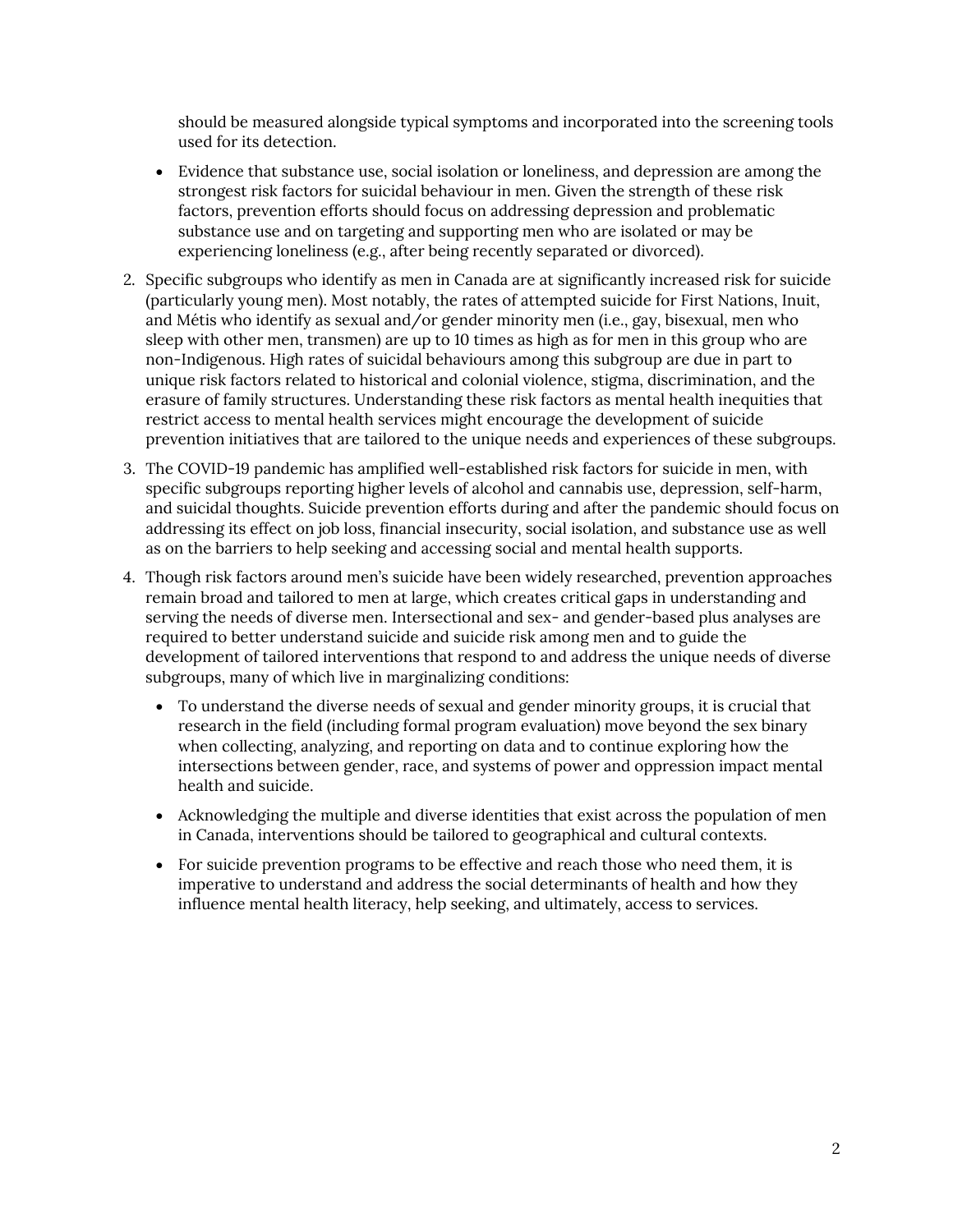should be measured alongside typical symptoms and incorporated into the screening tools used for its detection.

- Evidence that substance use, social isolation or loneliness, and depression are among the strongest risk factors for suicidal behaviour in men. Given the strength of these risk factors, prevention efforts should focus on addressing depression and problematic substance use and on targeting and supporting men who are isolated or may be experiencing loneliness (e.g., after being recently separated or divorced).

2. Specific subgroups who identify as men in Canada are at significantly increased risk for suicide (particularly young men). Most notably, the rates of attempted suicide for First Nations, Inuit, and Métis who identify as sexual and/or gender minority men (i.e., gay, bisexual, men who sleep with other men, transmen) are up to 10 times as high as for men in this group who are non-Indigenous. High rates of suicidal behaviours among this subgroup are due in part to unique risk factors related to historical and colonial violence, stigma, discrimination, and the erasure of family structures. Understanding these risk factors as mental health inequities that restrict access to mental health services might encourage the development of suicide prevention initiatives that are tailored to the unique needs and experiences of these subgroups.
3. The COVID-19 pandemic has amplified well-established risk factors for suicide in men, with specific subgroups reporting higher levels of alcohol and cannabis use, depression, self-harm, and suicidal thoughts. Suicide prevention efforts during and after the pandemic should focus on addressing its effect on job loss, financial insecurity, social isolation, and substance use as well as on the barriers to help seeking and accessing social and mental health supports.
4. Though risk factors around men's suicide have been widely researched, prevention approaches remain broad and tailored to men at large, which creates critical gaps in understanding and serving the needs of diverse men. Intersectional and sex- and gender-based plus analyses are required to better understand suicide and suicide risk among men and to guide the development of tailored interventions that respond to and address the unique needs of diverse subgroups, many of which live in marginalizing conditions:
   - To understand the diverse needs of sexual and gender minority groups, it is crucial that research in the field (including formal program evaluation) move beyond the sex binary when collecting, analyzing, and reporting on data and to continue exploring how the intersections between gender, race, and systems of power and oppression impact mental health and suicide.
   - Acknowledging the multiple and diverse identities that exist across the population of men in Canada, interventions should be tailored to geographical and cultural contexts.
   - For suicide prevention programs to be effective and reach those who need them, it is imperative to understand and address the social determinants of health and how they influence mental health literacy, help seeking, and ultimately, access to services.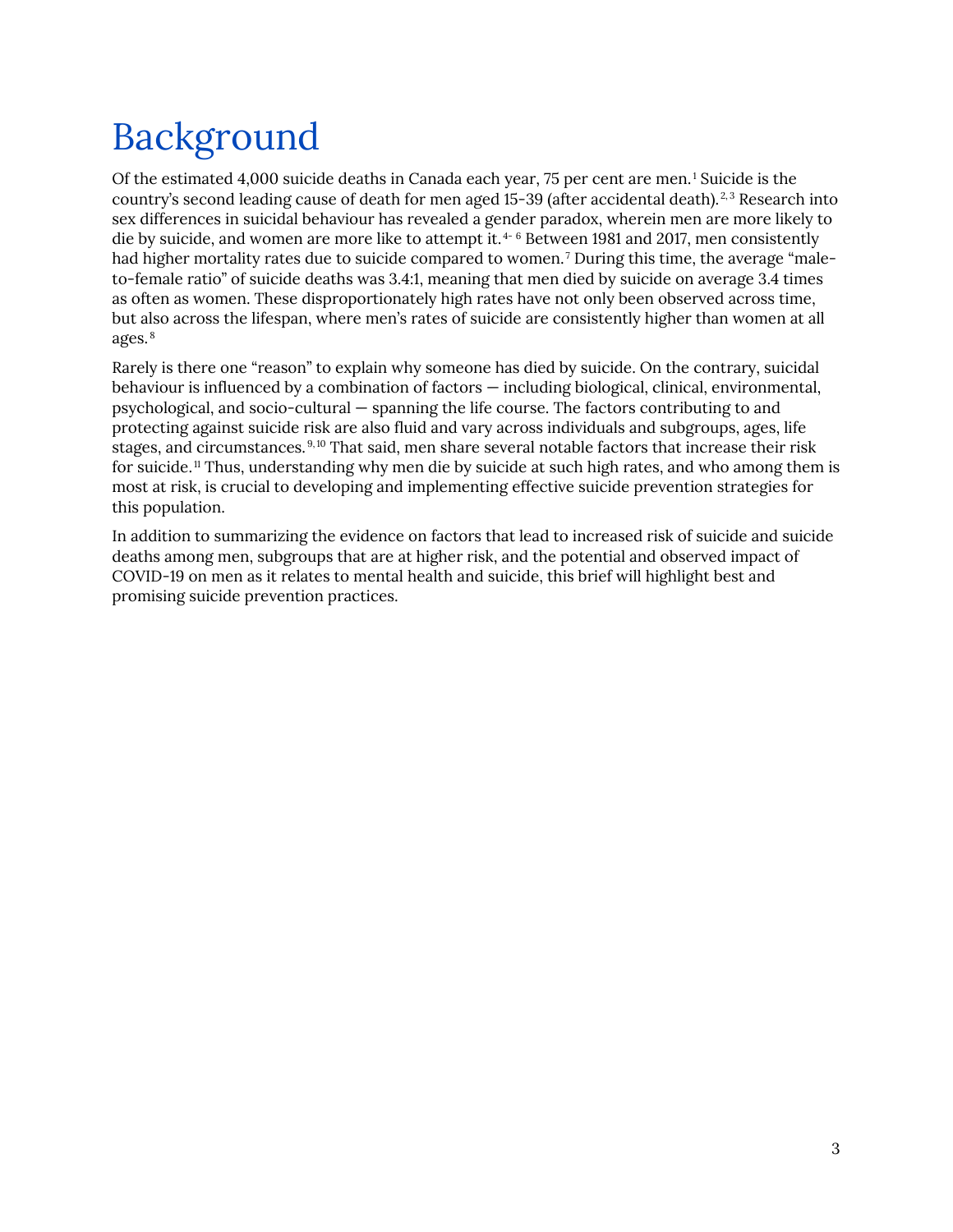# Background

Of the estimated 4,000 suicide deaths in Canada each year, 75 per cent are men.[1] Suicide is the country's second leading cause of death for men aged 15-39 (after accidental death).[2,3] Research into sex differences in suicidal behaviour has revealed a gender paradox, wherein men are more likely to die by suicide, and women are more like to attempt it.[4-6] Between 1981 and 2017, men consistently had higher mortality rates due to suicide compared to women.[7] During this time, the average "male-to-female ratio" of suicide deaths was 3.4:1, meaning that men died by suicide on average 3.4 times as often as women. These disproportionately high rates have not only been observed across time, but also across the lifespan, where men's rates of suicide are consistently higher than women at all ages.[8]

Rarely is there one "reason" to explain why someone has died by suicide. On the contrary, suicidal behaviour is influenced by a combination of factors — including biological, clinical, environmental, psychological, and socio-cultural — spanning the life course. The factors contributing to and protecting against suicide risk are also fluid and vary across individuals and subgroups, ages, life stages, and circumstances.[9,10] That said, men share several notable factors that increase their risk for suicide.[11] Thus, understanding why men die by suicide at such high rates, and who among them is most at risk, is crucial to developing and implementing effective suicide prevention strategies for this population.

In addition to summarizing the evidence on factors that lead to increased risk of suicide and suicide deaths among men, subgroups that are at higher risk, and the potential and observed impact of COVID-19 on men as it relates to mental health and suicide, this brief will highlight best and promising suicide prevention practices.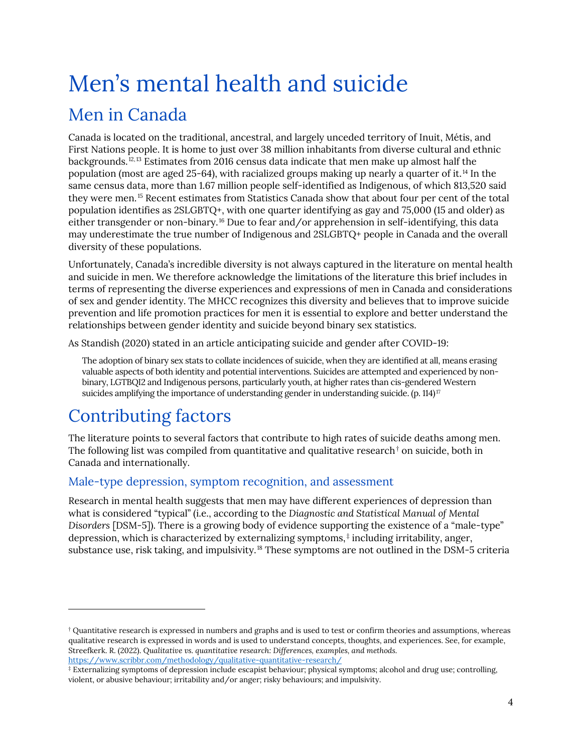# Men's mental health and suicide

## Men in Canada

Canada is located on the traditional, ancestral, and largely unceded territory of Inuit, Métis, and First Nations people. It is home to just over 38 million inhabitants from diverse cultural and ethnic backgrounds.[12,13] Estimates from 2016 census data indicate that men make up almost half the population (most are aged 25-64), with racialized groups making up nearly a quarter of it.[14] In the same census data, more than 1.67 million people self-identified as Indigenous, of which 813,520 said they were men.[15] Recent estimates from Statistics Canada show that about four per cent of the total population identifies as 2SLGBTQ+, with one quarter identifying as gay and 75,000 (15 and older) as either transgender or non-binary.[16] Due to fear and/or apprehension in self-identifying, this data may underestimate the true number of Indigenous and 2SLGBTQ+ people in Canada and the overall diversity of these populations.

Unfortunately, Canada's incredible diversity is not always captured in the literature on mental health and suicide in men. We therefore acknowledge the limitations of the literature this brief includes in terms of representing the diverse experiences and expressions of men in Canada and considerations of sex and gender identity. The MHCC recognizes this diversity and believes that to improve suicide prevention and life promotion practices for men it is essential to explore and better understand the relationships between gender identity and suicide beyond binary sex statistics.

As Standish (2020) stated in an article anticipating suicide and gender after COVID-19:

> The adoption of binary sex stats to collate incidences of suicide, when they are identified at all, means erasing valuable aspects of both identity and potential interventions. Suicides are attempted and experienced by non-binary, LGTBQI2 and Indigenous persons, particularly youth, at higher rates than cis-gendered Western suicides amplifying the importance of understanding gender in understanding suicide. (p. 114)[17]

# Contributing factors

The literature points to several factors that contribute to high rates of suicide deaths among men. The following list was compiled from quantitative and qualitative research[†] on suicide, both in Canada and internationally.

### Male-type depression, symptom recognition, and assessment

Research in mental health suggests that men may have different experiences of depression than what is considered "typical" (i.e., according to the *Diagnostic and Statistical Manual of Mental Disorders* [DSM-5]). There is a growing body of evidence supporting the existence of a "male-type" depression, which is characterized by externalizing symptoms,[‡] including irritability, anger, substance use, risk taking, and impulsivity.[18] These symptoms are not outlined in the DSM-5 criteria

---

[†] Quantitative research is expressed in numbers and graphs and is used to test or confirm theories and assumptions, whereas qualitative research is expressed in words and is used to understand concepts, thoughts, and experiences. See, for example, Streefkerk. R. (2022). *Qualitative vs. quantitative research: Differences, examples, and methods.* https://www.scribbr.com/methodology/qualitative-quantitative-research/

[‡] Externalizing symptoms of depression include escapist behaviour; physical symptoms; alcohol and drug use; controlling, violent, or abusive behaviour; irritability and/or anger; risky behaviours; and impulsivity.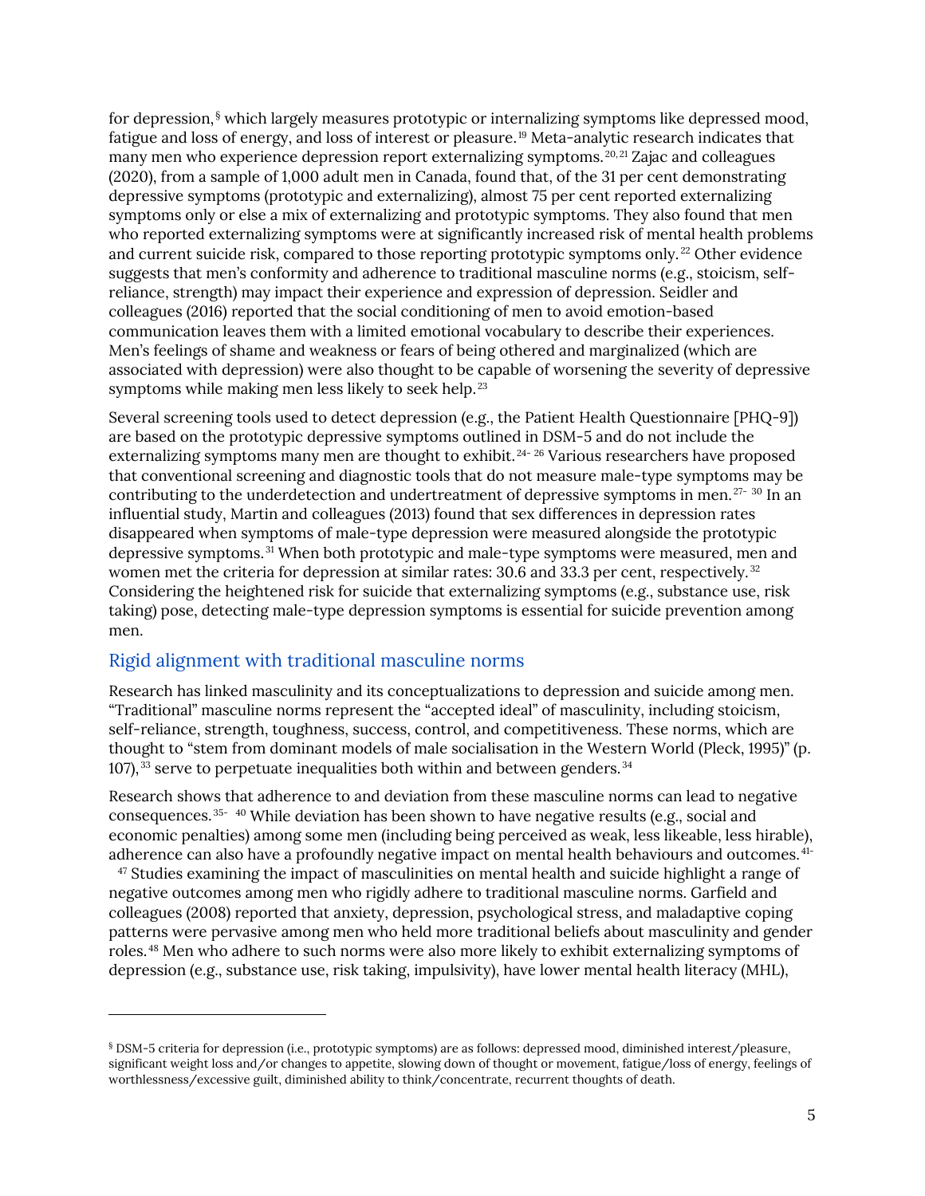for depression,[§] which largely measures prototypic or internalizing symptoms like depressed mood, fatigue and loss of energy, and loss of interest or pleasure.[19] Meta-analytic research indicates that many men who experience depression report externalizing symptoms.[20,21] Zajac and colleagues (2020), from a sample of 1,000 adult men in Canada, found that, of the 31 per cent demonstrating depressive symptoms (prototypic and externalizing), almost 75 per cent reported externalizing symptoms only or else a mix of externalizing and prototypic symptoms. They also found that men who reported externalizing symptoms were at significantly increased risk of mental health problems and current suicide risk, compared to those reporting prototypic symptoms only.[22] Other evidence suggests that men's conformity and adherence to traditional masculine norms (e.g., stoicism, self-reliance, strength) may impact their experience and expression of depression. Seidler and colleagues (2016) reported that the social conditioning of men to avoid emotion-based communication leaves them with a limited emotional vocabulary to describe their experiences. Men's feelings of shame and weakness or fears of being othered and marginalized (which are associated with depression) were also thought to be capable of worsening the severity of depressive symptoms while making men less likely to seek help.[23]

Several screening tools used to detect depression (e.g., the Patient Health Questionnaire [PHQ-9]) are based on the prototypic depressive symptoms outlined in DSM-5 and do not include the externalizing symptoms many men are thought to exhibit.[24-26] Various researchers have proposed that conventional screening and diagnostic tools that do not measure male-type symptoms may be contributing to the underdetection and undertreatment of depressive symptoms in men.[27-30] In an influential study, Martin and colleagues (2013) found that sex differences in depression rates disappeared when symptoms of male-type depression were measured alongside the prototypic depressive symptoms.[31] When both prototypic and male-type symptoms were measured, men and women met the criteria for depression at similar rates: 30.6 and 33.3 per cent, respectively.[32] Considering the heightened risk for suicide that externalizing symptoms (e.g., substance use, risk taking) pose, detecting male-type depression symptoms is essential for suicide prevention among men.

## Rigid alignment with traditional masculine norms

Research has linked masculinity and its conceptualizations to depression and suicide among men. "Traditional" masculine norms represent the "accepted ideal" of masculinity, including stoicism, self-reliance, strength, toughness, success, control, and competitiveness. These norms, which are thought to "stem from dominant models of male socialisation in the Western World (Pleck, 1995)" (p. 107),[33] serve to perpetuate inequalities both within and between genders.[34]

Research shows that adherence to and deviation from these masculine norms can lead to negative consequences.[35-40] While deviation has been shown to have negative results (e.g., social and economic penalties) among some men (including being perceived as weak, less likeable, less hirable), adherence can also have a profoundly negative impact on mental health behaviours and outcomes.[41-47] Studies examining the impact of masculinities on mental health and suicide highlight a range of negative outcomes among men who rigidly adhere to traditional masculine norms. Garfield and colleagues (2008) reported that anxiety, depression, psychological stress, and maladaptive coping patterns were pervasive among men who held more traditional beliefs about masculinity and gender roles.[48] Men who adhere to such norms were also more likely to exhibit externalizing symptoms of depression (e.g., substance use, risk taking, impulsivity), have lower mental health literacy (MHL),

---

[§] DSM-5 criteria for depression (i.e., prototypic symptoms) are as follows: depressed mood, diminished interest/pleasure, significant weight loss and/or changes to appetite, slowing down of thought or movement, fatigue/loss of energy, feelings of worthlessness/excessive guilt, diminished ability to think/concentrate, recurrent thoughts of death.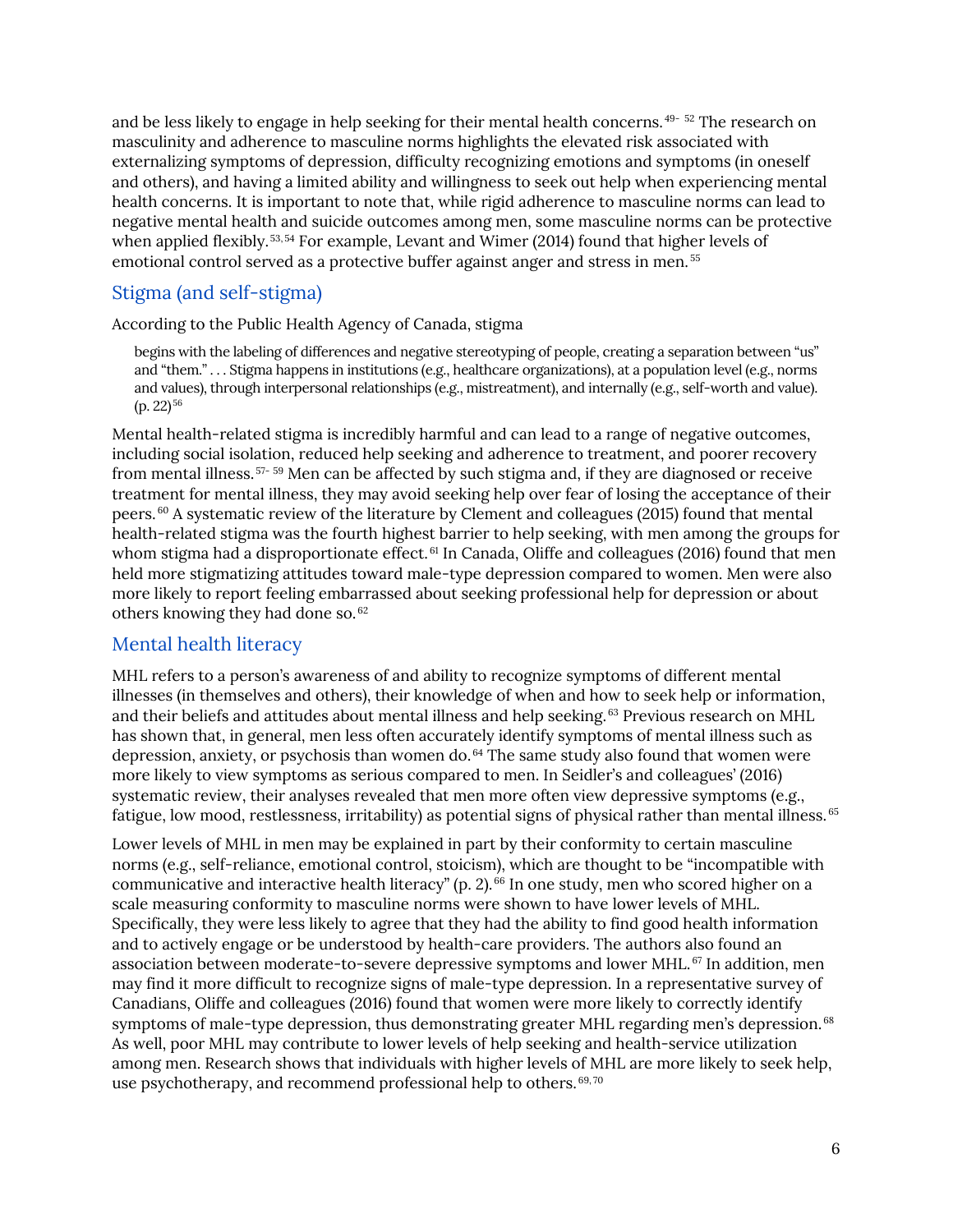and be less likely to engage in help seeking for their mental health concerns.[49-52] The research on masculinity and adherence to masculine norms highlights the elevated risk associated with externalizing symptoms of depression, difficulty recognizing emotions and symptoms (in oneself and others), and having a limited ability and willingness to seek out help when experiencing mental health concerns. It is important to note that, while rigid adherence to masculine norms can lead to negative mental health and suicide outcomes among men, some masculine norms can be protective when applied flexibly.[53,54] For example, Levant and Wimer (2014) found that higher levels of emotional control served as a protective buffer against anger and stress in men.[55]

## Stigma (and self-stigma)

According to the Public Health Agency of Canada, stigma

> begins with the labeling of differences and negative stereotyping of people, creating a separation between "us" and "them." . . . Stigma happens in institutions (e.g., healthcare organizations), at a population level (e.g., norms and values), through interpersonal relationships (e.g., mistreatment), and internally (e.g., self-worth and value). (p. 22)[56]

Mental health-related stigma is incredibly harmful and can lead to a range of negative outcomes, including social isolation, reduced help seeking and adherence to treatment, and poorer recovery from mental illness.[57-59] Men can be affected by such stigma and, if they are diagnosed or receive treatment for mental illness, they may avoid seeking help over fear of losing the acceptance of their peers.[60] A systematic review of the literature by Clement and colleagues (2015) found that mental health-related stigma was the fourth highest barrier to help seeking, with men among the groups for whom stigma had a disproportionate effect.[61] In Canada, Oliffe and colleagues (2016) found that men held more stigmatizing attitudes toward male-type depression compared to women. Men were also more likely to report feeling embarrassed about seeking professional help for depression or about others knowing they had done so.[62]

## Mental health literacy

MHL refers to a person's awareness of and ability to recognize symptoms of different mental illnesses (in themselves and others), their knowledge of when and how to seek help or information, and their beliefs and attitudes about mental illness and help seeking.[63] Previous research on MHL has shown that, in general, men less often accurately identify symptoms of mental illness such as depression, anxiety, or psychosis than women do.[64] The same study also found that women were more likely to view symptoms as serious compared to men. In Seidler's and colleagues' (2016) systematic review, their analyses revealed that men more often view depressive symptoms (e.g., fatigue, low mood, restlessness, irritability) as potential signs of physical rather than mental illness.[65]

Lower levels of MHL in men may be explained in part by their conformity to certain masculine norms (e.g., self-reliance, emotional control, stoicism), which are thought to be "incompatible with communicative and interactive health literacy" (p. 2).[66] In one study, men who scored higher on a scale measuring conformity to masculine norms were shown to have lower levels of MHL. Specifically, they were less likely to agree that they had the ability to find good health information and to actively engage or be understood by health-care providers. The authors also found an association between moderate-to-severe depressive symptoms and lower MHL.[67] In addition, men may find it more difficult to recognize signs of male-type depression. In a representative survey of Canadians, Oliffe and colleagues (2016) found that women were more likely to correctly identify symptoms of male-type depression, thus demonstrating greater MHL regarding men's depression.[68] As well, poor MHL may contribute to lower levels of help seeking and health-service utilization among men. Research shows that individuals with higher levels of MHL are more likely to seek help, use psychotherapy, and recommend professional help to others.[69,70]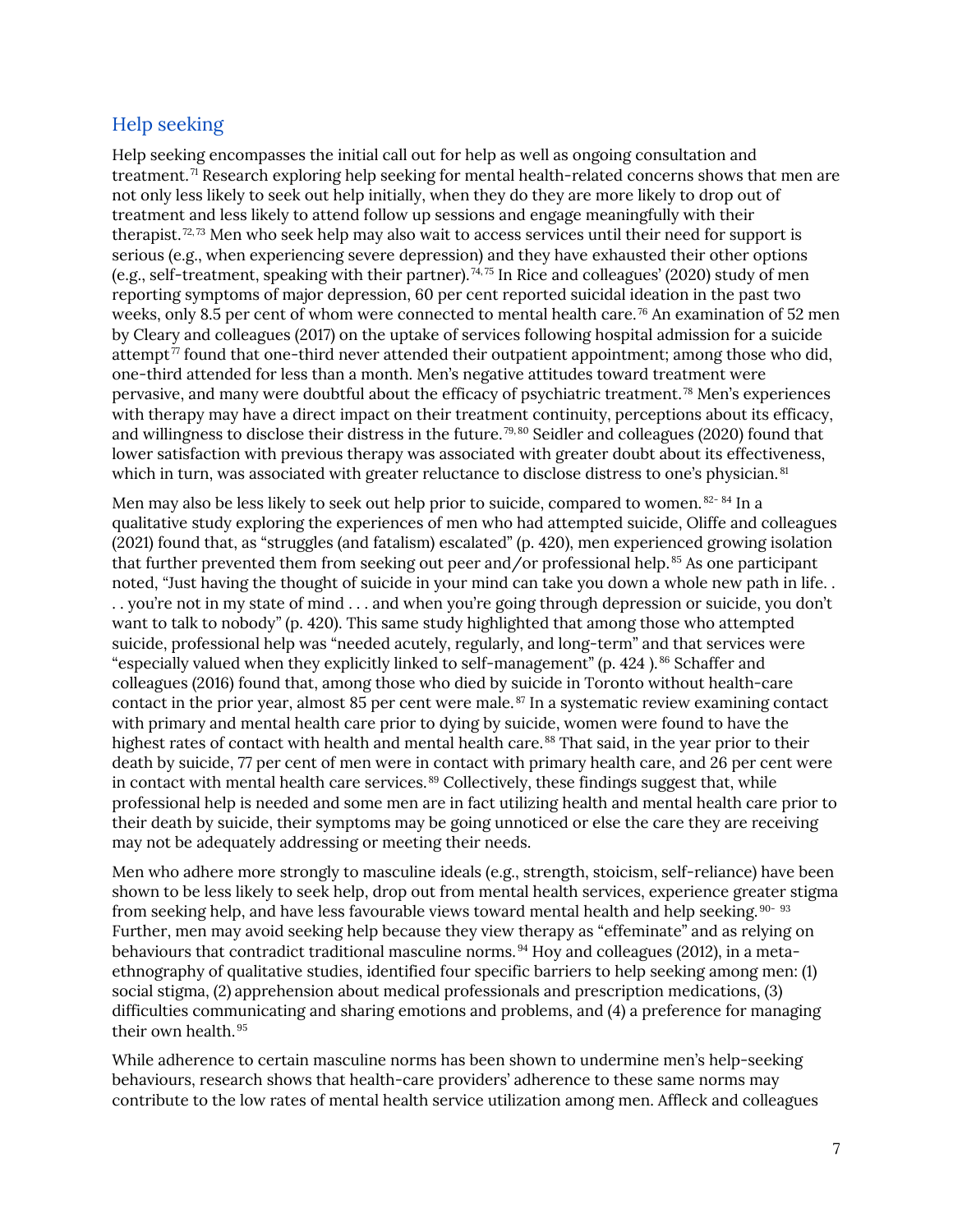## Help seeking

Help seeking encompasses the initial call out for help as well as ongoing consultation and treatment.[71] Research exploring help seeking for mental health-related concerns shows that men are not only less likely to seek out help initially, when they do they are more likely to drop out of treatment and less likely to attend follow up sessions and engage meaningfully with their therapist.[72, 73] Men who seek help may also wait to access services until their need for support is serious (e.g., when experiencing severe depression) and they have exhausted their other options (e.g., self-treatment, speaking with their partner).[74, 75] In Rice and colleagues' (2020) study of men reporting symptoms of major depression, 60 per cent reported suicidal ideation in the past two weeks, only 8.5 per cent of whom were connected to mental health care.[76] An examination of 52 men by Cleary and colleagues (2017) on the uptake of services following hospital admission for a suicide attempt[77] found that one-third never attended their outpatient appointment; among those who did, one-third attended for less than a month. Men's negative attitudes toward treatment were pervasive, and many were doubtful about the efficacy of psychiatric treatment.[78] Men's experiences with therapy may have a direct impact on their treatment continuity, perceptions about its efficacy, and willingness to disclose their distress in the future.[79, 80] Seidler and colleagues (2020) found that lower satisfaction with previous therapy was associated with greater doubt about its effectiveness, which in turn, was associated with greater reluctance to disclose distress to one's physician.[81]

Men may also be less likely to seek out help prior to suicide, compared to women.[82- 84] In a qualitative study exploring the experiences of men who had attempted suicide, Oliffe and colleagues (2021) found that, as "struggles (and fatalism) escalated" (p. 420), men experienced growing isolation that further prevented them from seeking out peer and/or professional help.[85] As one participant noted, "Just having the thought of suicide in your mind can take you down a whole new path in life. . . . you're not in my state of mind . . . and when you're going through depression or suicide, you don't want to talk to nobody" (p. 420). This same study highlighted that among those who attempted suicide, professional help was "needed acutely, regularly, and long-term" and that services were "especially valued when they explicitly linked to self-management" (p. 424 ).[86] Schaffer and colleagues (2016) found that, among those who died by suicide in Toronto without health-care contact in the prior year, almost 85 per cent were male.[87] In a systematic review examining contact with primary and mental health care prior to dying by suicide, women were found to have the highest rates of contact with health and mental health care.[88] That said, in the year prior to their death by suicide, 77 per cent of men were in contact with primary health care, and 26 per cent were in contact with mental health care services.[89] Collectively, these findings suggest that, while professional help is needed and some men are in fact utilizing health and mental health care prior to their death by suicide, their symptoms may be going unnoticed or else the care they are receiving may not be adequately addressing or meeting their needs.

Men who adhere more strongly to masculine ideals (e.g., strength, stoicism, self-reliance) have been shown to be less likely to seek help, drop out from mental health services, experience greater stigma from seeking help, and have less favourable views toward mental health and help seeking.[90- 93] Further, men may avoid seeking help because they view therapy as "effeminate" and as relying on behaviours that contradict traditional masculine norms.[94] Hoy and colleagues (2012), in a meta-ethnography of qualitative studies, identified four specific barriers to help seeking among men: (1) social stigma, (2) apprehension about medical professionals and prescription medications, (3) difficulties communicating and sharing emotions and problems, and (4) a preference for managing their own health.[95]

While adherence to certain masculine norms has been shown to undermine men's help-seeking behaviours, research shows that health-care providers' adherence to these same norms may contribute to the low rates of mental health service utilization among men. Affleck and colleagues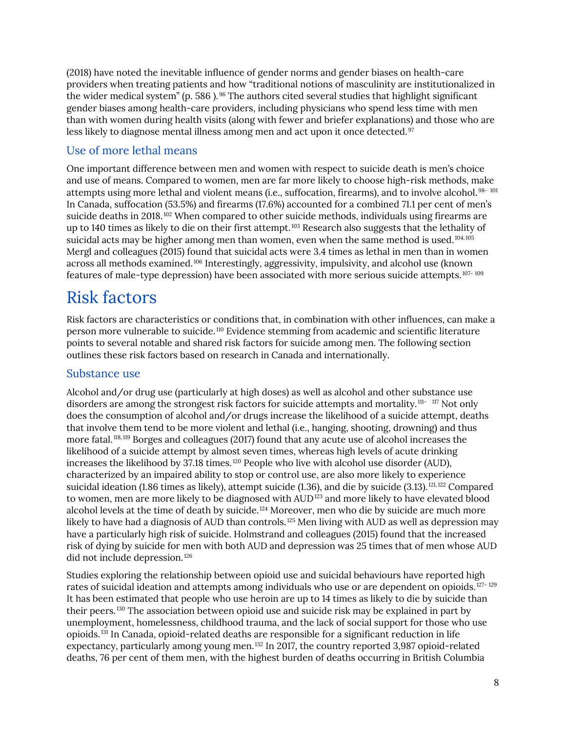(2018) have noted the inevitable influence of gender norms and gender biases on health-care providers when treating patients and how "traditional notions of masculinity are institutionalized in the wider medical system" (p. 586 ).[96] The authors cited several studies that highlight significant gender biases among health-care providers, including physicians who spend less time with men than with women during health visits (along with fewer and briefer explanations) and those who are less likely to diagnose mental illness among men and act upon it once detected.[97]

### Use of more lethal means

One important difference between men and women with respect to suicide death is men's choice and use of means. Compared to women, men are far more likely to choose high-risk methods, make attempts using more lethal and violent means (i.e., suffocation, firearms), and to involve alcohol.[98-101] In Canada, suffocation (53.5%) and firearms (17.6%) accounted for a combined 71.1 per cent of men's suicide deaths in 2018.[102] When compared to other suicide methods, individuals using firearms are up to 140 times as likely to die on their first attempt.[103] Research also suggests that the lethality of suicidal acts may be higher among men than women, even when the same method is used.[104,105] Mergl and colleagues (2015) found that suicidal acts were 3.4 times as lethal in men than in women across all methods examined.[106] Interestingly, aggressivity, impulsivity, and alcohol use (known features of male-type depression) have been associated with more serious suicide attempts.[107-109]

# Risk factors

Risk factors are characteristics or conditions that, in combination with other influences, can make a person more vulnerable to suicide.[110] Evidence stemming from academic and scientific literature points to several notable and shared risk factors for suicide among men. The following section outlines these risk factors based on research in Canada and internationally.

### Substance use

Alcohol and/or drug use (particularly at high doses) as well as alcohol and other substance use disorders are among the strongest risk factors for suicide attempts and mortality.[111-117] Not only does the consumption of alcohol and/or drugs increase the likelihood of a suicide attempt, deaths that involve them tend to be more violent and lethal (i.e., hanging, shooting, drowning) and thus more fatal.[118,119] Borges and colleagues (2017) found that any acute use of alcohol increases the likelihood of a suicide attempt by almost seven times, whereas high levels of acute drinking increases the likelihood by 37.18 times.[120] People who live with alcohol use disorder (AUD), characterized by an impaired ability to stop or control use, are also more likely to experience suicidal ideation (1.86 times as likely), attempt suicide (1.36), and die by suicide (3.13).[121,122] Compared to women, men are more likely to be diagnosed with AUD[123] and more likely to have elevated blood alcohol levels at the time of death by suicide.[124] Moreover, men who die by suicide are much more likely to have had a diagnosis of AUD than controls.[125] Men living with AUD as well as depression may have a particularly high risk of suicide. Holmstrand and colleagues (2015) found that the increased risk of dying by suicide for men with both AUD and depression was 25 times that of men whose AUD did not include depression.[126]

Studies exploring the relationship between opioid use and suicidal behaviours have reported high rates of suicidal ideation and attempts among individuals who use or are dependent on opioids.[127-129] It has been estimated that people who use heroin are up to 14 times as likely to die by suicide than their peers.[130] The association between opioid use and suicide risk may be explained in part by unemployment, homelessness, childhood trauma, and the lack of social support for those who use opioids.[131] In Canada, opioid-related deaths are responsible for a significant reduction in life expectancy, particularly among young men.[132] In 2017, the country reported 3,987 opioid-related deaths, 76 per cent of them men, with the highest burden of deaths occurring in British Columbia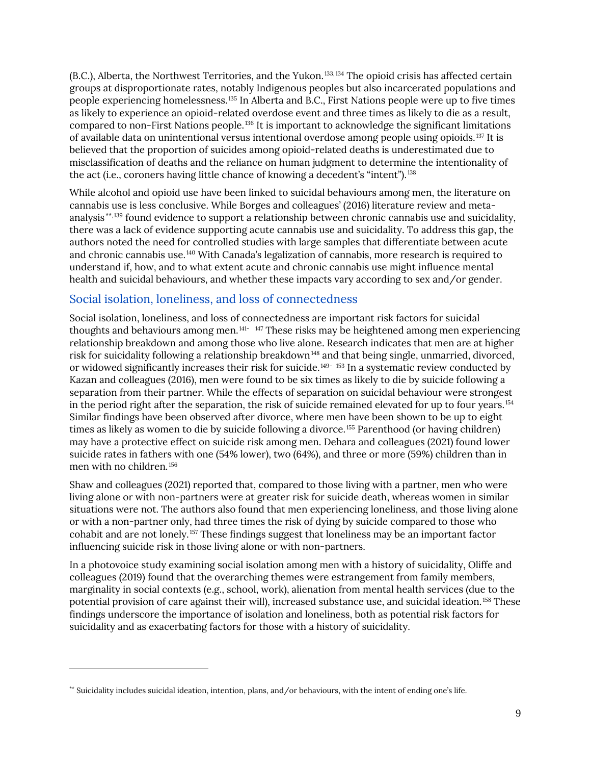(B.C.), Alberta, the Northwest Territories, and the Yukon.[133,134] The opioid crisis has affected certain groups at disproportionate rates, notably Indigenous peoples but also incarcerated populations and people experiencing homelessness.[135] In Alberta and B.C., First Nations people were up to five times as likely to experience an opioid-related overdose event and three times as likely to die as a result, compared to non-First Nations people.[136] It is important to acknowledge the significant limitations of available data on unintentional versus intentional overdose among people using opioids.[137] It is believed that the proportion of suicides among opioid-related deaths is underestimated due to misclassification of deaths and the reliance on human judgment to determine the intentionality of the act (i.e., coroners having little chance of knowing a decedent's "intent").[138]

While alcohol and opioid use have been linked to suicidal behaviours among men, the literature on cannabis use is less conclusive. While Borges and colleagues' (2016) literature review and meta-analysis[**,139] found evidence to support a relationship between chronic cannabis use and suicidality, there was a lack of evidence supporting acute cannabis use and suicidality. To address this gap, the authors noted the need for controlled studies with large samples that differentiate between acute and chronic cannabis use.[140] With Canada's legalization of cannabis, more research is required to understand if, how, and to what extent acute and chronic cannabis use might influence mental health and suicidal behaviours, and whether these impacts vary according to sex and/or gender.

## Social isolation, loneliness, and loss of connectedness

Social isolation, loneliness, and loss of connectedness are important risk factors for suicidal thoughts and behaviours among men.[141-147] These risks may be heightened among men experiencing relationship breakdown and among those who live alone. Research indicates that men are at higher risk for suicidality following a relationship breakdown[148] and that being single, unmarried, divorced, or widowed significantly increases their risk for suicide.[149-153] In a systematic review conducted by Kazan and colleagues (2016), men were found to be six times as likely to die by suicide following a separation from their partner. While the effects of separation on suicidal behaviour were strongest in the period right after the separation, the risk of suicide remained elevated for up to four years.[154] Similar findings have been observed after divorce, where men have been shown to be up to eight times as likely as women to die by suicide following a divorce.[155] Parenthood (or having children) may have a protective effect on suicide risk among men. Dehara and colleagues (2021) found lower suicide rates in fathers with one (54% lower), two (64%), and three or more (59%) children than in men with no children.[156]

Shaw and colleagues (2021) reported that, compared to those living with a partner, men who were living alone or with non-partners were at greater risk for suicide death, whereas women in similar situations were not. The authors also found that men experiencing loneliness, and those living alone or with a non-partner only, had three times the risk of dying by suicide compared to those who cohabit and are not lonely.[157] These findings suggest that loneliness may be an important factor influencing suicide risk in those living alone or with non-partners.

In a photovoice study examining social isolation among men with a history of suicidality, Oliffe and colleagues (2019) found that the overarching themes were estrangement from family members, marginality in social contexts (e.g., school, work), alienation from mental health services (due to the potential provision of care against their will), increased substance use, and suicidal ideation.[158] These findings underscore the importance of isolation and loneliness, both as potential risk factors for suicidality and as exacerbating factors for those with a history of suicidality.

---

[**] Suicidality includes suicidal ideation, intention, plans, and/or behaviours, with the intent of ending one's life.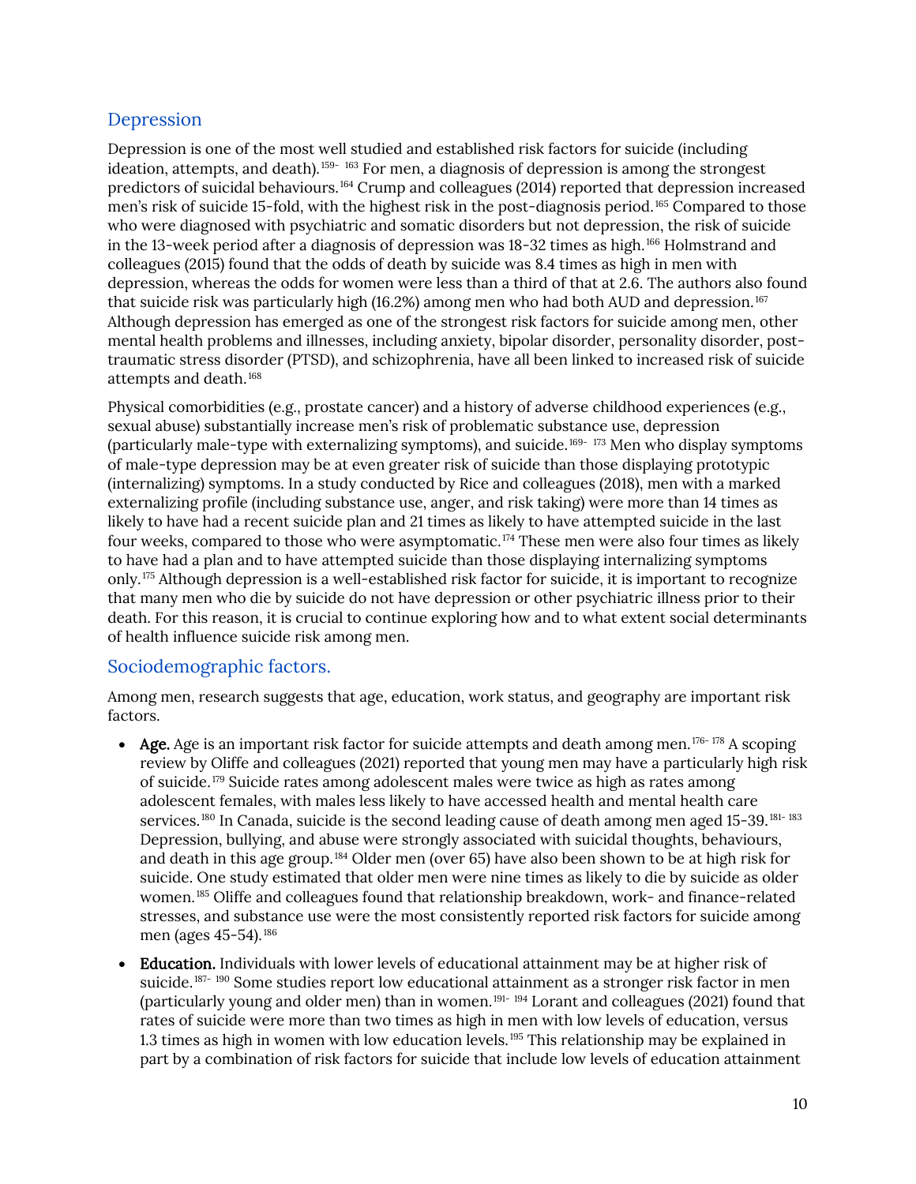## Depression

Depression is one of the most well studied and established risk factors for suicide (including ideation, attempts, and death).[159-163] For men, a diagnosis of depression is among the strongest predictors of suicidal behaviours.[164] Crump and colleagues (2014) reported that depression increased men's risk of suicide 15-fold, with the highest risk in the post-diagnosis period.[165] Compared to those who were diagnosed with psychiatric and somatic disorders but not depression, the risk of suicide in the 13-week period after a diagnosis of depression was 18-32 times as high.[166] Holmstrand and colleagues (2015) found that the odds of death by suicide was 8.4 times as high in men with depression, whereas the odds for women were less than a third of that at 2.6. The authors also found that suicide risk was particularly high (16.2%) among men who had both AUD and depression.[167] Although depression has emerged as one of the strongest risk factors for suicide among men, other mental health problems and illnesses, including anxiety, bipolar disorder, personality disorder, post-traumatic stress disorder (PTSD), and schizophrenia, have all been linked to increased risk of suicide attempts and death.[168]

Physical comorbidities (e.g., prostate cancer) and a history of adverse childhood experiences (e.g., sexual abuse) substantially increase men's risk of problematic substance use, depression (particularly male-type with externalizing symptoms), and suicide.[169-173] Men who display symptoms of male-type depression may be at even greater risk of suicide than those displaying prototypic (internalizing) symptoms. In a study conducted by Rice and colleagues (2018), men with a marked externalizing profile (including substance use, anger, and risk taking) were more than 14 times as likely to have had a recent suicide plan and 21 times as likely to have attempted suicide in the last four weeks, compared to those who were asymptomatic.[174] These men were also four times as likely to have had a plan and to have attempted suicide than those displaying internalizing symptoms only.[175] Although depression is a well-established risk factor for suicide, it is important to recognize that many men who die by suicide do not have depression or other psychiatric illness prior to their death. For this reason, it is crucial to continue exploring how and to what extent social determinants of health influence suicide risk among men.

## Sociodemographic factors.

Among men, research suggests that age, education, work status, and geography are important risk factors.

- **Age.** Age is an important risk factor for suicide attempts and death among men.[176-178] A scoping review by Oliffe and colleagues (2021) reported that young men may have a particularly high risk of suicide.[179] Suicide rates among adolescent males were twice as high as rates among adolescent females, with males less likely to have accessed health and mental health care services.[180] In Canada, suicide is the second leading cause of death among men aged 15-39.[181-183] Depression, bullying, and abuse were strongly associated with suicidal thoughts, behaviours, and death in this age group.[184] Older men (over 65) have also been shown to be at high risk for suicide. One study estimated that older men were nine times as likely to die by suicide as older women.[185] Oliffe and colleagues found that relationship breakdown, work- and finance-related stresses, and substance use were the most consistently reported risk factors for suicide among men (ages 45-54).[186]
- **Education.** Individuals with lower levels of educational attainment may be at higher risk of suicide.[187-190] Some studies report low educational attainment as a stronger risk factor in men (particularly young and older men) than in women.[191-194] Lorant and colleagues (2021) found that rates of suicide were more than two times as high in men with low levels of education, versus 1.3 times as high in women with low education levels.[195] This relationship may be explained in part by a combination of risk factors for suicide that include low levels of education attainment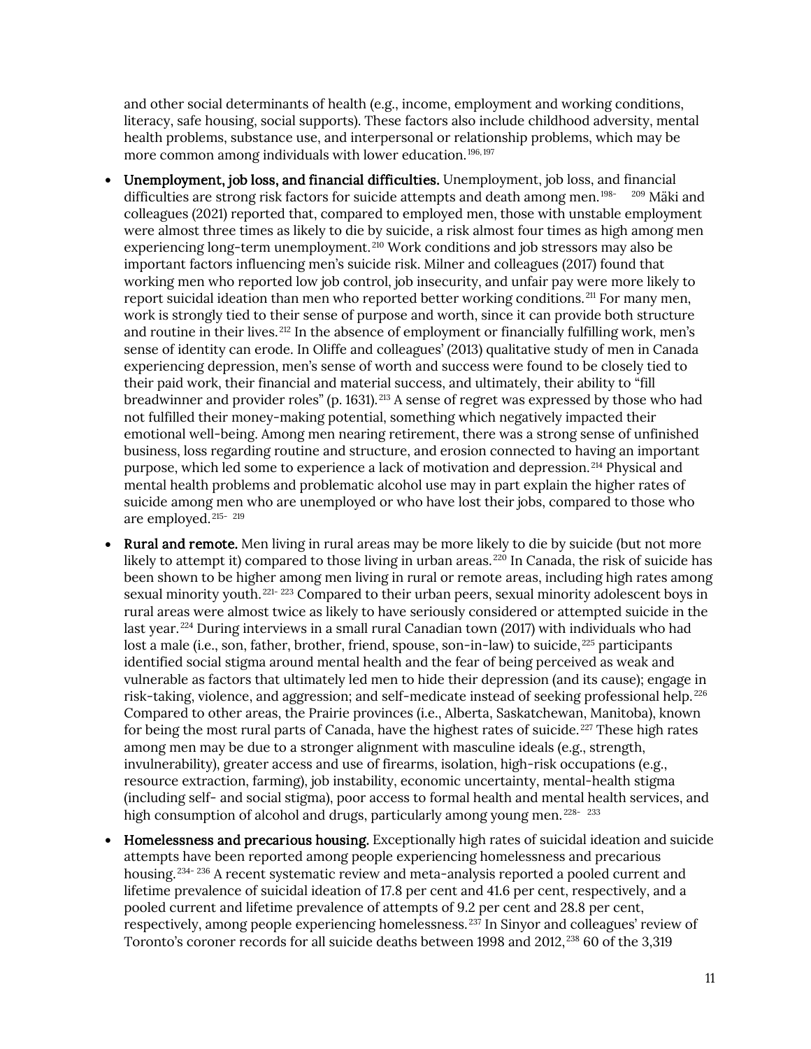and other social determinants of health (e.g., income, employment and working conditions, literacy, safe housing, social supports). These factors also include childhood adversity, mental health problems, substance use, and interpersonal or relationship problems, which may be more common among individuals with lower education.[196,197]

- **Unemployment, job loss, and financial difficulties.** Unemployment, job loss, and financial difficulties are strong risk factors for suicide attempts and death among men.[198-209] Mäki and colleagues (2021) reported that, compared to employed men, those with unstable employment were almost three times as likely to die by suicide, a risk almost four times as high among men experiencing long-term unemployment.[210] Work conditions and job stressors may also be important factors influencing men's suicide risk. Milner and colleagues (2017) found that working men who reported low job control, job insecurity, and unfair pay were more likely to report suicidal ideation than men who reported better working conditions.[211] For many men, work is strongly tied to their sense of purpose and worth, since it can provide both structure and routine in their lives.[212] In the absence of employment or financially fulfilling work, men's sense of identity can erode. In Oliffe and colleagues' (2013) qualitative study of men in Canada experiencing depression, men's sense of worth and success were found to be closely tied to their paid work, their financial and material success, and ultimately, their ability to "fill breadwinner and provider roles" (p. 1631).[213] A sense of regret was expressed by those who had not fulfilled their money-making potential, something which negatively impacted their emotional well-being. Among men nearing retirement, there was a strong sense of unfinished business, loss regarding routine and structure, and erosion connected to having an important purpose, which led some to experience a lack of motivation and depression.[214] Physical and mental health problems and problematic alcohol use may in part explain the higher rates of suicide among men who are unemployed or who have lost their jobs, compared to those who are employed.[215-219]
- **Rural and remote.** Men living in rural areas may be more likely to die by suicide (but not more likely to attempt it) compared to those living in urban areas.[220] In Canada, the risk of suicide has been shown to be higher among men living in rural or remote areas, including high rates among sexual minority youth.[221-223] Compared to their urban peers, sexual minority adolescent boys in rural areas were almost twice as likely to have seriously considered or attempted suicide in the last year.[224] During interviews in a small rural Canadian town (2017) with individuals who had lost a male (i.e., son, father, brother, friend, spouse, son-in-law) to suicide,[225] participants identified social stigma around mental health and the fear of being perceived as weak and vulnerable as factors that ultimately led men to hide their depression (and its cause); engage in risk-taking, violence, and aggression; and self-medicate instead of seeking professional help.[226] Compared to other areas, the Prairie provinces (i.e., Alberta, Saskatchewan, Manitoba), known for being the most rural parts of Canada, have the highest rates of suicide.[227] These high rates among men may be due to a stronger alignment with masculine ideals (e.g., strength, invulnerability), greater access and use of firearms, isolation, high-risk occupations (e.g., resource extraction, farming), job instability, economic uncertainty, mental-health stigma (including self- and social stigma), poor access to formal health and mental health services, and high consumption of alcohol and drugs, particularly among young men.[228-233]
- **Homelessness and precarious housing.** Exceptionally high rates of suicidal ideation and suicide attempts have been reported among people experiencing homelessness and precarious housing.[234-236] A recent systematic review and meta-analysis reported a pooled current and lifetime prevalence of suicidal ideation of 17.8 per cent and 41.6 per cent, respectively, and a pooled current and lifetime prevalence of attempts of 9.2 per cent and 28.8 per cent, respectively, among people experiencing homelessness.[237] In Sinyor and colleagues' review of Toronto's coroner records for all suicide deaths between 1998 and 2012,[238] 60 of the 3,319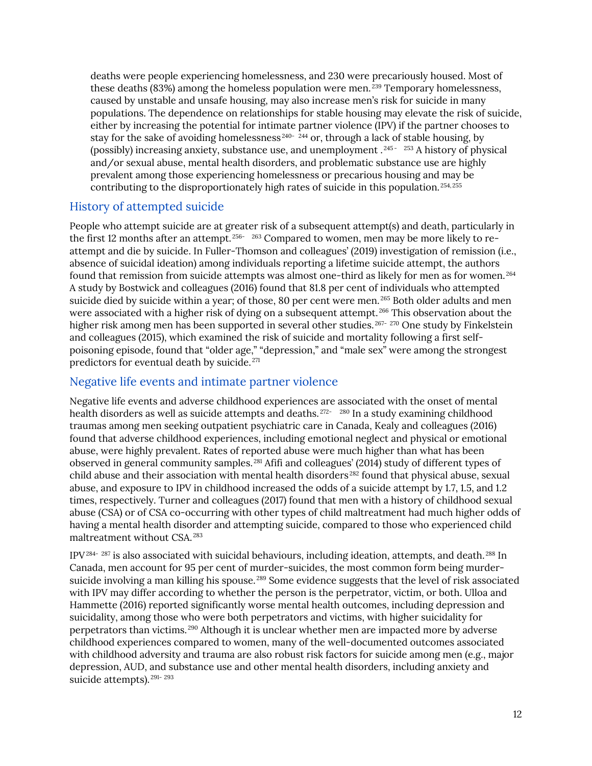deaths were people experiencing homelessness, and 230 were precariously housed. Most of these deaths (83%) among the homeless population were men.[239] Temporary homelessness, caused by unstable and unsafe housing, may also increase men's risk for suicide in many populations. The dependence on relationships for stable housing may elevate the risk of suicide, either by increasing the potential for intimate partner violence (IPV) if the partner chooses to stay for the sake of avoiding homelessness[240-244] or, through a lack of stable housing, by (possibly) increasing anxiety, substance use, and unemployment.[245-253] A history of physical and/or sexual abuse, mental health disorders, and problematic substance use are highly prevalent among those experiencing homelessness or precarious housing and may be contributing to the disproportionately high rates of suicide in this population.[254,255]

## History of attempted suicide

People who attempt suicide are at greater risk of a subsequent attempt(s) and death, particularly in the first 12 months after an attempt.[256-263] Compared to women, men may be more likely to re-attempt and die by suicide. In Fuller-Thomson and colleagues' (2019) investigation of remission (i.e., absence of suicidal ideation) among individuals reporting a lifetime suicide attempt, the authors found that remission from suicide attempts was almost one-third as likely for men as for women.[264] A study by Bostwick and colleagues (2016) found that 81.8 per cent of individuals who attempted suicide died by suicide within a year; of those, 80 per cent were men.[265] Both older adults and men were associated with a higher risk of dying on a subsequent attempt.[266] This observation about the higher risk among men has been supported in several other studies.[267-270] One study by Finkelstein and colleagues (2015), which examined the risk of suicide and mortality following a first self-poisoning episode, found that "older age," "depression," and "male sex" were among the strongest predictors for eventual death by suicide.[271]

## Negative life events and intimate partner violence

Negative life events and adverse childhood experiences are associated with the onset of mental health disorders as well as suicide attempts and deaths.[272-280] In a study examining childhood traumas among men seeking outpatient psychiatric care in Canada, Kealy and colleagues (2016) found that adverse childhood experiences, including emotional neglect and physical or emotional abuse, were highly prevalent. Rates of reported abuse were much higher than what has been observed in general community samples.[281] Afifi and colleagues' (2014) study of different types of child abuse and their association with mental health disorders[282] found that physical abuse, sexual abuse, and exposure to IPV in childhood increased the odds of a suicide attempt by 1.7, 1.5, and 1.2 times, respectively. Turner and colleagues (2017) found that men with a history of childhood sexual abuse (CSA) or of CSA co-occurring with other types of child maltreatment had much higher odds of having a mental health disorder and attempting suicide, compared to those who experienced child maltreatment without CSA.[283]

IPV[284-287] is also associated with suicidal behaviours, including ideation, attempts, and death.[288] In Canada, men account for 95 per cent of murder-suicides, the most common form being murder-suicide involving a man killing his spouse.[289] Some evidence suggests that the level of risk associated with IPV may differ according to whether the person is the perpetrator, victim, or both. Ulloa and Hammette (2016) reported significantly worse mental health outcomes, including depression and suicidality, among those who were both perpetrators and victims, with higher suicidality for perpetrators than victims.[290] Although it is unclear whether men are impacted more by adverse childhood experiences compared to women, many of the well-documented outcomes associated with childhood adversity and trauma are also robust risk factors for suicide among men (e.g., major depression, AUD, and substance use and other mental health disorders, including anxiety and suicide attempts).[291-293]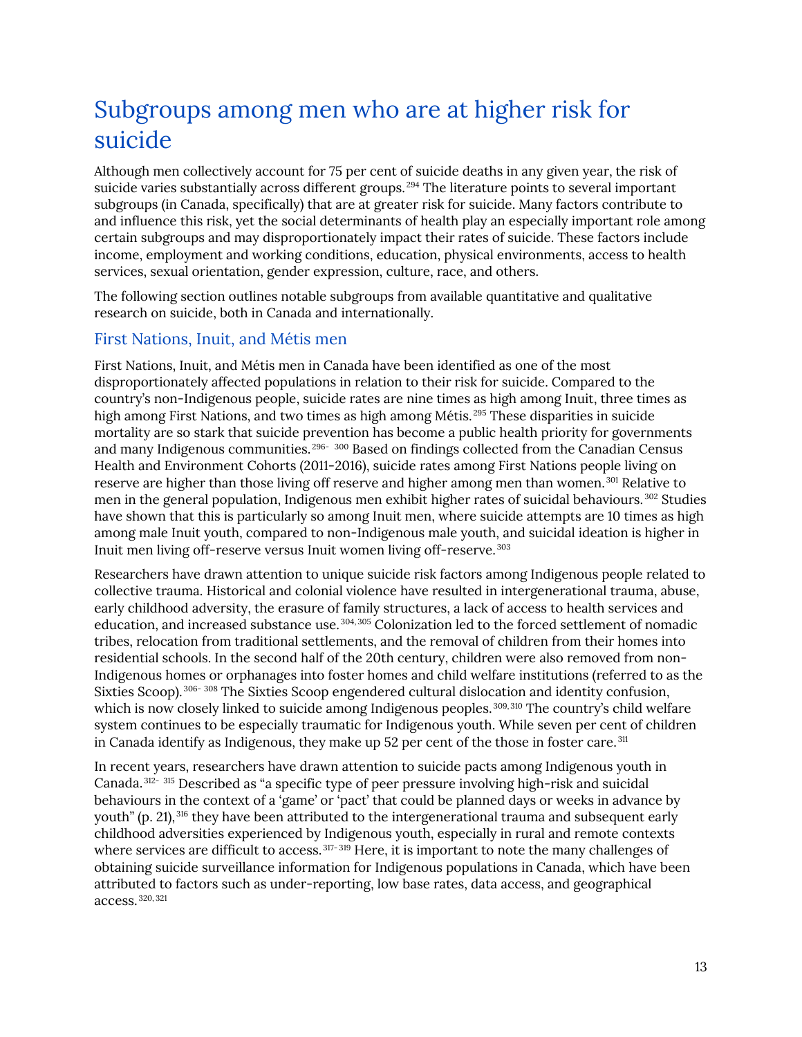# Subgroups among men who are at higher risk for suicide

Although men collectively account for 75 per cent of suicide deaths in any given year, the risk of suicide varies substantially across different groups.[294] The literature points to several important subgroups (in Canada, specifically) that are at greater risk for suicide. Many factors contribute to and influence this risk, yet the social determinants of health play an especially important role among certain subgroups and may disproportionately impact their rates of suicide. These factors include income, employment and working conditions, education, physical environments, access to health services, sexual orientation, gender expression, culture, race, and others.

The following section outlines notable subgroups from available quantitative and qualitative research on suicide, both in Canada and internationally.

## First Nations, Inuit, and Métis men

First Nations, Inuit, and Métis men in Canada have been identified as one of the most disproportionately affected populations in relation to their risk for suicide. Compared to the country's non-Indigenous people, suicide rates are nine times as high among Inuit, three times as high among First Nations, and two times as high among Métis.[295] These disparities in suicide mortality are so stark that suicide prevention has become a public health priority for governments and many Indigenous communities.[296-300] Based on findings collected from the Canadian Census Health and Environment Cohorts (2011-2016), suicide rates among First Nations people living on reserve are higher than those living off reserve and higher among men than women.[301] Relative to men in the general population, Indigenous men exhibit higher rates of suicidal behaviours.[302] Studies have shown that this is particularly so among Inuit men, where suicide attempts are 10 times as high among male Inuit youth, compared to non-Indigenous male youth, and suicidal ideation is higher in Inuit men living off-reserve versus Inuit women living off-reserve.[303]

Researchers have drawn attention to unique suicide risk factors among Indigenous people related to collective trauma. Historical and colonial violence have resulted in intergenerational trauma, abuse, early childhood adversity, the erasure of family structures, a lack of access to health services and education, and increased substance use.[304,305] Colonization led to the forced settlement of nomadic tribes, relocation from traditional settlements, and the removal of children from their homes into residential schools. In the second half of the 20th century, children were also removed from non-Indigenous homes or orphanages into foster homes and child welfare institutions (referred to as the Sixties Scoop).[306-308] The Sixties Scoop engendered cultural dislocation and identity confusion, which is now closely linked to suicide among Indigenous peoples.[309,310] The country's child welfare system continues to be especially traumatic for Indigenous youth. While seven per cent of children in Canada identify as Indigenous, they make up 52 per cent of the those in foster care.[311]

In recent years, researchers have drawn attention to suicide pacts among Indigenous youth in Canada.[312-315] Described as "a specific type of peer pressure involving high-risk and suicidal behaviours in the context of a 'game' or 'pact' that could be planned days or weeks in advance by youth" (p. 21),[316] they have been attributed to the intergenerational trauma and subsequent early childhood adversities experienced by Indigenous youth, especially in rural and remote contexts where services are difficult to access.[317-319] Here, it is important to note the many challenges of obtaining suicide surveillance information for Indigenous populations in Canada, which have been attributed to factors such as under-reporting, low base rates, data access, and geographical access.[320,321]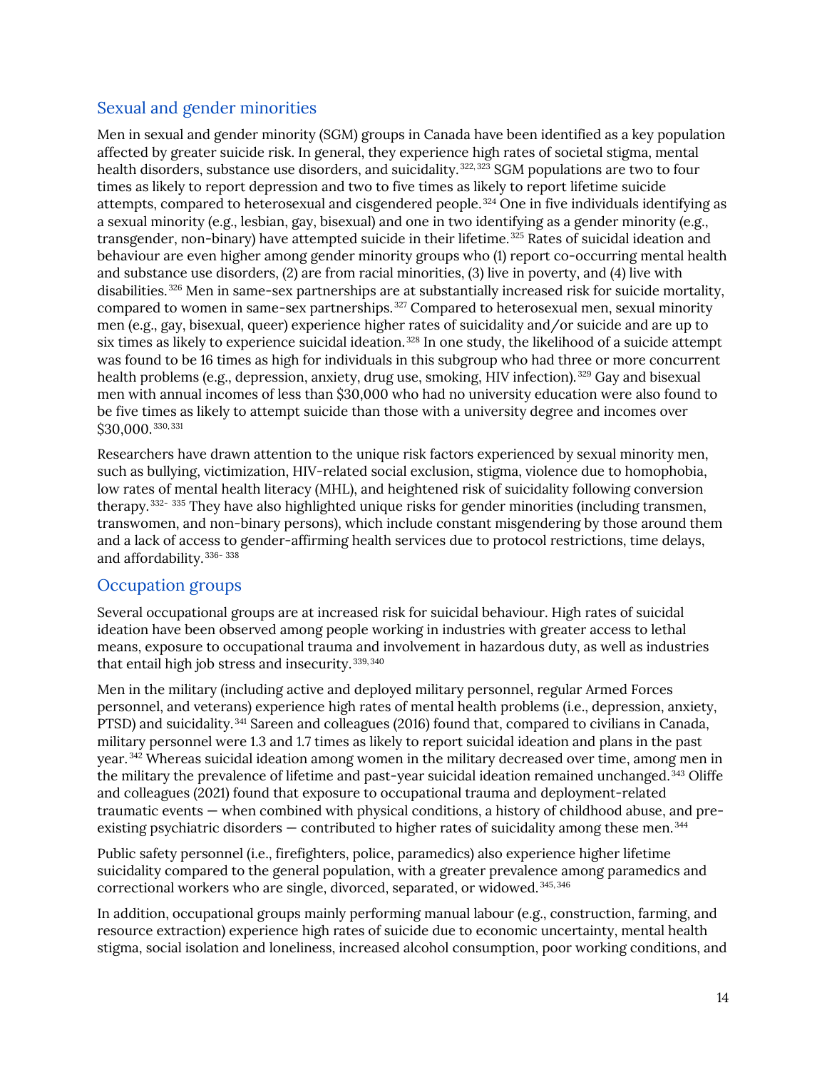## Sexual and gender minorities

Men in sexual and gender minority (SGM) groups in Canada have been identified as a key population affected by greater suicide risk. In general, they experience high rates of societal stigma, mental health disorders, substance use disorders, and suicidality.[322, 323] SGM populations are two to four times as likely to report depression and two to five times as likely to report lifetime suicide attempts, compared to heterosexual and cisgendered people.[324] One in five individuals identifying as a sexual minority (e.g., lesbian, gay, bisexual) and one in two identifying as a gender minority (e.g., transgender, non-binary) have attempted suicide in their lifetime.[325] Rates of suicidal ideation and behaviour are even higher among gender minority groups who (1) report co-occurring mental health and substance use disorders, (2) are from racial minorities, (3) live in poverty, and (4) live with disabilities.[326] Men in same-sex partnerships are at substantially increased risk for suicide mortality, compared to women in same-sex partnerships.[327] Compared to heterosexual men, sexual minority men (e.g., gay, bisexual, queer) experience higher rates of suicidality and/or suicide and are up to six times as likely to experience suicidal ideation.[328] In one study, the likelihood of a suicide attempt was found to be 16 times as high for individuals in this subgroup who had three or more concurrent health problems (e.g., depression, anxiety, drug use, smoking, HIV infection).[329] Gay and bisexual men with annual incomes of less than $30,000 who had no university education were also found to be five times as likely to attempt suicide than those with a university degree and incomes over $30,000.[330, 331]

Researchers have drawn attention to the unique risk factors experienced by sexual minority men, such as bullying, victimization, HIV-related social exclusion, stigma, violence due to homophobia, low rates of mental health literacy (MHL), and heightened risk of suicidality following conversion therapy.[332- 335] They have also highlighted unique risks for gender minorities (including transmen, transwomen, and non-binary persons), which include constant misgendering by those around them and a lack of access to gender-affirming health services due to protocol restrictions, time delays, and affordability.[336- 338]

## Occupation groups

Several occupational groups are at increased risk for suicidal behaviour. High rates of suicidal ideation have been observed among people working in industries with greater access to lethal means, exposure to occupational trauma and involvement in hazardous duty, as well as industries that entail high job stress and insecurity.[339, 340]

Men in the military (including active and deployed military personnel, regular Armed Forces personnel, and veterans) experience high rates of mental health problems (i.e., depression, anxiety, PTSD) and suicidality.[341] Sareen and colleagues (2016) found that, compared to civilians in Canada, military personnel were 1.3 and 1.7 times as likely to report suicidal ideation and plans in the past year.[342] Whereas suicidal ideation among women in the military decreased over time, among men in the military the prevalence of lifetime and past-year suicidal ideation remained unchanged.[343] Oliffe and colleagues (2021) found that exposure to occupational trauma and deployment-related traumatic events — when combined with physical conditions, a history of childhood abuse, and pre-existing psychiatric disorders — contributed to higher rates of suicidality among these men.[344]

Public safety personnel (i.e., firefighters, police, paramedics) also experience higher lifetime suicidality compared to the general population, with a greater prevalence among paramedics and correctional workers who are single, divorced, separated, or widowed.[345, 346]

In addition, occupational groups mainly performing manual labour (e.g., construction, farming, and resource extraction) experience high rates of suicide due to economic uncertainty, mental health stigma, social isolation and loneliness, increased alcohol consumption, poor working conditions, and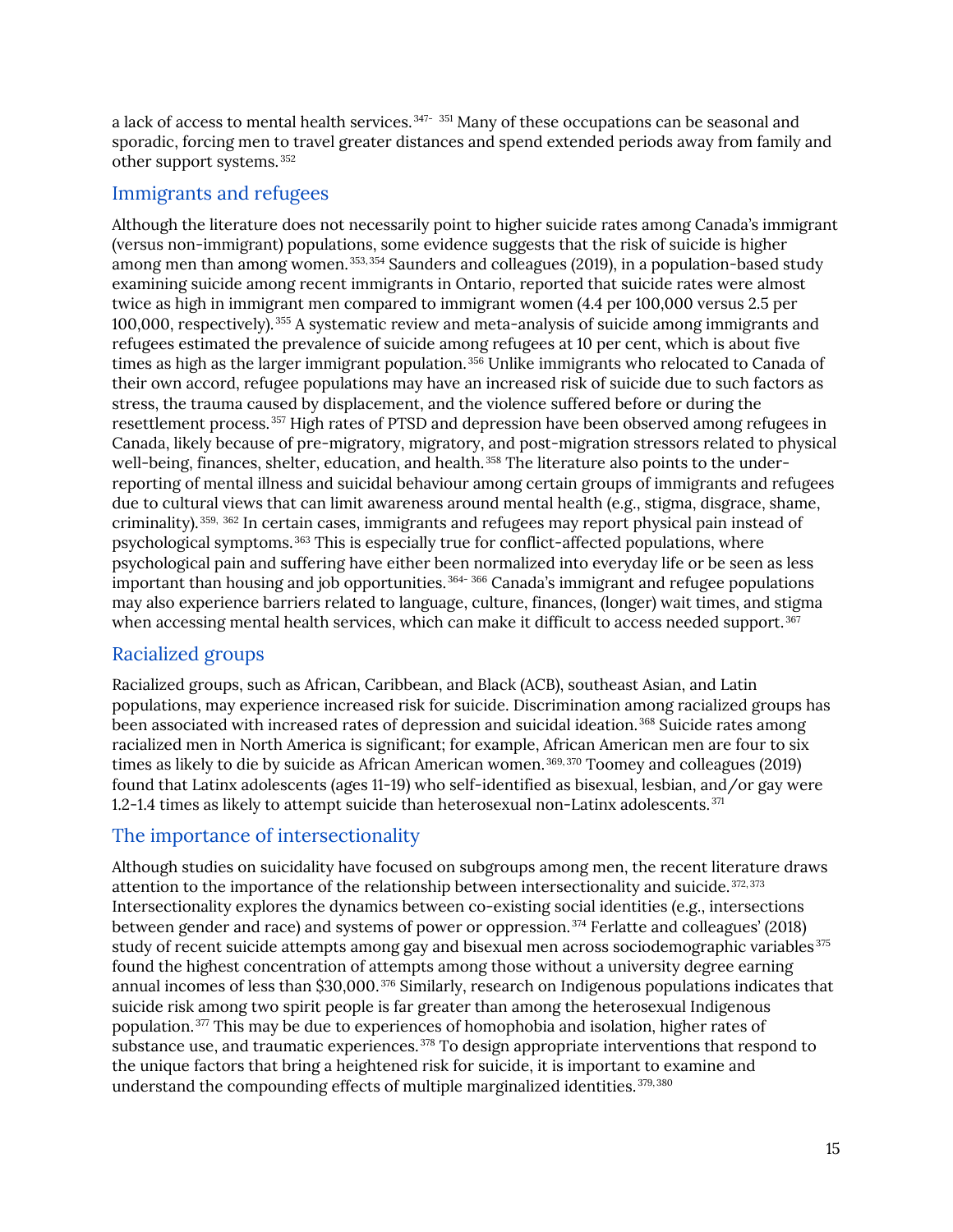a lack of access to mental health services.[347-351] Many of these occupations can be seasonal and sporadic, forcing men to travel greater distances and spend extended periods away from family and other support systems.[352]

## Immigrants and refugees

Although the literature does not necessarily point to higher suicide rates among Canada's immigrant (versus non-immigrant) populations, some evidence suggests that the risk of suicide is higher among men than among women.[353,354] Saunders and colleagues (2019), in a population-based study examining suicide among recent immigrants in Ontario, reported that suicide rates were almost twice as high in immigrant men compared to immigrant women (4.4 per 100,000 versus 2.5 per 100,000, respectively).[355] A systematic review and meta-analysis of suicide among immigrants and refugees estimated the prevalence of suicide among refugees at 10 per cent, which is about five times as high as the larger immigrant population.[356] Unlike immigrants who relocated to Canada of their own accord, refugee populations may have an increased risk of suicide due to such factors as stress, the trauma caused by displacement, and the violence suffered before or during the resettlement process.[357] High rates of PTSD and depression have been observed among refugees in Canada, likely because of pre-migratory, migratory, and post-migration stressors related to physical well-being, finances, shelter, education, and health.[358] The literature also points to the under-reporting of mental illness and suicidal behaviour among certain groups of immigrants and refugees due to cultural views that can limit awareness around mental health (e.g., stigma, disgrace, shame, criminality).[359, 362] In certain cases, immigrants and refugees may report physical pain instead of psychological symptoms.[363] This is especially true for conflict-affected populations, where psychological pain and suffering have either been normalized into everyday life or be seen as less important than housing and job opportunities.[364-366] Canada's immigrant and refugee populations may also experience barriers related to language, culture, finances, (longer) wait times, and stigma when accessing mental health services, which can make it difficult to access needed support.[367]

## Racialized groups

Racialized groups, such as African, Caribbean, and Black (ACB), southeast Asian, and Latin populations, may experience increased risk for suicide. Discrimination among racialized groups has been associated with increased rates of depression and suicidal ideation.[368] Suicide rates among racialized men in North America is significant; for example, African American men are four to six times as likely to die by suicide as African American women.[369, 370] Toomey and colleagues (2019) found that Latinx adolescents (ages 11-19) who self-identified as bisexual, lesbian, and/or gay were 1.2-1.4 times as likely to attempt suicide than heterosexual non-Latinx adolescents.[371]

## The importance of intersectionality

Although studies on suicidality have focused on subgroups among men, the recent literature draws attention to the importance of the relationship between intersectionality and suicide.[372, 373] Intersectionality explores the dynamics between co-existing social identities (e.g., intersections between gender and race) and systems of power or oppression.[374] Ferlatte and colleagues' (2018) study of recent suicide attempts among gay and bisexual men across sociodemographic variables[375] found the highest concentration of attempts among those without a university degree earning annual incomes of less than $30,000.[376] Similarly, research on Indigenous populations indicates that suicide risk among two spirit people is far greater than among the heterosexual Indigenous population.[377] This may be due to experiences of homophobia and isolation, higher rates of substance use, and traumatic experiences.[378] To design appropriate interventions that respond to the unique factors that bring a heightened risk for suicide, it is important to examine and understand the compounding effects of multiple marginalized identities.[379, 380]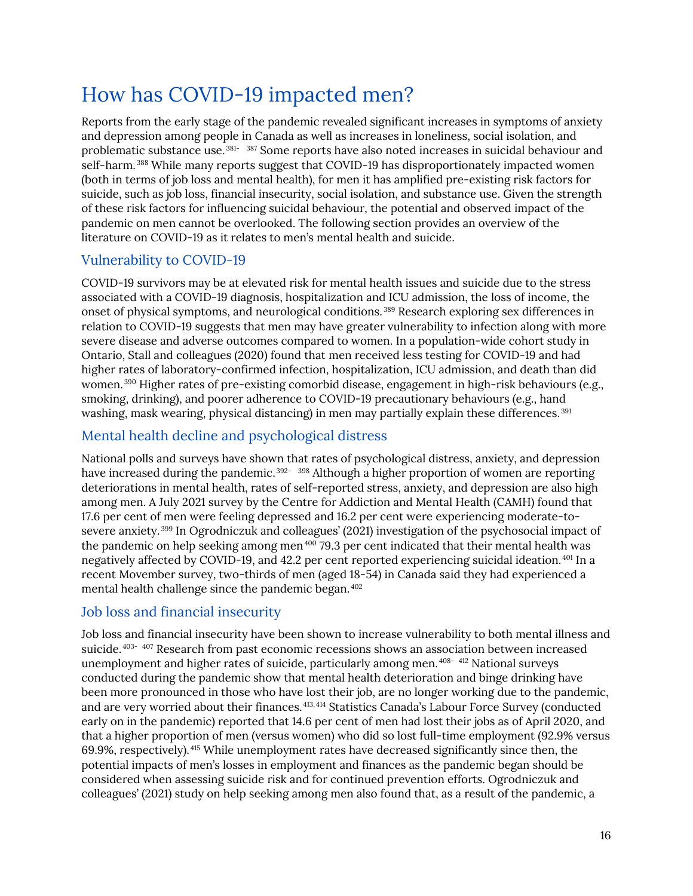# How has COVID-19 impacted men?

Reports from the early stage of the pandemic revealed significant increases in symptoms of anxiety and depression among people in Canada as well as increases in loneliness, social isolation, and problematic substance use.[381-387] Some reports have also noted increases in suicidal behaviour and self-harm.[388] While many reports suggest that COVID-19 has disproportionately impacted women (both in terms of job loss and mental health), for men it has amplified pre-existing risk factors for suicide, such as job loss, financial insecurity, social isolation, and substance use. Given the strength of these risk factors for influencing suicidal behaviour, the potential and observed impact of the pandemic on men cannot be overlooked. The following section provides an overview of the literature on COVID-19 as it relates to men's mental health and suicide.

## Vulnerability to COVID-19

COVID-19 survivors may be at elevated risk for mental health issues and suicide due to the stress associated with a COVID-19 diagnosis, hospitalization and ICU admission, the loss of income, the onset of physical symptoms, and neurological conditions.[389] Research exploring sex differences in relation to COVID-19 suggests that men may have greater vulnerability to infection along with more severe disease and adverse outcomes compared to women. In a population-wide cohort study in Ontario, Stall and colleagues (2020) found that men received less testing for COVID-19 and had higher rates of laboratory-confirmed infection, hospitalization, ICU admission, and death than did women.[390] Higher rates of pre-existing comorbid disease, engagement in high-risk behaviours (e.g., smoking, drinking), and poorer adherence to COVID-19 precautionary behaviours (e.g., hand washing, mask wearing, physical distancing) in men may partially explain these differences.[391]

## Mental health decline and psychological distress

National polls and surveys have shown that rates of psychological distress, anxiety, and depression have increased during the pandemic.[392-398] Although a higher proportion of women are reporting deteriorations in mental health, rates of self-reported stress, anxiety, and depression are also high among men. A July 2021 survey by the Centre for Addiction and Mental Health (CAMH) found that 17.6 per cent of men were feeling depressed and 16.2 per cent were experiencing moderate-to-severe anxiety.[399] In Ogrodniczuk and colleagues' (2021) investigation of the psychosocial impact of the pandemic on help seeking among men[400] 79.3 per cent indicated that their mental health was negatively affected by COVID-19, and 42.2 per cent reported experiencing suicidal ideation.[401] In a recent Movember survey, two-thirds of men (aged 18-54) in Canada said they had experienced a mental health challenge since the pandemic began.[402]

## Job loss and financial insecurity

Job loss and financial insecurity have been shown to increase vulnerability to both mental illness and suicide.[403-407] Research from past economic recessions shows an association between increased unemployment and higher rates of suicide, particularly among men.[408-412] National surveys conducted during the pandemic show that mental health deterioration and binge drinking have been more pronounced in those who have lost their job, are no longer working due to the pandemic, and are very worried about their finances.[413,414] Statistics Canada's Labour Force Survey (conducted early on in the pandemic) reported that 14.6 per cent of men had lost their jobs as of April 2020, and that a higher proportion of men (versus women) who did so lost full-time employment (92.9% versus 69.9%, respectively).[415] While unemployment rates have decreased significantly since then, the potential impacts of men's losses in employment and finances as the pandemic began should be considered when assessing suicide risk and for continued prevention efforts. Ogrodniczuk and colleagues' (2021) study on help seeking among men also found that, as a result of the pandemic, a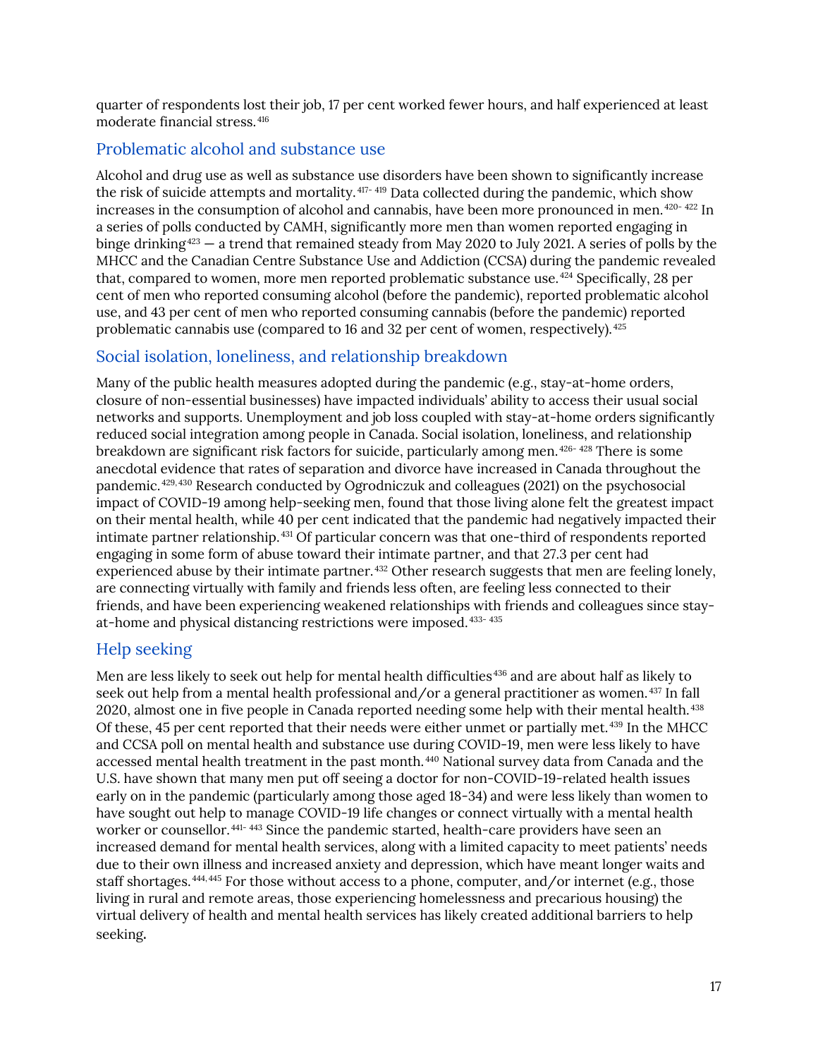quarter of respondents lost their job, 17 per cent worked fewer hours, and half experienced at least moderate financial stress.[416]

## Problematic alcohol and substance use

Alcohol and drug use as well as substance use disorders have been shown to significantly increase the risk of suicide attempts and mortality.[417-419] Data collected during the pandemic, which show increases in the consumption of alcohol and cannabis, have been more pronounced in men.[420-422] In a series of polls conducted by CAMH, significantly more men than women reported engaging in binge drinking[423] — a trend that remained steady from May 2020 to July 2021. A series of polls by the MHCC and the Canadian Centre Substance Use and Addiction (CCSA) during the pandemic revealed that, compared to women, more men reported problematic substance use.[424] Specifically, 28 per cent of men who reported consuming alcohol (before the pandemic), reported problematic alcohol use, and 43 per cent of men who reported consuming cannabis (before the pandemic) reported problematic cannabis use (compared to 16 and 32 per cent of women, respectively).[425]

## Social isolation, loneliness, and relationship breakdown

Many of the public health measures adopted during the pandemic (e.g., stay-at-home orders, closure of non-essential businesses) have impacted individuals' ability to access their usual social networks and supports. Unemployment and job loss coupled with stay-at-home orders significantly reduced social integration among people in Canada. Social isolation, loneliness, and relationship breakdown are significant risk factors for suicide, particularly among men.[426-428] There is some anecdotal evidence that rates of separation and divorce have increased in Canada throughout the pandemic.[429,430] Research conducted by Ogrodniczuk and colleagues (2021) on the psychosocial impact of COVID-19 among help-seeking men, found that those living alone felt the greatest impact on their mental health, while 40 per cent indicated that the pandemic had negatively impacted their intimate partner relationship.[431] Of particular concern was that one-third of respondents reported engaging in some form of abuse toward their intimate partner, and that 27.3 per cent had experienced abuse by their intimate partner.[432] Other research suggests that men are feeling lonely, are connecting virtually with family and friends less often, are feeling less connected to their friends, and have been experiencing weakened relationships with friends and colleagues since stay-at-home and physical distancing restrictions were imposed.[433-435]

## Help seeking

Men are less likely to seek out help for mental health difficulties[436] and are about half as likely to seek out help from a mental health professional and/or a general practitioner as women.[437] In fall 2020, almost one in five people in Canada reported needing some help with their mental health.[438] Of these, 45 per cent reported that their needs were either unmet or partially met.[439] In the MHCC and CCSA poll on mental health and substance use during COVID-19, men were less likely to have accessed mental health treatment in the past month.[440] National survey data from Canada and the U.S. have shown that many men put off seeing a doctor for non-COVID-19-related health issues early on in the pandemic (particularly among those aged 18-34) and were less likely than women to have sought out help to manage COVID-19 life changes or connect virtually with a mental health worker or counsellor.[441-443] Since the pandemic started, health-care providers have seen an increased demand for mental health services, along with a limited capacity to meet patients' needs due to their own illness and increased anxiety and depression, which have meant longer waits and staff shortages.[444,445] For those without access to a phone, computer, and/or internet (e.g., those living in rural and remote areas, those experiencing homelessness and precarious housing) the virtual delivery of health and mental health services has likely created additional barriers to help seeking.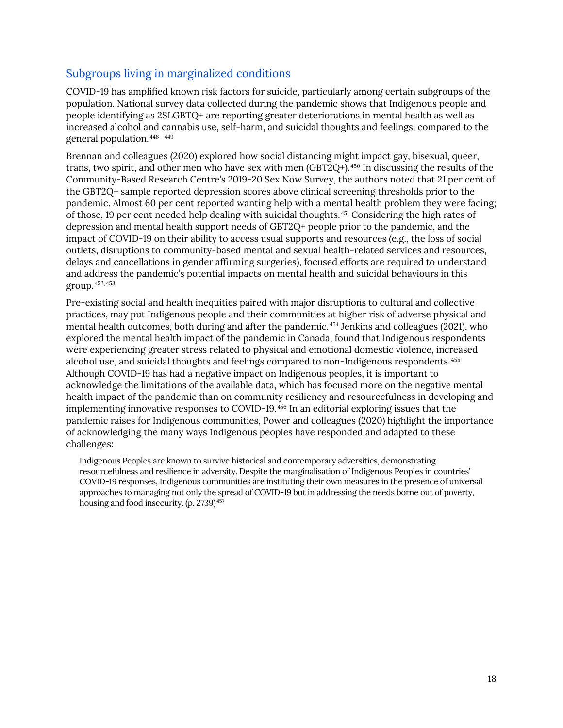## Subgroups living in marginalized conditions

COVID-19 has amplified known risk factors for suicide, particularly among certain subgroups of the population. National survey data collected during the pandemic shows that Indigenous people and people identifying as 2SLGBTQ+ are reporting greater deteriorations in mental health as well as increased alcohol and cannabis use, self-harm, and suicidal thoughts and feelings, compared to the general population.[446-449]

Brennan and colleagues (2020) explored how social distancing might impact gay, bisexual, queer, trans, two spirit, and other men who have sex with men (GBT2Q+).[450] In discussing the results of the Community-Based Research Centre's 2019-20 Sex Now Survey, the authors noted that 21 per cent of the GBT2Q+ sample reported depression scores above clinical screening thresholds prior to the pandemic. Almost 60 per cent reported wanting help with a mental health problem they were facing; of those, 19 per cent needed help dealing with suicidal thoughts.[451] Considering the high rates of depression and mental health support needs of GBT2Q+ people prior to the pandemic, and the impact of COVID-19 on their ability to access usual supports and resources (e.g., the loss of social outlets, disruptions to community-based mental and sexual health-related services and resources, delays and cancellations in gender affirming surgeries), focused efforts are required to understand and address the pandemic's potential impacts on mental health and suicidal behaviours in this group.[452,453]

Pre-existing social and health inequities paired with major disruptions to cultural and collective practices, may put Indigenous people and their communities at higher risk of adverse physical and mental health outcomes, both during and after the pandemic.[454] Jenkins and colleagues (2021), who explored the mental health impact of the pandemic in Canada, found that Indigenous respondents were experiencing greater stress related to physical and emotional domestic violence, increased alcohol use, and suicidal thoughts and feelings compared to non-Indigenous respondents.[455] Although COVID-19 has had a negative impact on Indigenous peoples, it is important to acknowledge the limitations of the available data, which has focused more on the negative mental health impact of the pandemic than on community resiliency and resourcefulness in developing and implementing innovative responses to COVID-19.[456] In an editorial exploring issues that the pandemic raises for Indigenous communities, Power and colleagues (2020) highlight the importance of acknowledging the many ways Indigenous peoples have responded and adapted to these challenges:

> Indigenous Peoples are known to survive historical and contemporary adversities, demonstrating resourcefulness and resilience in adversity. Despite the marginalisation of Indigenous Peoples in countries' COVID-19 responses, Indigenous communities are instituting their own measures in the presence of universal approaches to managing not only the spread of COVID-19 but in addressing the needs borne out of poverty, housing and food insecurity. (p. 2739)[457]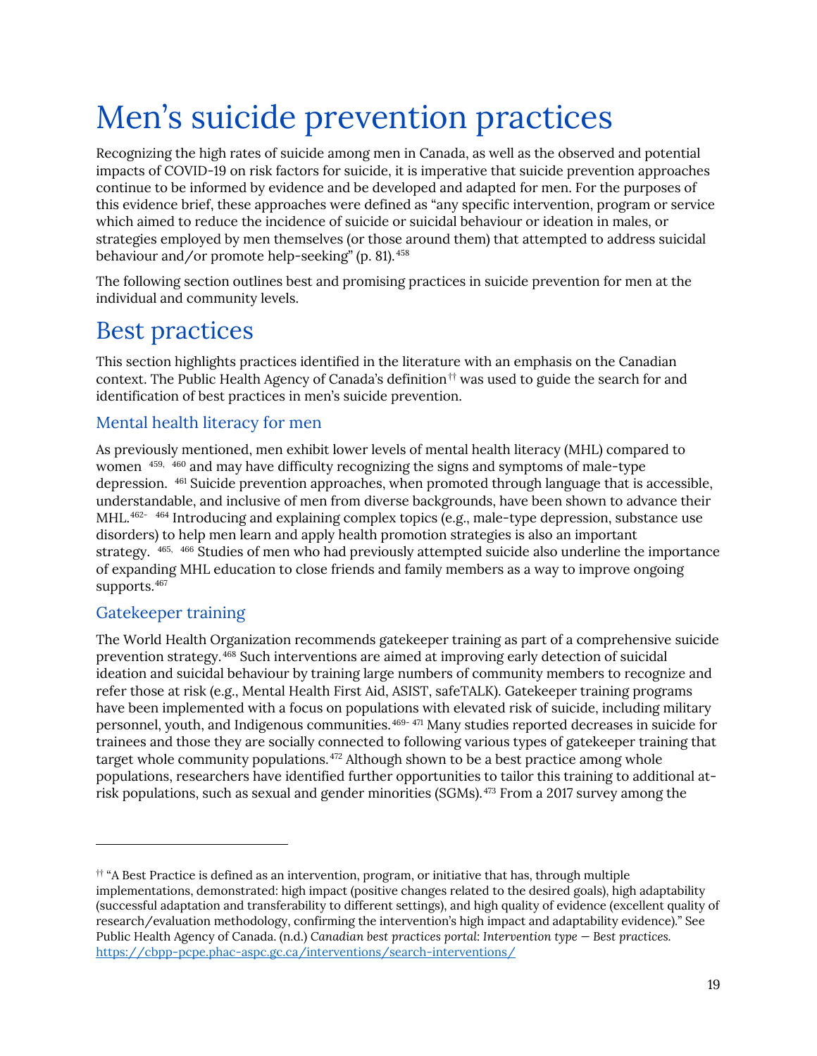# Men's suicide prevention practices

Recognizing the high rates of suicide among men in Canada, as well as the observed and potential impacts of COVID-19 on risk factors for suicide, it is imperative that suicide prevention approaches continue to be informed by evidence and be developed and adapted for men. For the purposes of this evidence brief, these approaches were defined as "any specific intervention, program or service which aimed to reduce the incidence of suicide or suicidal behaviour or ideation in males, or strategies employed by men themselves (or those around them) that attempted to address suicidal behaviour and/or promote help-seeking" (p. 81).[458]

The following section outlines best and promising practices in suicide prevention for men at the individual and community levels.

## Best practices

This section highlights practices identified in the literature with an emphasis on the Canadian context. The Public Health Agency of Canada's definition[††] was used to guide the search for and identification of best practices in men's suicide prevention.

### Mental health literacy for men

As previously mentioned, men exhibit lower levels of mental health literacy (MHL) compared to women [459, 460] and may have difficulty recognizing the signs and symptoms of male-type depression. [461] Suicide prevention approaches, when promoted through language that is accessible, understandable, and inclusive of men from diverse backgrounds, have been shown to advance their MHL.[462- 464] Introducing and explaining complex topics (e.g., male-type depression, substance use disorders) to help men learn and apply health promotion strategies is also an important strategy. [465, 466] Studies of men who had previously attempted suicide also underline the importance of expanding MHL education to close friends and family members as a way to improve ongoing supports.[467]

### Gatekeeper training

The World Health Organization recommends gatekeeper training as part of a comprehensive suicide prevention strategy.[468] Such interventions are aimed at improving early detection of suicidal ideation and suicidal behaviour by training large numbers of community members to recognize and refer those at risk (e.g., Mental Health First Aid, ASIST, safeTALK). Gatekeeper training programs have been implemented with a focus on populations with elevated risk of suicide, including military personnel, youth, and Indigenous communities.[469- 471] Many studies reported decreases in suicide for trainees and those they are socially connected to following various types of gatekeeper training that target whole community populations.[472] Although shown to be a best practice among whole populations, researchers have identified further opportunities to tailor this training to additional at-risk populations, such as sexual and gender minorities (SGMs).[473] From a 2017 survey among the

---

[††] "A Best Practice is defined as an intervention, program, or initiative that has, through multiple implementations, demonstrated: high impact (positive changes related to the desired goals), high adaptability (successful adaptation and transferability to different settings), and high quality of evidence (excellent quality of research/evaluation methodology, confirming the intervention's high impact and adaptability evidence)." See Public Health Agency of Canada. (n.d.) *Canadian best practices portal: Intervention type — Best practices.* https://cbpp-pcpe.phac-aspc.gc.ca/interventions/search-interventions/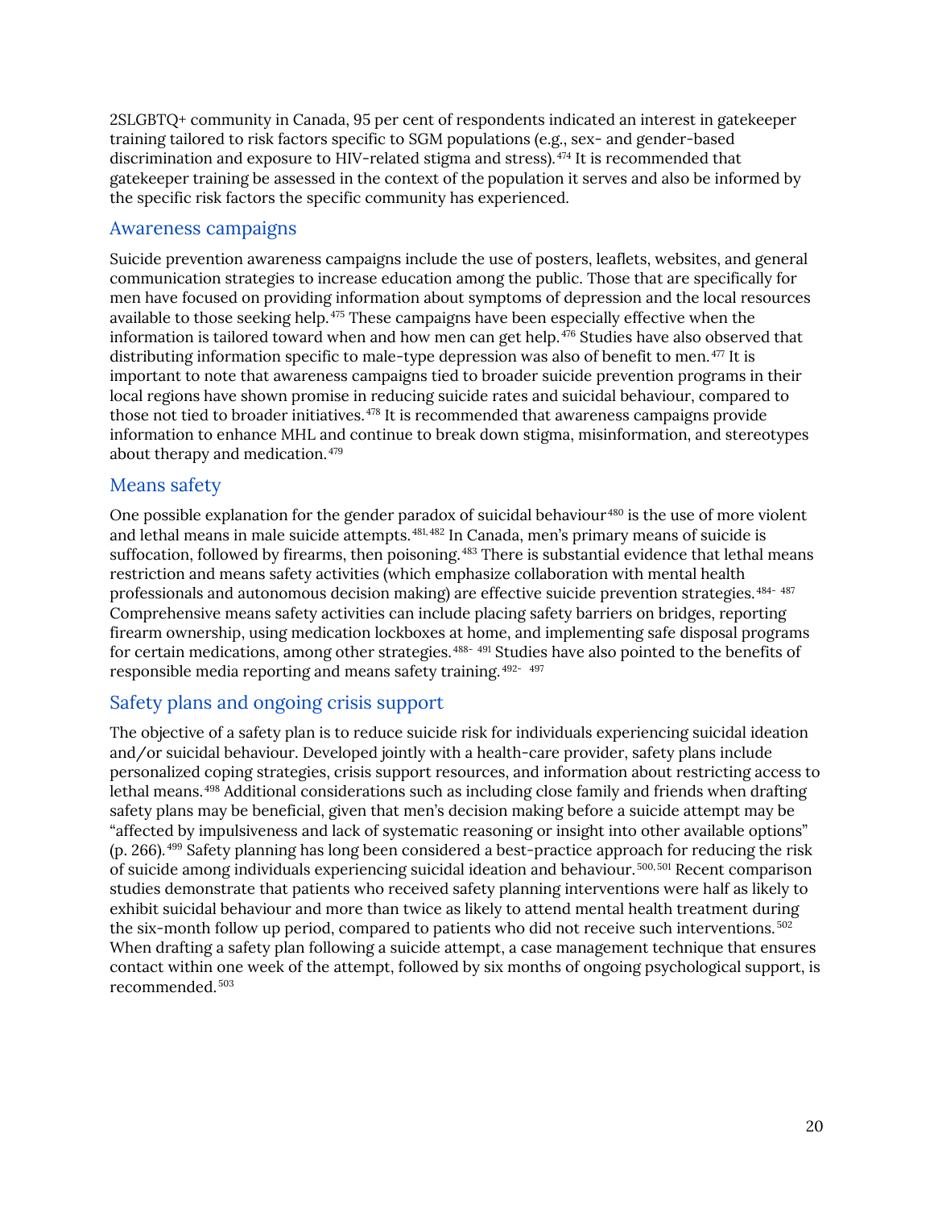2SLGBTQ+ community in Canada, 95 per cent of respondents indicated an interest in gatekeeper training tailored to risk factors specific to SGM populations (e.g., sex- and gender-based discrimination and exposure to HIV-related stigma and stress).[474] It is recommended that gatekeeper training be assessed in the context of the population it serves and also be informed by the specific risk factors the specific community has experienced.

### Awareness campaigns

Suicide prevention awareness campaigns include the use of posters, leaflets, websites, and general communication strategies to increase education among the public. Those that are specifically for men have focused on providing information about symptoms of depression and the local resources available to those seeking help.[475] These campaigns have been especially effective when the information is tailored toward when and how men can get help.[476] Studies have also observed that distributing information specific to male-type depression was also of benefit to men.[477] It is important to note that awareness campaigns tied to broader suicide prevention programs in their local regions have shown promise in reducing suicide rates and suicidal behaviour, compared to those not tied to broader initiatives.[478] It is recommended that awareness campaigns provide information to enhance MHL and continue to break down stigma, misinformation, and stereotypes about therapy and medication.[479]

### Means safety

One possible explanation for the gender paradox of suicidal behaviour[480] is the use of more violent and lethal means in male suicide attempts.[481,482] In Canada, men's primary means of suicide is suffocation, followed by firearms, then poisoning.[483] There is substantial evidence that lethal means restriction and means safety activities (which emphasize collaboration with mental health professionals and autonomous decision making) are effective suicide prevention strategies.[484-487] Comprehensive means safety activities can include placing safety barriers on bridges, reporting firearm ownership, using medication lockboxes at home, and implementing safe disposal programs for certain medications, among other strategies.[488-491] Studies have also pointed to the benefits of responsible media reporting and means safety training.[492-497]

### Safety plans and ongoing crisis support

The objective of a safety plan is to reduce suicide risk for individuals experiencing suicidal ideation and/or suicidal behaviour. Developed jointly with a health-care provider, safety plans include personalized coping strategies, crisis support resources, and information about restricting access to lethal means.[498] Additional considerations such as including close family and friends when drafting safety plans may be beneficial, given that men's decision making before a suicide attempt may be "affected by impulsiveness and lack of systematic reasoning or insight into other available options" (p. 266).[499] Safety planning has long been considered a best-practice approach for reducing the risk of suicide among individuals experiencing suicidal ideation and behaviour.[500,501] Recent comparison studies demonstrate that patients who received safety planning interventions were half as likely to exhibit suicidal behaviour and more than twice as likely to attend mental health treatment during the six-month follow up period, compared to patients who did not receive such interventions.[502] When drafting a safety plan following a suicide attempt, a case management technique that ensures contact within one week of the attempt, followed by six months of ongoing psychological support, is recommended.[503]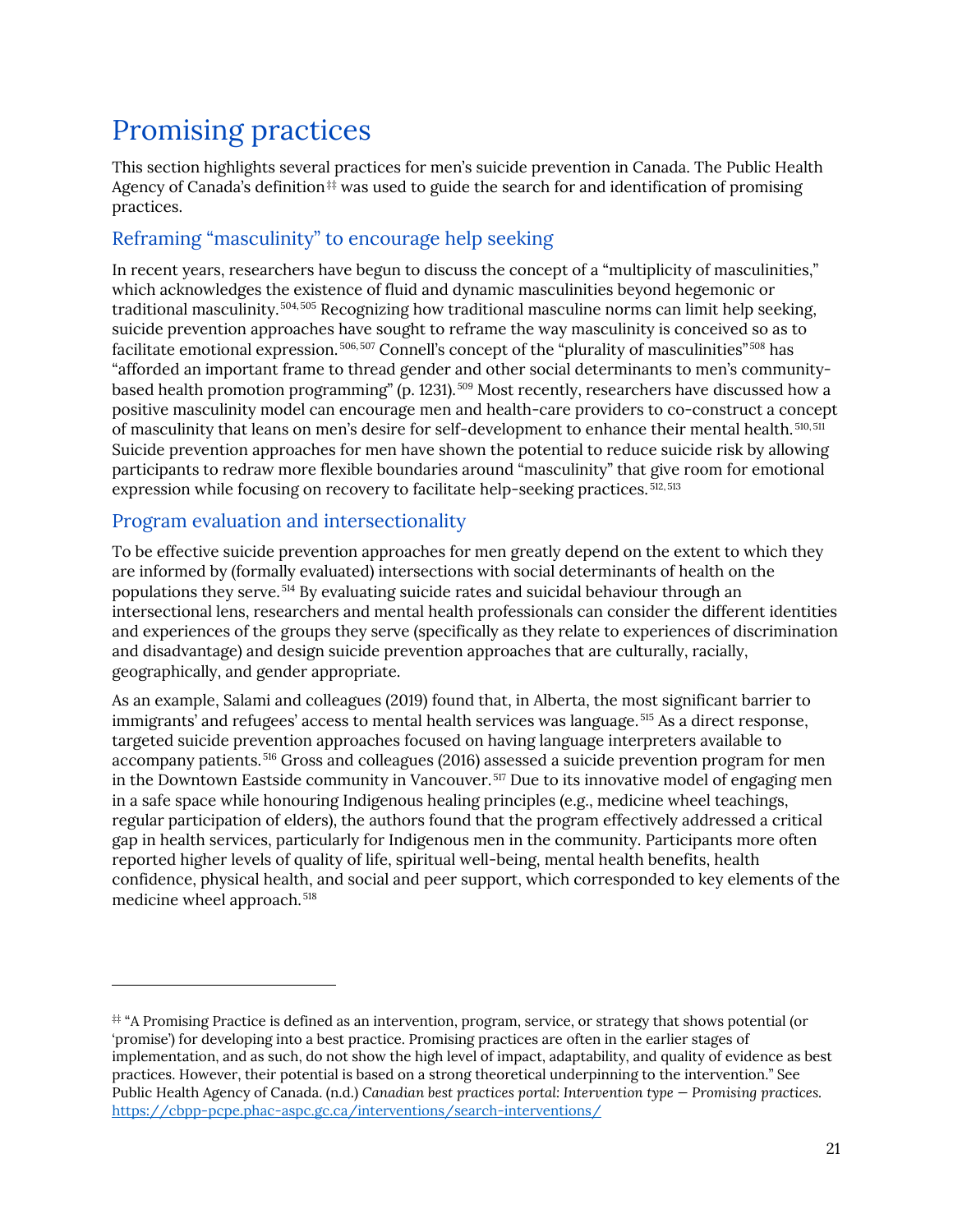# Promising practices

This section highlights several practices for men's suicide prevention in Canada. The Public Health Agency of Canada's definition‡‡ was used to guide the search for and identification of promising practices.

## Reframing "masculinity" to encourage help seeking

In recent years, researchers have begun to discuss the concept of a "multiplicity of masculinities," which acknowledges the existence of fluid and dynamic masculinities beyond hegemonic or traditional masculinity.[504,505] Recognizing how traditional masculine norms can limit help seeking, suicide prevention approaches have sought to reframe the way masculinity is conceived so as to facilitate emotional expression.[506,507] Connell's concept of the "plurality of masculinities"[508] has "afforded an important frame to thread gender and other social determinants to men's community-based health promotion programming" (p. 1231).[509] Most recently, researchers have discussed how a positive masculinity model can encourage men and health-care providers to co-construct a concept of masculinity that leans on men's desire for self-development to enhance their mental health.[510,511] Suicide prevention approaches for men have shown the potential to reduce suicide risk by allowing participants to redraw more flexible boundaries around "masculinity" that give room for emotional expression while focusing on recovery to facilitate help-seeking practices.[512,513]

## Program evaluation and intersectionality

To be effective suicide prevention approaches for men greatly depend on the extent to which they are informed by (formally evaluated) intersections with social determinants of health on the populations they serve.[514] By evaluating suicide rates and suicidal behaviour through an intersectional lens, researchers and mental health professionals can consider the different identities and experiences of the groups they serve (specifically as they relate to experiences of discrimination and disadvantage) and design suicide prevention approaches that are culturally, racially, geographically, and gender appropriate.

As an example, Salami and colleagues (2019) found that, in Alberta, the most significant barrier to immigrants' and refugees' access to mental health services was language.[515] As a direct response, targeted suicide prevention approaches focused on having language interpreters available to accompany patients.[516] Gross and colleagues (2016) assessed a suicide prevention program for men in the Downtown Eastside community in Vancouver.[517] Due to its innovative model of engaging men in a safe space while honouring Indigenous healing principles (e.g., medicine wheel teachings, regular participation of elders), the authors found that the program effectively addressed a critical gap in health services, particularly for Indigenous men in the community. Participants more often reported higher levels of quality of life, spiritual well-being, mental health benefits, health confidence, physical health, and social and peer support, which corresponded to key elements of the medicine wheel approach.[518]

---

‡‡ "A Promising Practice is defined as an intervention, program, service, or strategy that shows potential (or 'promise') for developing into a best practice. Promising practices are often in the earlier stages of implementation, and as such, do not show the high level of impact, adaptability, and quality of evidence as best practices. However, their potential is based on a strong theoretical underpinning to the intervention." See Public Health Agency of Canada. (n.d.) *Canadian best practices portal: Intervention type — Promising practices.* https://cbpp-pcpe.phac-aspc.gc.ca/interventions/search-interventions/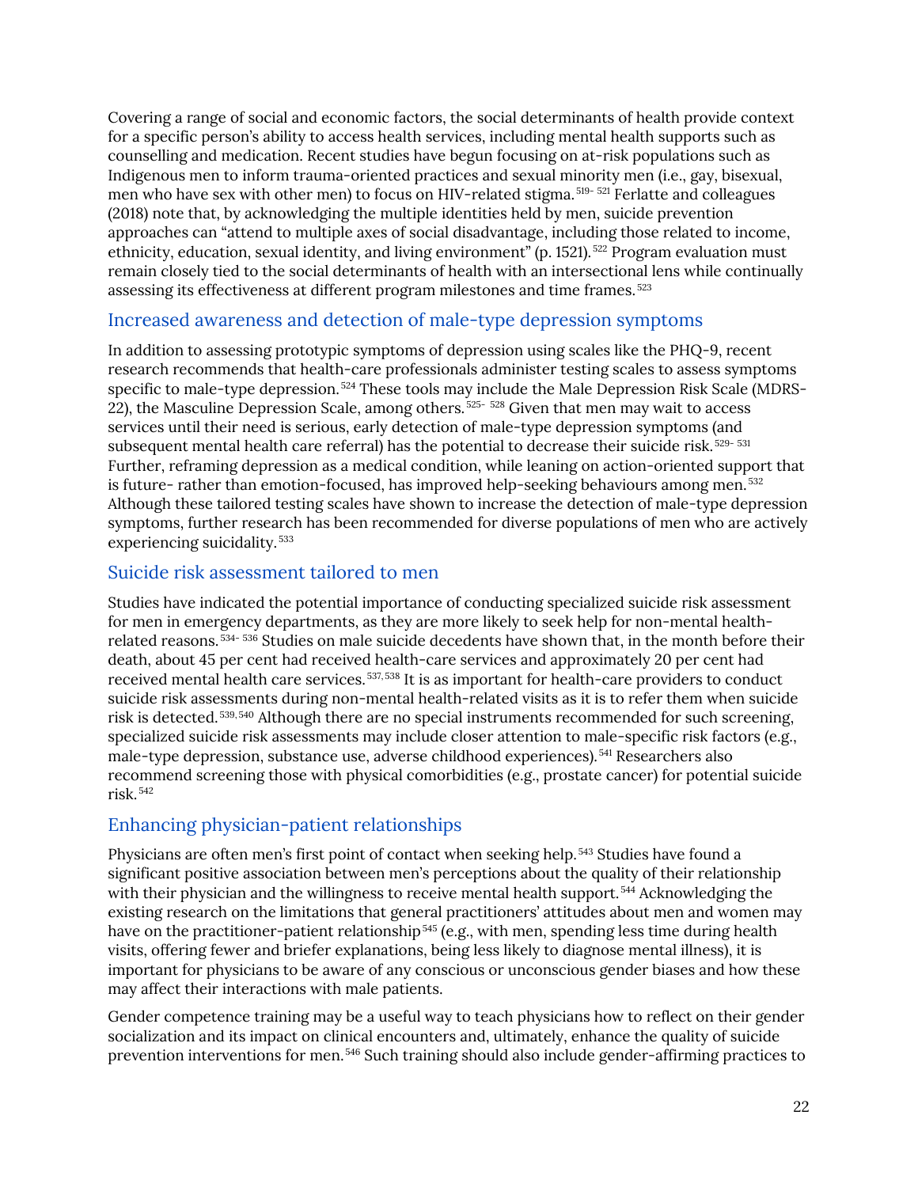Covering a range of social and economic factors, the social determinants of health provide context for a specific person's ability to access health services, including mental health supports such as counselling and medication. Recent studies have begun focusing on at-risk populations such as Indigenous men to inform trauma-oriented practices and sexual minority men (i.e., gay, bisexual, men who have sex with other men) to focus on HIV-related stigma.[519-521] Ferlatte and colleagues (2018) note that, by acknowledging the multiple identities held by men, suicide prevention approaches can "attend to multiple axes of social disadvantage, including those related to income, ethnicity, education, sexual identity, and living environment" (p. 1521).[522] Program evaluation must remain closely tied to the social determinants of health with an intersectional lens while continually assessing its effectiveness at different program milestones and time frames.[523]

## Increased awareness and detection of male-type depression symptoms

In addition to assessing prototypic symptoms of depression using scales like the PHQ-9, recent research recommends that health-care professionals administer testing scales to assess symptoms specific to male-type depression.[524] These tools may include the Male Depression Risk Scale (MDRS-22), the Masculine Depression Scale, among others.[525-528] Given that men may wait to access services until their need is serious, early detection of male-type depression symptoms (and subsequent mental health care referral) has the potential to decrease their suicide risk.[529-531] Further, reframing depression as a medical condition, while leaning on action-oriented support that is future- rather than emotion-focused, has improved help-seeking behaviours among men.[532] Although these tailored testing scales have shown to increase the detection of male-type depression symptoms, further research has been recommended for diverse populations of men who are actively experiencing suicidality.[533]

## Suicide risk assessment tailored to men

Studies have indicated the potential importance of conducting specialized suicide risk assessment for men in emergency departments, as they are more likely to seek help for non-mental health-related reasons.[534-536] Studies on male suicide decedents have shown that, in the month before their death, about 45 per cent had received health-care services and approximately 20 per cent had received mental health care services.[537,538] It is as important for health-care providers to conduct suicide risk assessments during non-mental health-related visits as it is to refer them when suicide risk is detected.[539,540] Although there are no special instruments recommended for such screening, specialized suicide risk assessments may include closer attention to male-specific risk factors (e.g., male-type depression, substance use, adverse childhood experiences).[541] Researchers also recommend screening those with physical comorbidities (e.g., prostate cancer) for potential suicide risk.[542]

## Enhancing physician-patient relationships

Physicians are often men's first point of contact when seeking help.[543] Studies have found a significant positive association between men's perceptions about the quality of their relationship with their physician and the willingness to receive mental health support.[544] Acknowledging the existing research on the limitations that general practitioners' attitudes about men and women may have on the practitioner-patient relationship[545] (e.g., with men, spending less time during health visits, offering fewer and briefer explanations, being less likely to diagnose mental illness), it is important for physicians to be aware of any conscious or unconscious gender biases and how these may affect their interactions with male patients.

Gender competence training may be a useful way to teach physicians how to reflect on their gender socialization and its impact on clinical encounters and, ultimately, enhance the quality of suicide prevention interventions for men.[546] Such training should also include gender-affirming practices to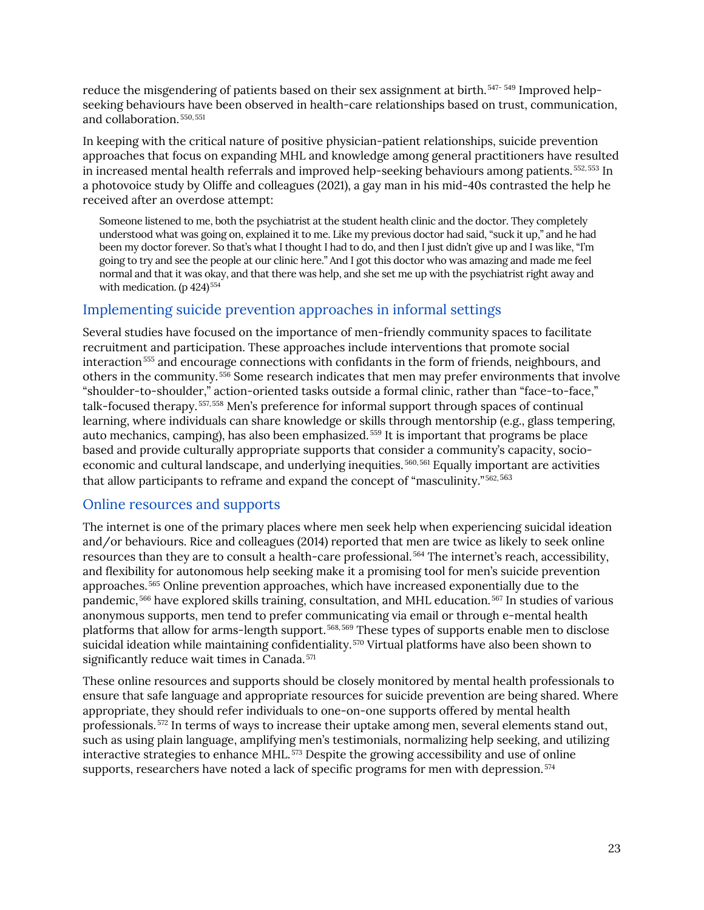reduce the misgendering of patients based on their sex assignment at birth.[547-549] Improved help-seeking behaviours have been observed in health-care relationships based on trust, communication, and collaboration.[550,551]

In keeping with the critical nature of positive physician-patient relationships, suicide prevention approaches that focus on expanding MHL and knowledge among general practitioners have resulted in increased mental health referrals and improved help-seeking behaviours among patients.[552,553] In a photovoice study by Oliffe and colleagues (2021), a gay man in his mid-40s contrasted the help he received after an overdose attempt:

> Someone listened to me, both the psychiatrist at the student health clinic and the doctor. They completely understood what was going on, explained it to me. Like my previous doctor had said, "suck it up," and he had been my doctor forever. So that's what I thought I had to do, and then I just didn't give up and I was like, "I'm going to try and see the people at our clinic here." And I got this doctor who was amazing and made me feel normal and that it was okay, and that there was help, and she set me up with the psychiatrist right away and with medication. (p 424)[554]

## Implementing suicide prevention approaches in informal settings

Several studies have focused on the importance of men-friendly community spaces to facilitate recruitment and participation. These approaches include interventions that promote social interaction[555] and encourage connections with confidants in the form of friends, neighbours, and others in the community.[556] Some research indicates that men may prefer environments that involve "shoulder-to-shoulder," action-oriented tasks outside a formal clinic, rather than "face-to-face," talk-focused therapy.[557,558] Men's preference for informal support through spaces of continual learning, where individuals can share knowledge or skills through mentorship (e.g., glass tempering, auto mechanics, camping), has also been emphasized.[559] It is important that programs be place based and provide culturally appropriate supports that consider a community's capacity, socio-economic and cultural landscape, and underlying inequities.[560,561] Equally important are activities that allow participants to reframe and expand the concept of "masculinity."[562,563]

## Online resources and supports

The internet is one of the primary places where men seek help when experiencing suicidal ideation and/or behaviours. Rice and colleagues (2014) reported that men are twice as likely to seek online resources than they are to consult a health-care professional.[564] The internet's reach, accessibility, and flexibility for autonomous help seeking make it a promising tool for men's suicide prevention approaches.[565] Online prevention approaches, which have increased exponentially due to the pandemic,[566] have explored skills training, consultation, and MHL education.[567] In studies of various anonymous supports, men tend to prefer communicating via email or through e-mental health platforms that allow for arms-length support.[568,569] These types of supports enable men to disclose suicidal ideation while maintaining confidentiality.[570] Virtual platforms have also been shown to significantly reduce wait times in Canada.[571]

These online resources and supports should be closely monitored by mental health professionals to ensure that safe language and appropriate resources for suicide prevention are being shared. Where appropriate, they should refer individuals to one-on-one supports offered by mental health professionals.[572] In terms of ways to increase their uptake among men, several elements stand out, such as using plain language, amplifying men's testimonials, normalizing help seeking, and utilizing interactive strategies to enhance MHL.[573] Despite the growing accessibility and use of online supports, researchers have noted a lack of specific programs for men with depression.[574]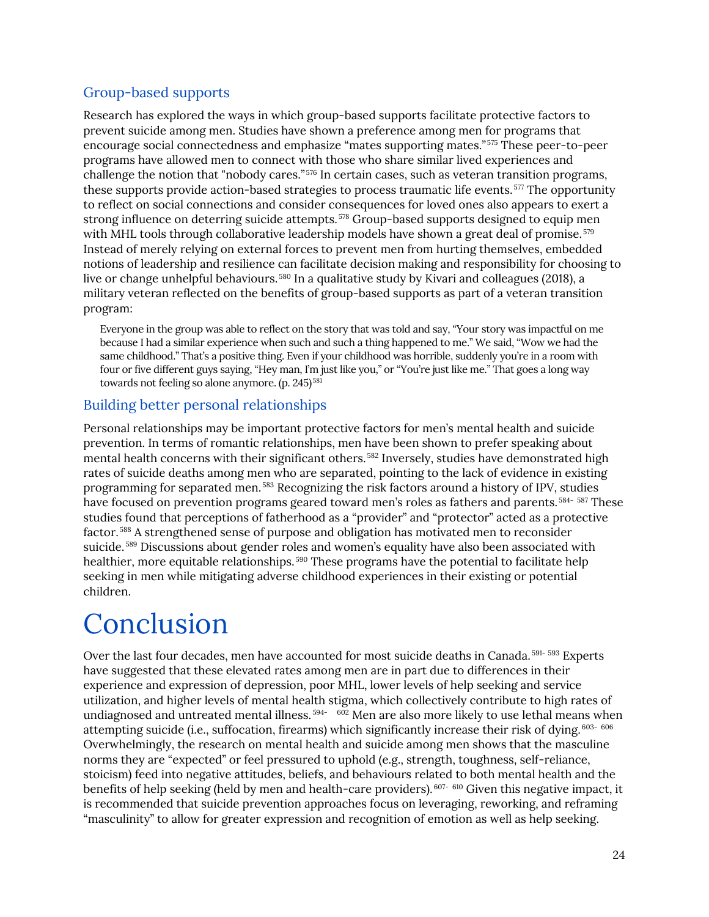## Group-based supports

Research has explored the ways in which group-based supports facilitate protective factors to prevent suicide among men. Studies have shown a preference among men for programs that encourage social connectedness and emphasize "mates supporting mates."[575] These peer-to-peer programs have allowed men to connect with those who share similar lived experiences and challenge the notion that "nobody cares."[576] In certain cases, such as veteran transition programs, these supports provide action-based strategies to process traumatic life events.[577] The opportunity to reflect on social connections and consider consequences for loved ones also appears to exert a strong influence on deterring suicide attempts.[578] Group-based supports designed to equip men with MHL tools through collaborative leadership models have shown a great deal of promise.[579] Instead of merely relying on external forces to prevent men from hurting themselves, embedded notions of leadership and resilience can facilitate decision making and responsibility for choosing to live or change unhelpful behaviours.[580] In a qualitative study by Kivari and colleagues (2018), a military veteran reflected on the benefits of group-based supports as part of a veteran transition program:

> Everyone in the group was able to reflect on the story that was told and say, "Your story was impactful on me because I had a similar experience when such and such a thing happened to me." We said, "Wow we had the same childhood." That's a positive thing. Even if your childhood was horrible, suddenly you're in a room with four or five different guys saying, "Hey man, I'm just like you," or "You're just like me." That goes a long way towards not feeling so alone anymore. (p. 245)[581]

## Building better personal relationships

Personal relationships may be important protective factors for men's mental health and suicide prevention. In terms of romantic relationships, men have been shown to prefer speaking about mental health concerns with their significant others.[582] Inversely, studies have demonstrated high rates of suicide deaths among men who are separated, pointing to the lack of evidence in existing programming for separated men.[583] Recognizing the risk factors around a history of IPV, studies have focused on prevention programs geared toward men's roles as fathers and parents.[584-587] These studies found that perceptions of fatherhood as a "provider" and "protector" acted as a protective factor.[588] A strengthened sense of purpose and obligation has motivated men to reconsider suicide.[589] Discussions about gender roles and women's equality have also been associated with healthier, more equitable relationships.[590] These programs have the potential to facilitate help seeking in men while mitigating adverse childhood experiences in their existing or potential children.

# Conclusion

Over the last four decades, men have accounted for most suicide deaths in Canada.[591-593] Experts have suggested that these elevated rates among men are in part due to differences in their experience and expression of depression, poor MHL, lower levels of help seeking and service utilization, and higher levels of mental health stigma, which collectively contribute to high rates of undiagnosed and untreated mental illness.[594-602] Men are also more likely to use lethal means when attempting suicide (i.e., suffocation, firearms) which significantly increase their risk of dying.[603-606] Overwhelmingly, the research on mental health and suicide among men shows that the masculine norms they are "expected" or feel pressured to uphold (e.g., strength, toughness, self-reliance, stoicism) feed into negative attitudes, beliefs, and behaviours related to both mental health and the benefits of help seeking (held by men and health-care providers).[607-610] Given this negative impact, it is recommended that suicide prevention approaches focus on leveraging, reworking, and reframing "masculinity" to allow for greater expression and recognition of emotion as well as help seeking.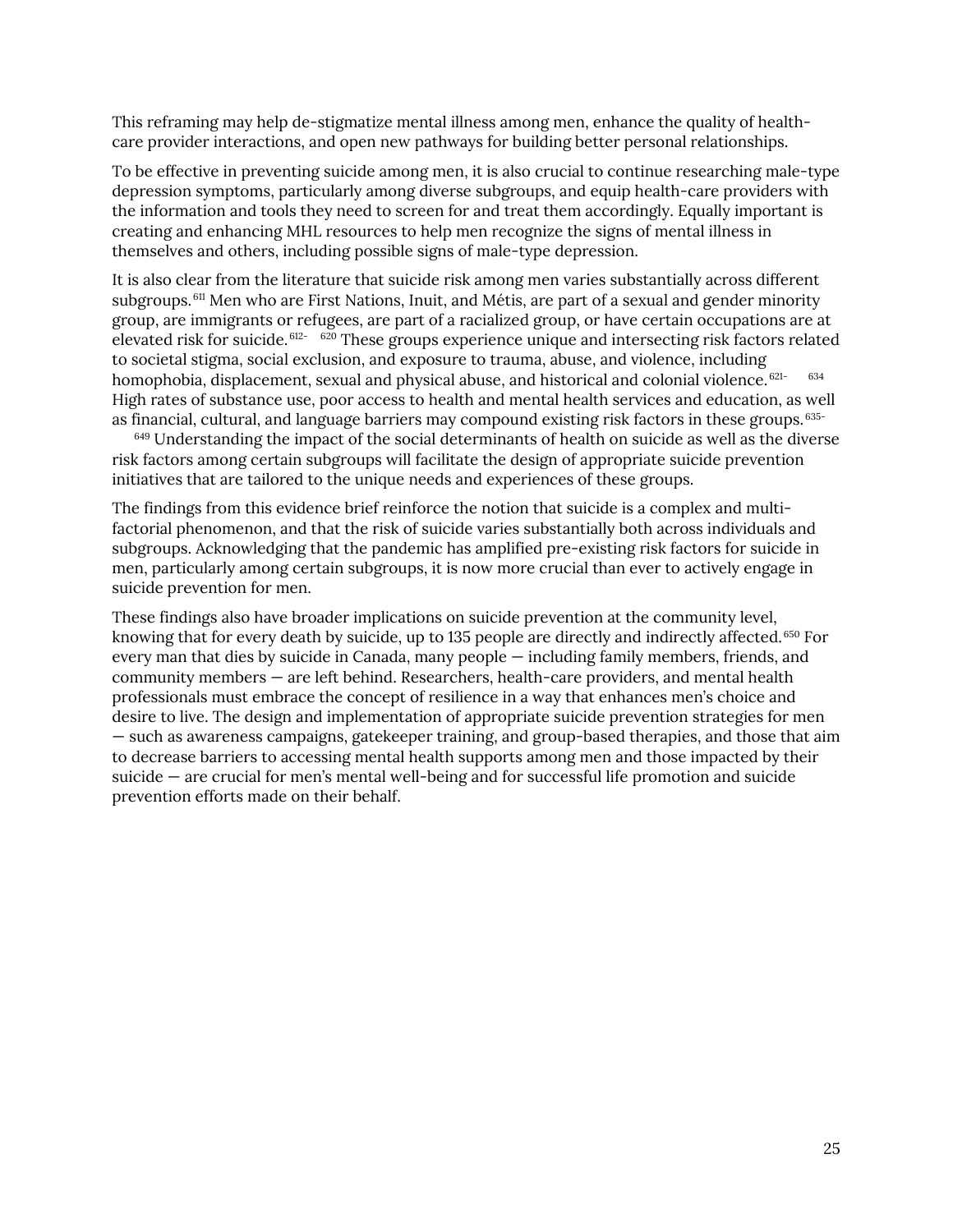This reframing may help de-stigmatize mental illness among men, enhance the quality of health-care provider interactions, and open new pathways for building better personal relationships.

To be effective in preventing suicide among men, it is also crucial to continue researching male-type depression symptoms, particularly among diverse subgroups, and equip health-care providers with the information and tools they need to screen for and treat them accordingly. Equally important is creating and enhancing MHL resources to help men recognize the signs of mental illness in themselves and others, including possible signs of male-type depression.

It is also clear from the literature that suicide risk among men varies substantially across different subgroups.[611] Men who are First Nations, Inuit, and Métis, are part of a sexual and gender minority group, are immigrants or refugees, are part of a racialized group, or have certain occupations are at elevated risk for suicide.[612-620] These groups experience unique and intersecting risk factors related to societal stigma, social exclusion, and exposure to trauma, abuse, and violence, including homophobia, displacement, sexual and physical abuse, and historical and colonial violence.[621-634] High rates of substance use, poor access to health and mental health services and education, as well as financial, cultural, and language barriers may compound existing risk factors in these groups.[635-649] Understanding the impact of the social determinants of health on suicide as well as the diverse risk factors among certain subgroups will facilitate the design of appropriate suicide prevention initiatives that are tailored to the unique needs and experiences of these groups.

The findings from this evidence brief reinforce the notion that suicide is a complex and multi-factorial phenomenon, and that the risk of suicide varies substantially both across individuals and subgroups. Acknowledging that the pandemic has amplified pre-existing risk factors for suicide in men, particularly among certain subgroups, it is now more crucial than ever to actively engage in suicide prevention for men.

These findings also have broader implications on suicide prevention at the community level, knowing that for every death by suicide, up to 135 people are directly and indirectly affected.[650] For every man that dies by suicide in Canada, many people — including family members, friends, and community members — are left behind. Researchers, health-care providers, and mental health professionals must embrace the concept of resilience in a way that enhances men's choice and desire to live. The design and implementation of appropriate suicide prevention strategies for men — such as awareness campaigns, gatekeeper training, and group-based therapies, and those that aim to decrease barriers to accessing mental health supports among men and those impacted by their suicide — are crucial for men's mental well-being and for successful life promotion and suicide prevention efforts made on their behalf.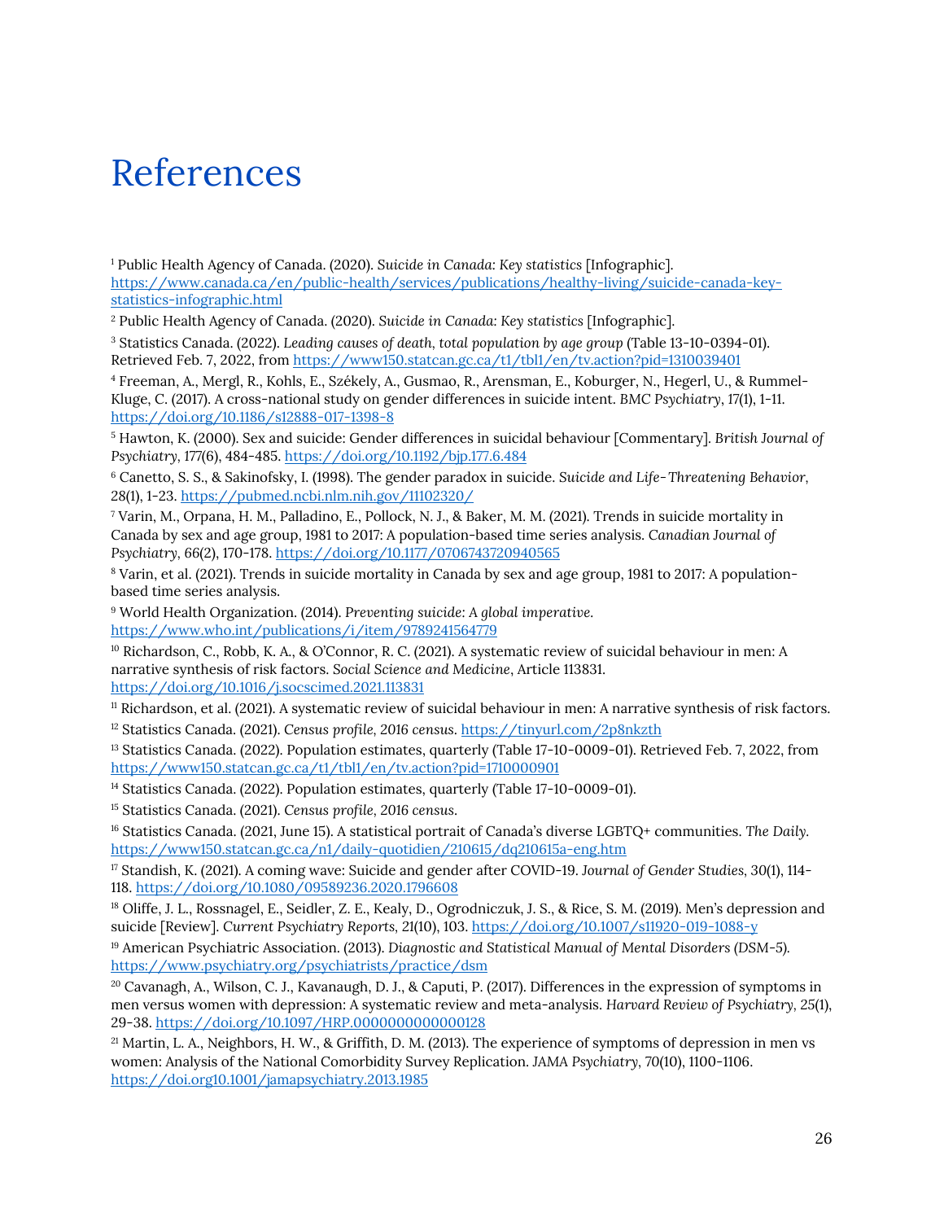# References

[1] Public Health Agency of Canada. (2020). *Suicide in Canada: Key statistics* [Infographic]. https://www.canada.ca/en/public-health/services/publications/healthy-living/suicide-canada-key-statistics-infographic.html

[2] Public Health Agency of Canada. (2020). *Suicide in Canada: Key statistics* [Infographic].

[3] Statistics Canada. (2022). *Leading causes of death, total population by age group* (Table 13-10-0394-01). Retrieved Feb. 7, 2022, from https://www150.statcan.gc.ca/t1/tbl1/en/tv.action?pid=1310039401

[4] Freeman, A., Mergl, R., Kohls, E., Székely, A., Gusmao, R., Arensman, E., Koburger, N., Hegerl, U., & Rummel-Kluge, C. (2017). A cross-national study on gender differences in suicide intent. *BMC Psychiatry*, 17(1), 1-11. https://doi.org/10.1186/s12888-017-1398-8

[5] Hawton, K. (2000). Sex and suicide: Gender differences in suicidal behaviour [Commentary]. *British Journal of Psychiatry*, 177(6), 484-485. https://doi.org/10.1192/bjp.177.6.484

[6] Canetto, S. S., & Sakinofsky, I. (1998). The gender paradox in suicide. *Suicide and Life-Threatening Behavior*, 28(1), 1-23. https://pubmed.ncbi.nlm.nih.gov/11102320/

[7] Varin, M., Orpana, H. M., Palladino, E., Pollock, N. J., & Baker, M. M. (2021). Trends in suicide mortality in Canada by sex and age group, 1981 to 2017: A population-based time series analysis. *Canadian Journal of Psychiatry*, 66(2), 170-178. https://doi.org/10.1177/0706743720940565

[8] Varin, et al. (2021). Trends in suicide mortality in Canada by sex and age group, 1981 to 2017: A population-based time series analysis.

[9] World Health Organization. (2014). *Preventing suicide: A global imperative*. https://www.who.int/publications/i/item/9789241564779

[10] Richardson, C., Robb, K. A., & O'Connor, R. C. (2021). A systematic review of suicidal behaviour in men: A narrative synthesis of risk factors. *Social Science and Medicine*, Article 113831. https://doi.org/10.1016/j.socscimed.2021.113831

[11] Richardson, et al. (2021). A systematic review of suicidal behaviour in men: A narrative synthesis of risk factors.

[12] Statistics Canada. (2021). *Census profile, 2016 census*. https://tinyurl.com/2p8nkzth

[13] Statistics Canada. (2022). Population estimates, quarterly (Table 17-10-0009-01). Retrieved Feb. 7, 2022, from https://www150.statcan.gc.ca/t1/tbl1/en/tv.action?pid=1710000901

[14] Statistics Canada. (2022). Population estimates, quarterly (Table 17-10-0009-01).

[15] Statistics Canada. (2021). *Census profile, 2016 census*.

[16] Statistics Canada. (2021, June 15). A statistical portrait of Canada's diverse LGBTQ+ communities. *The Daily*. https://www150.statcan.gc.ca/n1/daily-quotidien/210615/dq210615a-eng.htm

[17] Standish, K. (2021). A coming wave: Suicide and gender after COVID-19. *Journal of Gender Studies*, 30(1), 114-118. https://doi.org/10.1080/09589236.2020.1796608

[18] Oliffe, J. L., Rossnagel, E., Seidler, Z. E., Kealy, D., Ogrodniczuk, J. S., & Rice, S. M. (2019). Men's depression and suicide [Review]. *Current Psychiatry Reports*, 21(10), 103. https://doi.org/10.1007/s11920-019-1088-y

[19] American Psychiatric Association. (2013). *Diagnostic and Statistical Manual of Mental Disorders (DSM-5)*. https://www.psychiatry.org/psychiatrists/practice/dsm

[20] Cavanagh, A., Wilson, C. J., Kavanaugh, D. J., & Caputi, P. (2017). Differences in the expression of symptoms in men versus women with depression: A systematic review and meta-analysis. *Harvard Review of Psychiatry*, 25(1), 29-38. https://doi.org/10.1097/HRP.0000000000000128

[21] Martin, L. A., Neighbors, H. W., & Griffith, D. M. (2013). The experience of symptoms of depression in men vs women: Analysis of the National Comorbidity Survey Replication. *JAMA Psychiatry*, 70(10), 1100-1106. https://doi.org10.1001/jamapsychiatry.2013.1985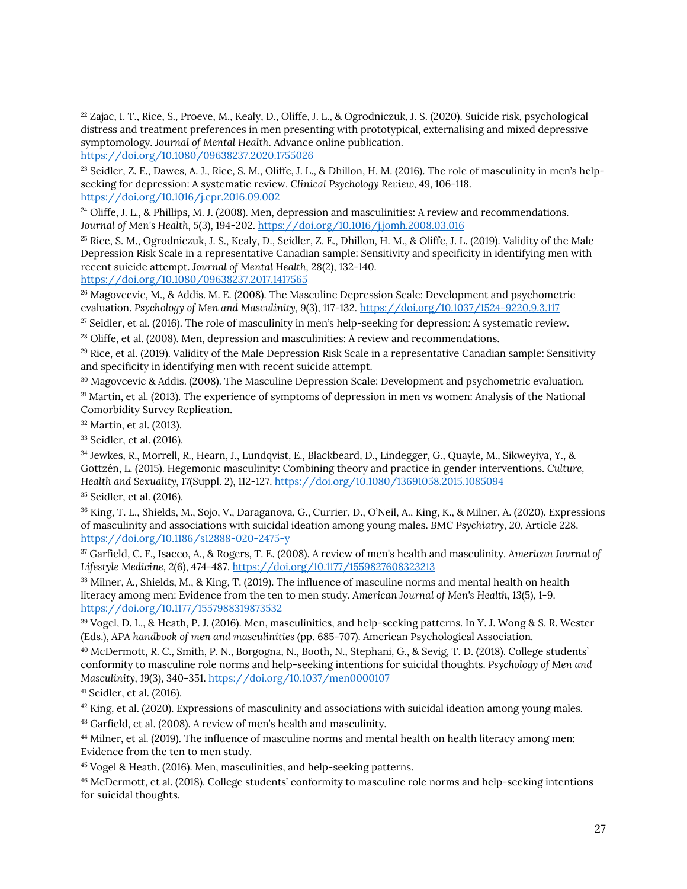[22] Zajac, I. T., Rice, S., Proeve, M., Kealy, D., Oliffe, J. L., & Ogrodniczuk, J. S. (2020). Suicide risk, psychological distress and treatment preferences in men presenting with prototypical, externalising and mixed depressive symptomology. *Journal of Mental Health*. Advance online publication. https://doi.org/10.1080/09638237.2020.1755026

[23] Seidler, Z. E., Dawes, A. J., Rice, S. M., Oliffe, J. L., & Dhillon, H. M. (2016). The role of masculinity in men's help-seeking for depression: A systematic review. *Clinical Psychology Review, 49*, 106-118. https://doi.org/10.1016/j.cpr.2016.09.002

[24] Oliffe, J. L., & Phillips, M. J. (2008). Men, depression and masculinities: A review and recommendations. *Journal of Men's Health, 5*(3), 194-202. https://doi.org/10.1016/j.jomh.2008.03.016

[25] Rice, S. M., Ogrodniczuk, J. S., Kealy, D., Seidler, Z. E., Dhillon, H. M., & Oliffe, J. L. (2019). Validity of the Male Depression Risk Scale in a representative Canadian sample: Sensitivity and specificity in identifying men with recent suicide attempt. *Journal of Mental Health, 28*(2), 132-140. https://doi.org/10.1080/09638237.2017.1417565

[26] Magovcevic, M., & Addis. M. E. (2008). The Masculine Depression Scale: Development and psychometric evaluation. *Psychology of Men and Masculinity, 9*(3), 117-132. https://doi.org/10.1037/1524-9220.9.3.117

[27] Seidler, et al. (2016). The role of masculinity in men's help-seeking for depression: A systematic review.

[28] Oliffe, et al. (2008). Men, depression and masculinities: A review and recommendations.

[29] Rice, et al. (2019). Validity of the Male Depression Risk Scale in a representative Canadian sample: Sensitivity and specificity in identifying men with recent suicide attempt.

[30] Magovcevic & Addis. (2008). The Masculine Depression Scale: Development and psychometric evaluation.

[31] Martin, et al. (2013). The experience of symptoms of depression in men vs women: Analysis of the National Comorbidity Survey Replication.

[32] Martin, et al. (2013).

[33] Seidler, et al. (2016).

[34] Jewkes, R., Morrell, R., Hearn, J., Lundqvist, E., Blackbeard, D., Lindegger, G., Quayle, M., Sikweyiya, Y., & Gottzén, L. (2015). Hegemonic masculinity: Combining theory and practice in gender interventions. *Culture, Health and Sexuality, 17*(Suppl. 2), 112-127. https://doi.org/10.1080/13691058.2015.1085094

[35] Seidler, et al. (2016).

[36] King, T. L., Shields, M., Sojo, V., Daraganova, G., Currier, D., O'Neil, A., King, K., & Milner, A. (2020). Expressions of masculinity and associations with suicidal ideation among young males. *BMC Psychiatry, 20*, Article 228. https://doi.org/10.1186/s12888-020-2475-y

[37] Garfield, C. F., Isacco, A., & Rogers, T. E. (2008). A review of men's health and masculinity. *American Journal of Lifestyle Medicine, 2*(6), 474-487. https://doi.org/10.1177/1559827608323213

[38] Milner, A., Shields, M., & King, T. (2019). The influence of masculine norms and mental health on health literacy among men: Evidence from the ten to men study. *American Journal of Men's Health, 13*(5), 1-9. https://doi.org/10.1177/1557988319873532

[39] Vogel, D. L., & Heath, P. J. (2016). Men, masculinities, and help-seeking patterns. In Y. J. Wong & S. R. Wester (Eds.), *APA handbook of men and masculinities* (pp. 685-707). American Psychological Association.

[40] McDermott, R. C., Smith, P. N., Borgogna, N., Booth, N., Stephani, G., & Sevig, T. D. (2018). College students' conformity to masculine role norms and help-seeking intentions for suicidal thoughts. *Psychology of Men and Masculinity, 19*(3), 340-351. https://doi.org/10.1037/men0000107

[41] Seidler, et al. (2016).

[42] King, et al. (2020). Expressions of masculinity and associations with suicidal ideation among young males.

[43] Garfield, et al. (2008). A review of men's health and masculinity.

[44] Milner, et al. (2019). The influence of masculine norms and mental health on health literacy among men: Evidence from the ten to men study.

[45] Vogel & Heath. (2016). Men, masculinities, and help-seeking patterns.

[46] McDermott, et al. (2018). College students' conformity to masculine role norms and help-seeking intentions for suicidal thoughts.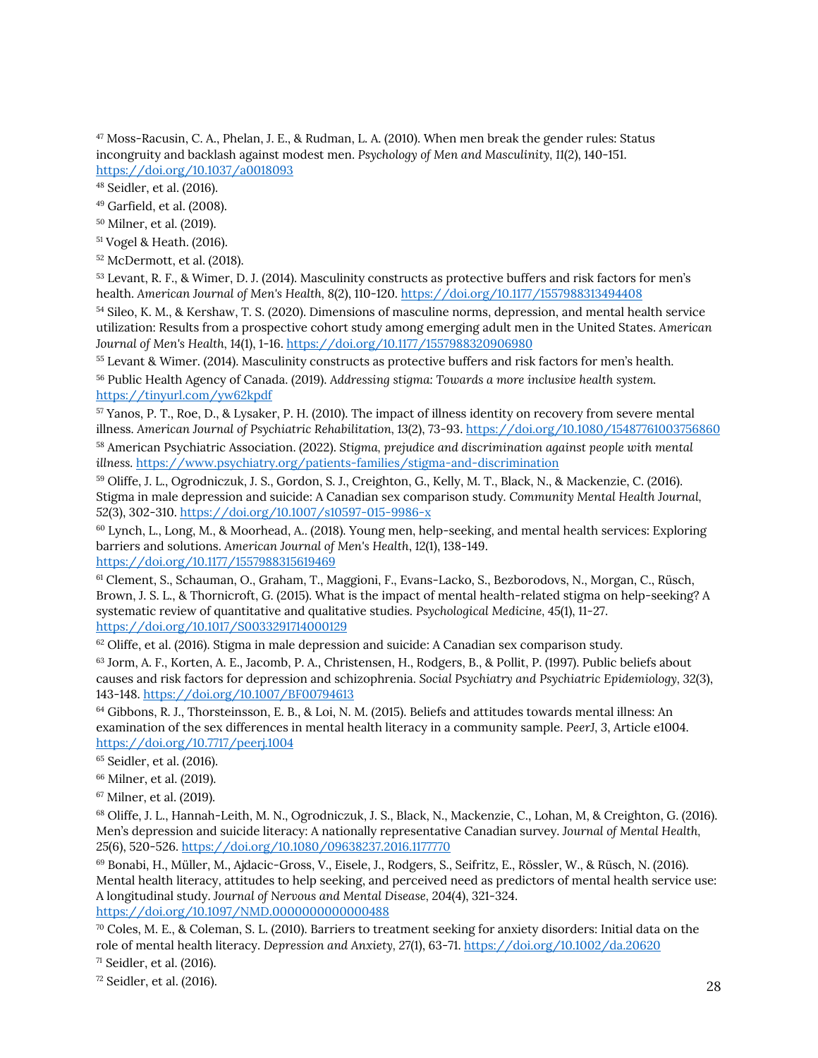[47] Moss-Racusin, C. A., Phelan, J. E., & Rudman, L. A. (2010). When men break the gender rules: Status incongruity and backlash against modest men. *Psychology of Men and Masculinity*, *11*(2), 140-151. https://doi.org/10.1037/a0018093

[48] Seidler, et al. (2016).

[49] Garfield, et al. (2008).

[50] Milner, et al. (2019).

[51] Vogel & Heath. (2016).

[52] McDermott, et al. (2018).

[53] Levant, R. F., & Wimer, D. J. (2014). Masculinity constructs as protective buffers and risk factors for men's health. *American Journal of Men's Health*, *8*(2), 110-120. https://doi.org/10.1177/1557988313494408

[54] Sileo, K. M., & Kershaw, T. S. (2020). Dimensions of masculine norms, depression, and mental health service utilization: Results from a prospective cohort study among emerging adult men in the United States. *American Journal of Men's Health*, *14*(1), 1-16. https://doi.org/10.1177/1557988320906980

[55] Levant & Wimer. (2014). Masculinity constructs as protective buffers and risk factors for men's health.

[56] Public Health Agency of Canada. (2019). *Addressing stigma: Towards a more inclusive health system.* https://tinyurl.com/yw62kpdf

[57] Yanos, P. T., Roe, D., & Lysaker, P. H. (2010). The impact of illness identity on recovery from severe mental illness. *American Journal of Psychiatric Rehabilitation*, *13*(2), 73-93. https://doi.org/10.1080/15487761003756860

[58] American Psychiatric Association. (2022). *Stigma, prejudice and discrimination against people with mental illness.* https://www.psychiatry.org/patients-families/stigma-and-discrimination

[59] Oliffe, J. L., Ogrodniczuk, J. S., Gordon, S. J., Creighton, G., Kelly, M. T., Black, N., & Mackenzie, C. (2016). Stigma in male depression and suicide: A Canadian sex comparison study. *Community Mental Health Journal*, *52*(3), 302-310. https://doi.org/10.1007/s10597-015-9986-x

[60] Lynch, L., Long, M., & Moorhead, A.. (2018). Young men, help-seeking, and mental health services: Exploring barriers and solutions. *American Journal of Men's Health*, *12*(1), 138-149. https://doi.org/10.1177/1557988315619469

[61] Clement, S., Schauman, O., Graham, T., Maggioni, F., Evans-Lacko, S., Bezborodovs, N., Morgan, C., Rüsch, Brown, J. S. L., & Thornicroft, G. (2015). What is the impact of mental health-related stigma on help-seeking? A systematic review of quantitative and qualitative studies. *Psychological Medicine*, *45*(1), 11-27. https://doi.org/10.1017/S0033291714000129

[62] Oliffe, et al. (2016). Stigma in male depression and suicide: A Canadian sex comparison study.

[63] Jorm, A. F., Korten, A. E., Jacomb, P. A., Christensen, H., Rodgers, B., & Pollit, P. (1997). Public beliefs about causes and risk factors for depression and schizophrenia. *Social Psychiatry and Psychiatric Epidemiology*, *32*(3), 143-148. https://doi.org/10.1007/BF00794613

[64] Gibbons, R. J., Thorsteinsson, E. B., & Loi, N. M. (2015). Beliefs and attitudes towards mental illness: An examination of the sex differences in mental health literacy in a community sample. *PeerJ*, *3*, Article e1004. https://doi.org/10.7717/peerj.1004

[65] Seidler, et al. (2016).

[66] Milner, et al. (2019).

[67] Milner, et al. (2019).

[68] Oliffe, J. L., Hannah-Leith, M. N., Ogrodniczuk, J. S., Black, N., Mackenzie, C., Lohan, M, & Creighton, G. (2016). Men's depression and suicide literacy: A nationally representative Canadian survey. *Journal of Mental Health*, *25*(6), 520-526. https://doi.org/10.1080/09638237.2016.1177770

[69] Bonabi, H., Müller, M., Ajdacic-Gross, V., Eisele, J., Rodgers, S., Seifritz, E., Rössler, W., & Rüsch, N. (2016). Mental health literacy, attitudes to help seeking, and perceived need as predictors of mental health service use: A longitudinal study. *Journal of Nervous and Mental Disease*, *204*(4), 321-324. https://doi.org/10.1097/NMD.0000000000000488

[70] Coles, M. E., & Coleman, S. L. (2010). Barriers to treatment seeking for anxiety disorders: Initial data on the role of mental health literacy. *Depression and Anxiety*, *27*(1), 63-71. https://doi.org/10.1002/da.20620

[71] Seidler, et al. (2016).

[72] Seidler, et al. (2016).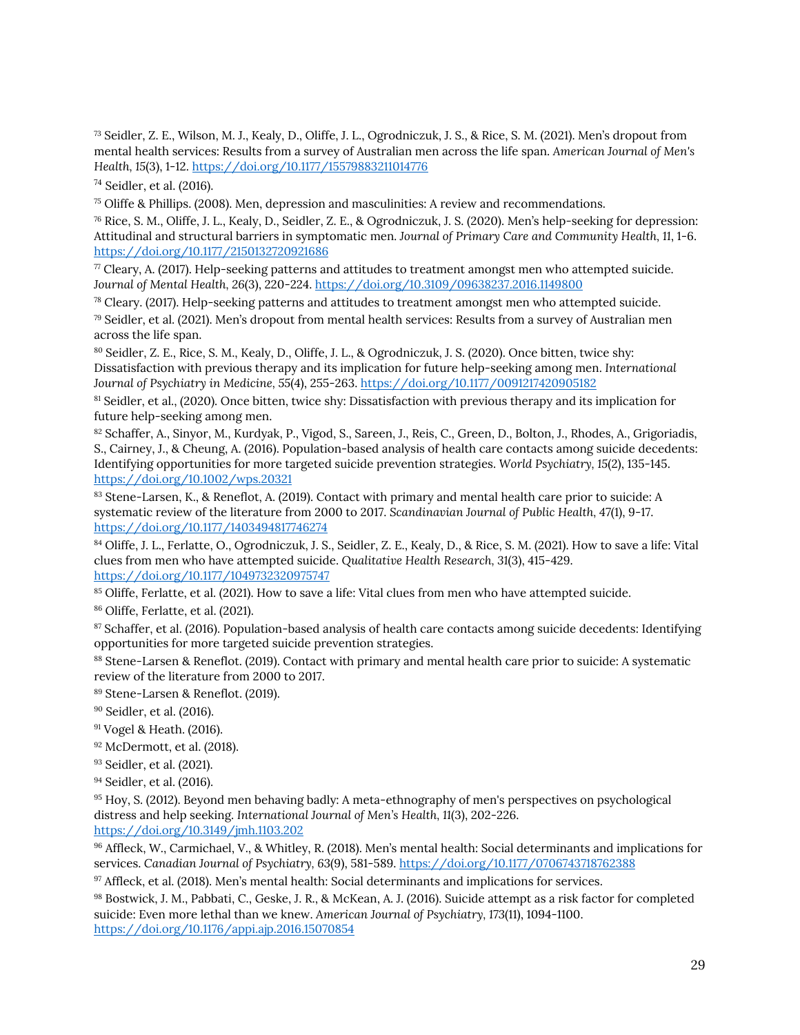[73] Seidler, Z. E., Wilson, M. J., Kealy, D., Oliffe, J. L., Ogrodniczuk, J. S., & Rice, S. M. (2021). Men's dropout from mental health services: Results from a survey of Australian men across the life span. *American Journal of Men's Health*, *15*(3), 1-12. https://doi.org/10.1177/15579883211014776

[74] Seidler, et al. (2016).

[75] Oliffe & Phillips. (2008). Men, depression and masculinities: A review and recommendations.

[76] Rice, S. M., Oliffe, J. L., Kealy, D., Seidler, Z. E., & Ogrodniczuk, J. S. (2020). Men's help-seeking for depression: Attitudinal and structural barriers in symptomatic men. *Journal of Primary Care and Community Health*, 11, 1-6. https://doi.org/10.1177/2150132720921686

[77] Cleary, A. (2017). Help-seeking patterns and attitudes to treatment amongst men who attempted suicide. *Journal of Mental Health*, *26*(3), 220-224. https://doi.org/10.3109/09638237.2016.1149800

[78] Cleary. (2017). Help-seeking patterns and attitudes to treatment amongst men who attempted suicide.

[79] Seidler, et al. (2021). Men's dropout from mental health services: Results from a survey of Australian men across the life span.

[80] Seidler, Z. E., Rice, S. M., Kealy, D., Oliffe, J. L., & Ogrodniczuk, J. S. (2020). Once bitten, twice shy: Dissatisfaction with previous therapy and its implication for future help-seeking among men. *International Journal of Psychiatry in Medicine*, *55*(4), 255-263. https://doi.org/10.1177/0091217420905182

[81] Seidler, et al., (2020). Once bitten, twice shy: Dissatisfaction with previous therapy and its implication for future help-seeking among men.

[82] Schaffer, A., Sinyor, M., Kurdyak, P., Vigod, S., Sareen, J., Reis, C., Green, D., Bolton, J., Rhodes, A., Grigoriadis, S., Cairney, J., & Cheung, A. (2016). Population-based analysis of health care contacts among suicide decedents: Identifying opportunities for more targeted suicide prevention strategies. *World Psychiatry*, *15*(2), 135-145. https://doi.org/10.1002/wps.20321

[83] Stene-Larsen, K., & Reneflot, A. (2019). Contact with primary and mental health care prior to suicide: A systematic review of the literature from 2000 to 2017. *Scandinavian Journal of Public Health*, *47*(1), 9-17. https://doi.org/10.1177/1403494817746274

[84] Oliffe, J. L., Ferlatte, O., Ogrodniczuk, J. S., Seidler, Z. E., Kealy, D., & Rice, S. M. (2021). How to save a life: Vital clues from men who have attempted suicide. *Qualitative Health Research*, 31(3), 415-429. https://doi.org/10.1177/1049732320975747

[85] Oliffe, Ferlatte, et al. (2021). How to save a life: Vital clues from men who have attempted suicide.

[86] Oliffe, Ferlatte, et al. (2021).

[87] Schaffer, et al. (2016). Population-based analysis of health care contacts among suicide decedents: Identifying opportunities for more targeted suicide prevention strategies.

[88] Stene-Larsen & Reneflot. (2019). Contact with primary and mental health care prior to suicide: A systematic review of the literature from 2000 to 2017.

[89] Stene-Larsen & Reneflot. (2019).

[90] Seidler, et al. (2016).

[91] Vogel & Heath. (2016).

[92] McDermott, et al. (2018).

[93] Seidler, et al. (2021).

[94] Seidler, et al. (2016).

[95] Hoy, S. (2012). Beyond men behaving badly: A meta-ethnography of men's perspectives on psychological distress and help seeking. *International Journal of Men's Health*, 11(3), 202-226. https://doi.org/10.3149/jmh.1103.202

[96] Affleck, W., Carmichael, V., & Whitley, R. (2018). Men's mental health: Social determinants and implications for services. *Canadian Journal of Psychiatry*, 63(9), 581-589. https://doi.org/10.1177/0706743718762388

[97] Affleck, et al. (2018). Men's mental health: Social determinants and implications for services.

[98] Bostwick, J. M., Pabbati, C., Geske, J. R., & McKean, A. J. (2016). Suicide attempt as a risk factor for completed suicide: Even more lethal than we knew. *American Journal of Psychiatry*, 173(11), 1094-1100. https://doi.org/10.1176/appi.ajp.2016.15070854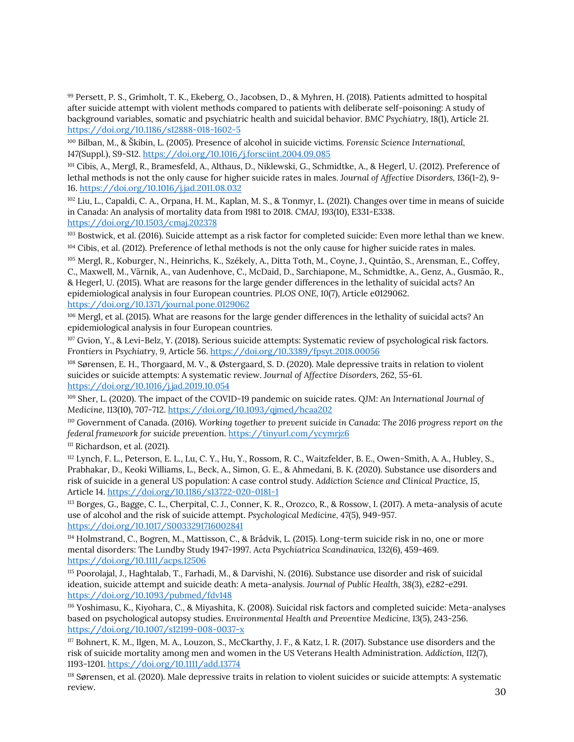[99] Persett, P. S., Grimholt, T. K., Ekeberg, O., Jacobsen, D., & Myhren, H. (2018). Patients admitted to hospital after suicide attempt with violent methods compared to patients with deliberate self-poisoning: A study of background variables, somatic and psychiatric health and suicidal behavior. *BMC Psychiatry*, 18(1), Article 21. https://doi.org/10.1186/s12888-018-1602-5

[100] Bilban, M., & Škibin, L. (2005). Presence of alcohol in suicide victims. *Forensic Science International*, 147(Suppl.), S9-S12. https://doi.org/10.1016/j.forsciint.2004.09.085

[101] Cibis, A., Mergl, R., Bramesfeld, A., Althaus, D., Niklewski, G., Schmidtke, A., & Hegerl, U. (2012). Preference of lethal methods is not the only cause for higher suicide rates in males. *Journal of Affective Disorders*, 136(1-2), 9-16. https://doi.org/10.1016/j.jad.2011.08.032

[102] Liu, L., Capaldi, C. A., Orpana, H. M., Kaplan, M. S., & Tonmyr, L. (2021). Changes over time in means of suicide in Canada: An analysis of mortality data from 1981 to 2018. *CMAJ*, 193(10), E331-E338. https://doi.org/10.1503/cmaj.202378

[103] Bostwick, et al. (2016). Suicide attempt as a risk factor for completed suicide: Even more lethal than we knew.

[104] Cibis, et al. (2012). Preference of lethal methods is not the only cause for higher suicide rates in males.

[105] Mergl, R., Koburger, N., Heinrichs, K., Székely, A., Ditta Toth, M., Coyne, J., Quintão, S., Arensman, E., Coffey, C., Maxwell, M., Värnik, A., van Audenhove, C., McDaid, D., Sarchiapone, M., Schmidtke, A., Genz, A., Gusmão, R., & Hegerl, U. (2015). What are reasons for the large gender differences in the lethality of suicidal acts? An epidemiological analysis in four European countries. *PLOS ONE*, 10(7), Article e0129062. https://doi.org/10.1371/journal.pone.0129062

[106] Mergl, et al. (2015). What are reasons for the large gender differences in the lethality of suicidal acts? An epidemiological analysis in four European countries.

[107] Gvion, Y., & Levi-Belz, Y. (2018). Serious suicide attempts: Systematic review of psychological risk factors. *Frontiers in Psychiatry*, 9, Article 56. https://doi.org/10.3389/fpsyt.2018.00056

[108] Sørensen, E. H., Thorgaard, M. V., & Østergaard, S. D. (2020). Male depressive traits in relation to violent suicides or suicide attempts: A systematic review. *Journal of Affective Disorders*, 262, 55-61. https://doi.org/10.1016/j.jad.2019.10.054

[109] Sher, L. (2020). The impact of the COVID-19 pandemic on suicide rates. *QJM: An International Journal of Medicine*, 113(10), 707-712. https://doi.org/10.1093/qjmed/hcaa202

[110] Government of Canada. (2016). *Working together to prevent suicide in Canada: The 2016 progress report on the federal framework for suicide prevention*. https://tinyurl.com/ycymrjz6

[111] Richardson, et al. (2021).

[112] Lynch, F. L., Peterson, E. L., Lu, C. Y., Hu, Y., Rossom, R. C., Waitzfelder, B. E., Owen-Smith, A. A., Hubley, S., Prabhakar, D., Keoki Williams, L., Beck, A., Simon, G. E., & Ahmedani, B. K. (2020). Substance use disorders and risk of suicide in a general US population: A case control study. *Addiction Science and Clinical Practice*, 15, Article 14. https://doi.org/10.1186/s13722-020-0181-1

[113] Borges, G., Bagge, C. L., Cherpital, C. J., Conner, K. R., Orozco, R., & Rossow, I. (2017). A meta-analysis of acute use of alcohol and the risk of suicide attempt. *Psychological Medicine*, 47(5), 949-957. https://doi.org/10.1017/S0033291716002841

[114] Holmstrand, C., Bogren, M., Mattisson, C., & Brådvik, L. (2015). Long-term suicide risk in no, one or more mental disorders: The Lundby Study 1947-1997. *Acta Psychiatrica Scandinavica*, 132(6), 459-469. https://doi.org/10.1111/acps.12506

[115] Poorolajal, J., Haghtalab, T., Farhadi, M., & Darvishi, N. (2016). Substance use disorder and risk of suicidal ideation, suicide attempt and suicide death: A meta-analysis. *Journal of Public Health*, 38(3), e282-e291. https://doi.org/10.1093/pubmed/fdv148

[116] Yoshimasu, K., Kiyohara, C., & Miyashita, K. (2008). Suicidal risk factors and completed suicide: Meta-analyses based on psychological autopsy studies. *Environmental Health and Preventive Medicine*, 13(5), 243-256. https://doi.org/10.1007/s12199-008-0037-x

[117] Bohnert, K. M., Ilgen, M. A., Louzon, S., McCkarthy, J. F., & Katz, I. R. (2017). Substance use disorders and the risk of suicide mortality among men and women in the US Veterans Health Administration. *Addiction*, 112(7), 1193-1201. https://doi.org/10.1111/add.13774

[118] Sørensen, et al. (2020). Male depressive traits in relation to violent suicides or suicide attempts: A systematic review.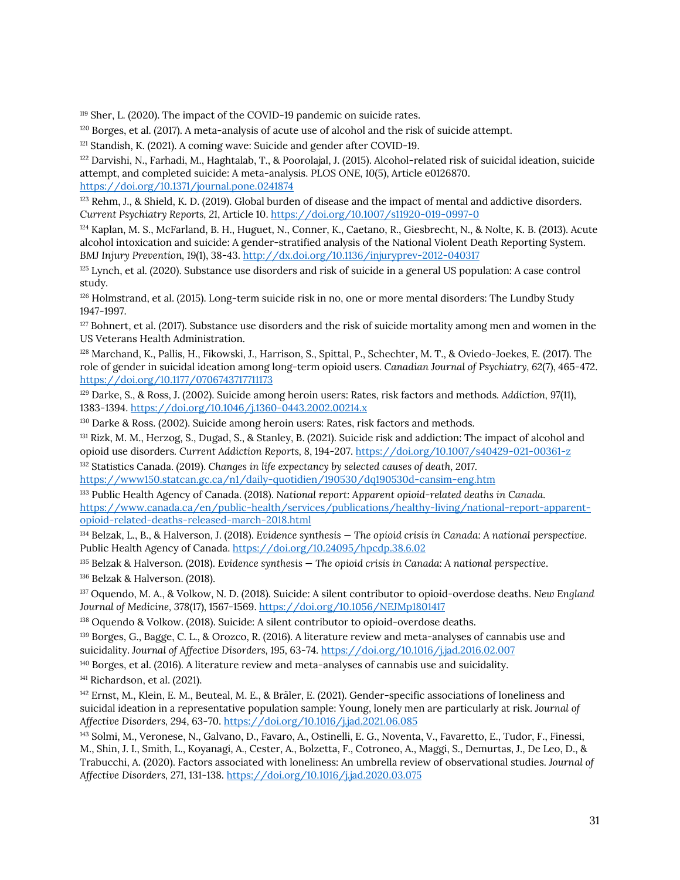[119] Sher, L. (2020). The impact of the COVID-19 pandemic on suicide rates.

[120] Borges, et al. (2017). A meta-analysis of acute use of alcohol and the risk of suicide attempt.

[121] Standish, K. (2021). A coming wave: Suicide and gender after COVID-19.

[122] Darvishi, N., Farhadi, M., Haghtalab, T., & Poorolajal, J. (2015). Alcohol-related risk of suicidal ideation, suicide attempt, and completed suicide: A meta-analysis. *PLOS ONE*, *10*(5), Article e0126870. https://doi.org/10.1371/journal.pone.0241874

[123] Rehm, J., & Shield, K. D. (2019). Global burden of disease and the impact of mental and addictive disorders. *Current Psychiatry Reports*, *21*, Article 10. https://doi.org/10.1007/s11920-019-0997-0

[124] Kaplan, M. S., McFarland, B. H., Huguet, N., Conner, K., Caetano, R., Giesbrecht, N., & Nolte, K. B. (2013). Acute alcohol intoxication and suicide: A gender-stratified analysis of the National Violent Death Reporting System. *BMJ Injury Prevention*, *19*(1), 38-43. http://dx.doi.org/10.1136/injuryprev-2012-040317

[125] Lynch, et al. (2020). Substance use disorders and risk of suicide in a general US population: A case control study.

[126] Holmstrand, et al. (2015). Long-term suicide risk in no, one or more mental disorders: The Lundby Study 1947-1997.

[127] Bohnert, et al. (2017). Substance use disorders and the risk of suicide mortality among men and women in the US Veterans Health Administration.

[128] Marchand, K., Pallis, H., Fikowski, J., Harrison, S., Spittal, P., Schechter, M. T., & Oviedo-Joekes, E. (2017). The role of gender in suicidal ideation among long-term opioid users. *Canadian Journal of Psychiatry*, *62*(7), 465-472. https://doi.org/10.1177/0706743717711173

[129] Darke, S., & Ross, J. (2002). Suicide among heroin users: Rates, risk factors and methods. *Addiction*, *97*(11), 1383-1394. https://doi.org/10.1046/j.1360-0443.2002.00214.x

[130] Darke & Ross. (2002). Suicide among heroin users: Rates, risk factors and methods.

[131] Rizk, M. M., Herzog, S., Dugad, S., & Stanley, B. (2021). Suicide risk and addiction: The impact of alcohol and opioid use disorders. *Current Addiction Reports*, *8*, 194-207. https://doi.org/10.1007/s40429-021-00361-z

[132] Statistics Canada. (2019). *Changes in life expectancy by selected causes of death*, 2017. https://www150.statcan.gc.ca/n1/daily-quotidien/190530/dq190530d-cansim-eng.htm

[133] Public Health Agency of Canada. (2018). *National report: Apparent opioid-related deaths in Canada.* https://www.canada.ca/en/public-health/services/publications/healthy-living/national-report-apparent-opioid-related-deaths-released-march-2018.html

[134] Belzak, L., B., & Halverson, J. (2018). *Evidence synthesis — The opioid crisis in Canada: A national perspective*. Public Health Agency of Canada. https://doi.org/10.24095/hpcdp.38.6.02

[135] Belzak & Halverson. (2018). *Evidence synthesis — The opioid crisis in Canada: A national perspective*.

[136] Belzak & Halverson. (2018).

[137] Oquendo, M. A., & Volkow, N. D. (2018). Suicide: A silent contributor to opioid-overdose deaths. *New England Journal of Medicine*, *378*(17), 1567-1569. https://doi.org/10.1056/NEJMp1801417

[138] Oquendo & Volkow. (2018). Suicide: A silent contributor to opioid-overdose deaths.

[139] Borges, G., Bagge, C. L., & Orozco, R. (2016). A literature review and meta-analyses of cannabis use and suicidality. *Journal of Affective Disorders*, *195*, 63-74. https://doi.org/10.1016/j.jad.2016.02.007

[140] Borges, et al. (2016). A literature review and meta-analyses of cannabis use and suicidality.

[141] Richardson, et al. (2021).

[142] Ernst, M., Klein, E. M., Beuteal, M. E., & Bräler, E. (2021). Gender-specific associations of loneliness and suicidal ideation in a representative population sample: Young, lonely men are particularly at risk. *Journal of Affective Disorders*, 294, 63-70. https://doi.org/10.1016/j.jad.2021.06.085

[143] Solmi, M., Veronese, N., Galvano, D., Favaro, A., Ostinelli, E. G., Noventa, V., Favaretto, E., Tudor, F., Finessi, M., Shin, J. I., Smith, L., Koyanagi, A., Cester, A., Bolzetta, F., Cotroneo, A., Maggi, S., Demurtas, J., De Leo, D., & Trabucchi, A. (2020). Factors associated with loneliness: An umbrella review of observational studies. *Journal of Affective Disorders*, 271, 131-138. https://doi.org/10.1016/j.jad.2020.03.075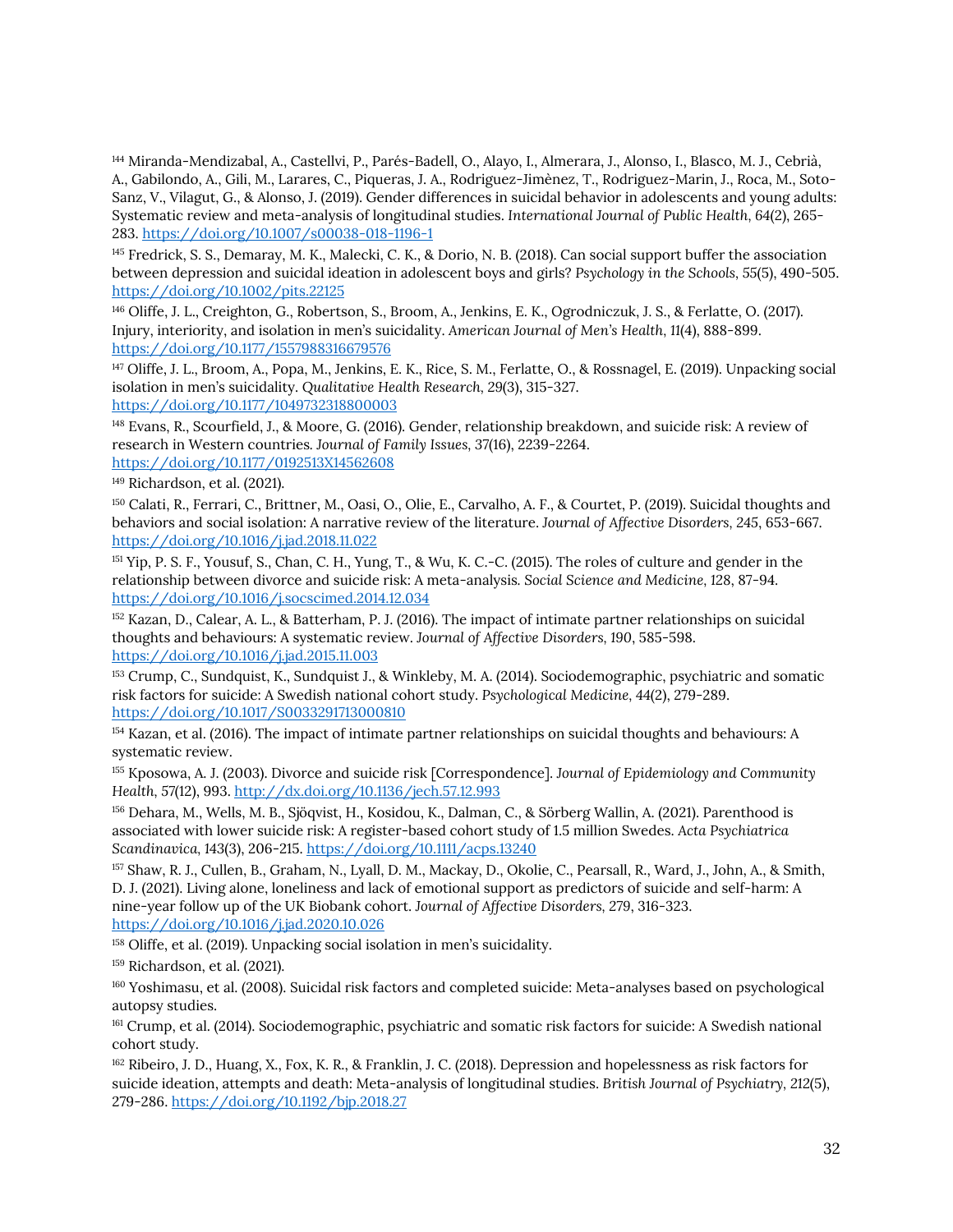[144] Miranda-Mendizabal, A., Castellví, P., Parés-Badell, O., Alayo, I., Almerara, J., Alonso, I., Blasco, M. J., Cebrià, A., Gabilondo, A., Gili, M., Larares, C., Piqueras, J. A., Rodriguez-Jimènez, T., Rodriguez-Marin, J., Roca, M., Soto-Sanz, V., Vilagut, G., & Alonso, J. (2019). Gender differences in suicidal behavior in adolescents and young adults: Systematic review and meta-analysis of longitudinal studies. *International Journal of Public Health*, 64(2), 265-283. https://doi.org/10.1007/s00038-018-1196-1

[145] Fredrick, S. S., Demaray, M. K., Malecki, C. K., & Dorio, N. B. (2018). Can social support buffer the association between depression and suicidal ideation in adolescent boys and girls? *Psychology in the Schools*, 55(5), 490-505. https://doi.org/10.1002/pits.22125

[146] Oliffe, J. L., Creighton, G., Robertson, S., Broom, A., Jenkins, E. K., Ogrodniczuk, J. S., & Ferlatte, O. (2017). Injury, interiority, and isolation in men's suicidality. *American Journal of Men's Health*, 11(4), 888-899. https://doi.org/10.1177/1557988316679576

[147] Oliffe, J. L., Broom, A., Popa, M., Jenkins, E. K., Rice, S. M., Ferlatte, O., & Rossnagel, E. (2019). Unpacking social isolation in men's suicidality. *Qualitative Health Research*, 29(3), 315-327. https://doi.org/10.1177/1049732318800003

[148] Evans, R., Scourfield, J., & Moore, G. (2016). Gender, relationship breakdown, and suicide risk: A review of research in Western countries. *Journal of Family Issues*, 37(16), 2239-2264. https://doi.org/10.1177/0192513X14562608

[149] Richardson, et al. (2021).

[150] Calati, R., Ferrari, C., Brittner, M., Oasi, O., Olie, E., Carvalho, A. F., & Courtet, P. (2019). Suicidal thoughts and behaviors and social isolation: A narrative review of the literature. *Journal of Affective Disorders*, 245, 653-667. https://doi.org/10.1016/j.jad.2018.11.022

[151] Yip, P. S. F., Yousuf, S., Chan, C. H., Yung, T., & Wu, K. C.-C. (2015). The roles of culture and gender in the relationship between divorce and suicide risk: A meta-analysis. *Social Science and Medicine*, 128, 87-94. https://doi.org/10.1016/j.socscimed.2014.12.034

[152] Kazan, D., Calear, A. L., & Batterham, P. J. (2016). The impact of intimate partner relationships on suicidal thoughts and behaviours: A systematic review. *Journal of Affective Disorders*, 190, 585-598. https://doi.org/10.1016/j.jad.2015.11.003

[153] Crump, C., Sundquist, K., Sundquist J., & Winkleby, M. A. (2014). Sociodemographic, psychiatric and somatic risk factors for suicide: A Swedish national cohort study. *Psychological Medicine*, 44(2), 279-289. https://doi.org/10.1017/S0033291713000810

[154] Kazan, et al. (2016). The impact of intimate partner relationships on suicidal thoughts and behaviours: A systematic review.

[155] Kposowa, A. J. (2003). Divorce and suicide risk [Correspondence]. *Journal of Epidemiology and Community Health*, 57(12), 993. http://dx.doi.org/10.1136/jech.57.12.993

[156] Dehara, M., Wells, M. B., Sjöqvist, H., Kosidou, K., Dalman, C., & Sörberg Wallin, A. (2021). Parenthood is associated with lower suicide risk: A register-based cohort study of 1.5 million Swedes. *Acta Psychiatrica Scandinavica*, 143(3), 206-215. https://doi.org/10.1111/acps.13240

[157] Shaw, R. J., Cullen, B., Graham, N., Lyall, D. M., Mackay, D., Okolie, C., Pearsall, R., Ward, J., John, A., & Smith, D. J. (2021). Living alone, loneliness and lack of emotional support as predictors of suicide and self-harm: A nine-year follow up of the UK Biobank cohort. *Journal of Affective Disorders*, 279, 316-323. https://doi.org/10.1016/j.jad.2020.10.026

[158] Oliffe, et al. (2019). Unpacking social isolation in men's suicidality.

[159] Richardson, et al. (2021).

[160] Yoshimasu, et al. (2008). Suicidal risk factors and completed suicide: Meta-analyses based on psychological autopsy studies.

[161] Crump, et al. (2014). Sociodemographic, psychiatric and somatic risk factors for suicide: A Swedish national cohort study.

[162] Ribeiro, J. D., Huang, X., Fox, K. R., & Franklin, J. C. (2018). Depression and hopelessness as risk factors for suicide ideation, attempts and death: Meta-analysis of longitudinal studies. *British Journal of Psychiatry*, 212(5), 279-286. https://doi.org/10.1192/bjp.2018.27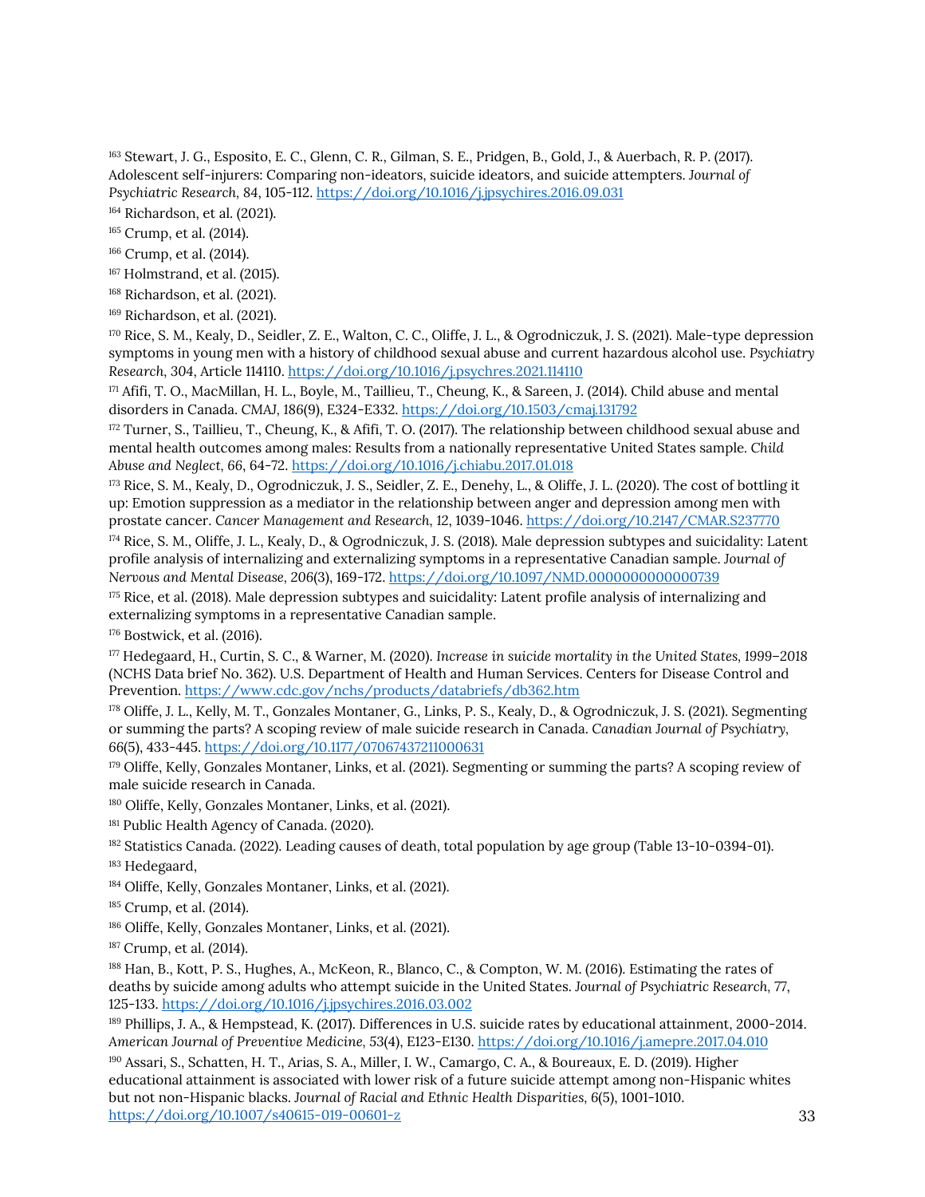[163] Stewart, J. G., Esposito, E. C., Glenn, C. R., Gilman, S. E., Pridgen, B., Gold, J., & Auerbach, R. P. (2017). Adolescent self-injurers: Comparing non-ideators, suicide ideators, and suicide attempters. *Journal of Psychiatric Research*, 84, 105-112. https://doi.org/10.1016/j.jpsychires.2016.09.031

[164] Richardson, et al. (2021).

[165] Crump, et al. (2014).

[166] Crump, et al. (2014).

[167] Holmstrand, et al. (2015).

[168] Richardson, et al. (2021).

[169] Richardson, et al. (2021).

[170] Rice, S. M., Kealy, D., Seidler, Z. E., Walton, C. C., Oliffe, J. L., & Ogrodniczuk, J. S. (2021). Male-type depression symptoms in young men with a history of childhood sexual abuse and current hazardous alcohol use. *Psychiatry Research*, 304, Article 114110. https://doi.org/10.1016/j.psychres.2021.114110

[171] Afifi, T. O., MacMillan, H. L., Boyle, M., Taillieu, T., Cheung, K., & Sareen, J. (2014). Child abuse and mental disorders in Canada. CMAJ, 186(9), E324-E332. https://doi.org/10.1503/cmaj.131792

[172] Turner, S., Taillieu, T., Cheung, K., & Afifi, T. O. (2017). The relationship between childhood sexual abuse and mental health outcomes among males: Results from a nationally representative United States sample. *Child Abuse and Neglect*, 66, 64-72. https://doi.org/10.1016/j.chiabu.2017.01.018

[173] Rice, S. M., Kealy, D., Ogrodniczuk, J. S., Seidler, Z. E., Denehy, L., & Oliffe, J. L. (2020). The cost of bottling it up: Emotion suppression as a mediator in the relationship between anger and depression among men with prostate cancer. *Cancer Management and Research*, 12, 1039-1046. https://doi.org/10.2147/CMAR.S237770

[174] Rice, S. M., Oliffe, J. L., Kealy, D., & Ogrodniczuk, J. S. (2018). Male depression subtypes and suicidality: Latent profile analysis of internalizing and externalizing symptoms in a representative Canadian sample. *Journal of Nervous and Mental Disease*, 206(3), 169-172. https://doi.org/10.1097/NMD.0000000000000739

[175] Rice, et al. (2018). Male depression subtypes and suicidality: Latent profile analysis of internalizing and externalizing symptoms in a representative Canadian sample.

[176] Bostwick, et al. (2016).

[177] Hedegaard, H., Curtin, S. C., & Warner, M. (2020). *Increase in suicide mortality in the United States, 1999–2018* (NCHS Data brief No. 362). U.S. Department of Health and Human Services. Centers for Disease Control and Prevention. https://www.cdc.gov/nchs/products/databriefs/db362.htm

[178] Oliffe, J. L., Kelly, M. T., Gonzales Montaner, G., Links, P. S., Kealy, D., & Ogrodniczuk, J. S. (2021). Segmenting or summing the parts? A scoping review of male suicide research in Canada. *Canadian Journal of Psychiatry*, 66(5), 433-445. https://doi.org/10.1177/07067437211000631

[179] Oliffe, Kelly, Gonzales Montaner, Links, et al. (2021). Segmenting or summing the parts? A scoping review of male suicide research in Canada.

[180] Oliffe, Kelly, Gonzales Montaner, Links, et al. (2021).

[181] Public Health Agency of Canada. (2020).

[182] Statistics Canada. (2022). Leading causes of death, total population by age group (Table 13-10-0394-01).

[183] Hedegaard,

[184] Oliffe, Kelly, Gonzales Montaner, Links, et al. (2021).

[185] Crump, et al. (2014).

[186] Oliffe, Kelly, Gonzales Montaner, Links, et al. (2021).

[187] Crump, et al. (2014).

[188] Han, B., Kott, P. S., Hughes, A., McKeon, R., Blanco, C., & Compton, W. M. (2016). Estimating the rates of deaths by suicide among adults who attempt suicide in the United States. *Journal of Psychiatric Research*, 77, 125-133. https://doi.org/10.1016/j.jpsychires.2016.03.002

[189] Phillips, J. A., & Hempstead, K. (2017). Differences in U.S. suicide rates by educational attainment, 2000-2014. *American Journal of Preventive Medicine*, 53(4), E123-E130. https://doi.org/10.1016/j.amepre.2017.04.010

[190] Assari, S., Schatten, H. T., Arias, S. A., Miller, I. W., Camargo, C. A., & Boureaux, E. D. (2019). Higher educational attainment is associated with lower risk of a future suicide attempt among non-Hispanic whites but not non-Hispanic blacks. *Journal of Racial and Ethnic Health Disparities*, 6(5), 1001-1010. https://doi.org/10.1007/s40615-019-00601-z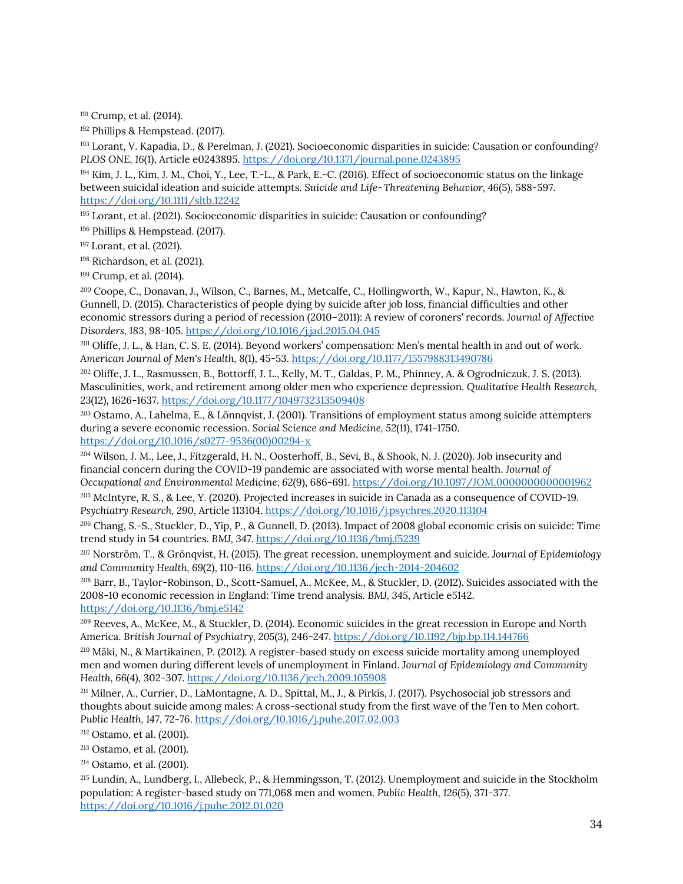[191] Crump, et al. (2014).

[192] Phillips & Hempstead. (2017).

[193] Lorant, V. Kapadia, D., & Perelman, J. (2021). Socioeconomic disparities in suicide: Causation or confounding? *PLOS ONE*, *16*(1), Article e0243895. https://doi.org/10.1371/journal.pone.0243895

[194] Kim, J. L., Kim, J. M., Choi, Y., Lee, T.-L., & Park, E.-C. (2016). Effect of socioeconomic status on the linkage between suicidal ideation and suicide attempts. *Suicide and Life-Threatening Behavior*, *46*(5), 588-597. https://doi.org/10.1111/sltb.12242

[195] Lorant, et al. (2021). Socioeconomic disparities in suicide: Causation or confounding?

[196] Phillips & Hempstead. (2017).

[197] Lorant, et al. (2021).

[198] Richardson, et al. (2021).

[199] Crump, et al. (2014).

[200] Coope, C., Donavan, J., Wilson, C., Barnes, M., Metcalfe, C., Hollingworth, W., Kapur, N., Hawton, K., & Gunnell, D. (2015). Characteristics of people dying by suicide after job loss, financial difficulties and other economic stressors during a period of recession (2010–2011): A review of coroners' records. *Journal of Affective Disorders*, 183, 98-105. https://doi.org/10.1016/j.jad.2015.04.045

[201] Oliffe, J. L., & Han, C. S. E. (2014). Beyond workers' compensation: Men's mental health in and out of work. *American Journal of Men's Health*, *8*(1), 45-53. https://doi.org/10.1177/1557988313490786

[202] Oliffe, J. L., Rasmussen, B., Bottorff, J. L., Kelly, M. T., Galdas, P. M., Phinney, A. & Ogrodniczuk, J. S. (2013). Masculinities, work, and retirement among older men who experience depression. *Qualitative Health Research*, 23(12), 1626-1637. https://doi.org/10.1177/1049732313509408

[203] Ostamo, A., Lahelma, E., & Lönnqvist, J. (2001). Transitions of employment status among suicide attempters during a severe economic recession. *Social Science and Medicine*, 52(11), 1741-1750. https://doi.org/10.1016/s0277-9536(00)00294-x

[204] Wilson, J. M., Lee, J., Fitzgerald, H. N., Oosterhoff, B., Sevi, B., & Shook, N. J. (2020). Job insecurity and financial concern during the COVID-19 pandemic are associated with worse mental health. *Journal of Occupational and Environmental Medicine*, *62*(9), 686-691. https://doi.org/10.1097/JOM.0000000000001962

[205] McIntyre, R. S., & Lee, Y. (2020). Projected increases in suicide in Canada as a consequence of COVID-19. *Psychiatry Research*, 290, Article 113104. https://doi.org/10.1016/j.psychres.2020.113104

[206] Chang, S.-S., Stuckler, D., Yip, P., & Gunnell, D. (2013). Impact of 2008 global economic crisis on suicide: Time trend study in 54 countries. *BMJ*, 347. https://doi.org/10.1136/bmj.f5239

[207] Norström, T., & Grönqvist, H. (2015). The great recession, unemployment and suicide. *Journal of Epidemiology and Community Health*, 69(2), 110-116. https://doi.org/10.1136/jech-2014-204602

[208] Barr, B., Taylor-Robinson, D., Scott-Samuel, A., McKee, M., & Stuckler, D. (2012). Suicides associated with the 2008-10 economic recession in England: Time trend analysis. *BMJ*, 345, Article e5142. https://doi.org/10.1136/bmj.e5142

[209] Reeves, A., McKee, M., & Stuckler, D. (2014). Economic suicides in the great recession in Europe and North America. *British Journal of Psychiatry*, 205(3), 246-247. https://doi.org/10.1192/bjp.bp.114.144766

[210] Mäki, N., & Martikainen, P. (2012). A register-based study on excess suicide mortality among unemployed men and women during different levels of unemployment in Finland. *Journal of Epidemiology and Community Health*, 66(4), 302-307. https://doi.org/10.1136/jech.2009.105908

[211] Milner, A., Currier, D., LaMontagne, A. D., Spittal, M., J., & Pirkis, J. (2017). Psychosocial job stressors and thoughts about suicide among males: A cross-sectional study from the first wave of the Ten to Men cohort. *Public Health*, 147, 72-76. https://doi.org/10.1016/j.puhe.2017.02.003

[212] Ostamo, et al. (2001).

[213] Ostamo, et al. (2001).

[214] Ostamo, et al. (2001).

[215] Lundin, A., Lundberg, I., Allebeck, P., & Hemmingsson, T. (2012). Unemployment and suicide in the Stockholm population: A register-based study on 771,068 men and women. *Public Health*, 126(5), 371-377. https://doi.org/10.1016/j.puhe.2012.01.020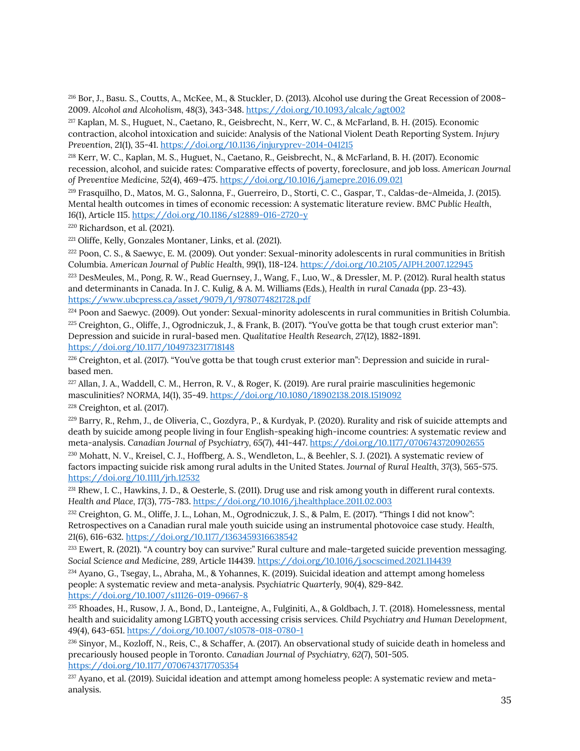[216] Bor, J., Basu. S., Coutts, A., McKee, M., & Stuckler, D. (2013). Alcohol use during the Great Recession of 2008–2009. *Alcohol and Alcoholism*, 48(3), 343-348. https://doi.org/10.1093/alcalc/agt002

[217] Kaplan, M. S., Huguet, N., Caetano, R., Geisbrecht, N., Kerr, W. C., & McFarland, B. H. (2015). Economic contraction, alcohol intoxication and suicide: Analysis of the National Violent Death Reporting System. *Injury Prevention*, *21*(1), 35-41. https://doi.org/10.1136/injuryprev-2014-041215

[218] Kerr, W. C., Kaplan, M. S., Huguet, N., Caetano, R., Geisbrecht, N., & McFarland, B. H. (2017). Economic recession, alcohol, and suicide rates: Comparative effects of poverty, foreclosure, and job loss. *American Journal of Preventive Medicine*, *52*(4), 469-475. https://doi.org/10.1016/j.amepre.2016.09.021

[219] Frasquilho, D., Matos, M. G., Salonna, F., Guerreiro, D., Storti, C. C., Gaspar, T., Caldas-de-Almeida, J. (2015). Mental health outcomes in times of economic recession: A systematic literature review. *BMC Public Health*, 16(1), Article 115. https://doi.org/10.1186/s12889-016-2720-y

[220] Richardson, et al. (2021).

[221] Oliffe, Kelly, Gonzales Montaner, Links, et al. (2021).

[222] Poon, C. S., & Saewyc, E. M. (2009). Out yonder: Sexual-minority adolescents in rural communities in British Columbia. *American Journal of Public Health*, *99*(1), 118-124. https://doi.org/10.2105/AJPH.2007.122945

[223] DesMeules, M., Pong, R. W., Read Guernsey, J., Wang, F., Luo, W., & Dressler, M. P. (2012). Rural health status and determinants in Canada. In J. C. Kulig, & A. M. Williams (Eds.), *Health in rural Canada* (pp. 23-43). https://www.ubcpress.ca/asset/9079/1/9780774821728.pdf

[224] Poon and Saewyc. (2009). Out yonder: Sexual-minority adolescents in rural communities in British Columbia.

[225] Creighton, G., Oliffe, J., Ogrodniczuk, J., & Frank, B. (2017). "You've gotta be that tough crust exterior man": Depression and suicide in rural-based men. *Qualitative Health Research*, *27*(12), 1882-1891. https://doi.org/10.1177/1049732317718148

[226] Creighton, et al. (2017). "You've gotta be that tough crust exterior man": Depression and suicide in rural-based men.

[227] Allan, J. A., Waddell, C. M., Herron, R. V., & Roger, K. (2019). Are rural prairie masculinities hegemonic masculinities? *NORMA*, *14*(1), 35-49. https://doi.org/10.1080/18902138.2018.1519092

[228] Creighton, et al. (2017).

[229] Barry, R., Rehm, J., de Oliveria, C., Gozdyra, P., & Kurdyak, P. (2020). Rurality and risk of suicide attempts and death by suicide among people living in four English-speaking high-income countries: A systematic review and meta-analysis. *Canadian Journal of Psychiatry*, *65*(7), 441-447. https://doi.org/10.1177/0706743720902655

[230] Mohatt, N. V., Kreisel, C. J., Hoffberg, A. S., Wendleton, L., & Beehler, S. J. (2021). A systematic review of factors impacting suicide risk among rural adults in the United States. *Journal of Rural Health*, 37(3), 565-575. https://doi.org/10.1111/jrh.12532

[231] Rhew, I. C., Hawkins, J. D., & Oesterle, S. (2011). Drug use and risk among youth in different rural contexts. *Health and Place*, 17(3), 775-783. https://doi.org/10.1016/j.healthplace.2011.02.003

[232] Creighton, G. M., Oliffe, J. L., Lohan, M., Ogrodniczuk, J. S., & Palm, E. (2017). "Things I did not know": Retrospectives on a Canadian rural male youth suicide using an instrumental photovoice case study. *Health*, 21(6), 616-632. https://doi.org/10.1177/1363459316638542

[233] Ewert, R. (2021). "A country boy can survive:" Rural culture and male-targeted suicide prevention messaging. *Social Science and Medicine*, 289, Article 114439. https://doi.org/10.1016/j.socscimed.2021.114439

[234] Ayano, G., Tsegay, L., Abraha, M., & Yohannes, K. (2019). Suicidal ideation and attempt among homeless people: A systematic review and meta-analysis. *Psychiatric Quarterly*, 90(4), 829-842. https://doi.org/10.1007/s11126-019-09667-8

[235] Rhoades, H., Rusow, J. A., Bond, D., Lanteigne, A., Fulginiti, A., & Goldbach, J. T. (2018). Homelessness, mental health and suicidality among LGBTQ youth accessing crisis services. *Child Psychiatry and Human Development*, 49(4), 643-651. https://doi.org/10.1007/s10578-018-0780-1

[236] Sinyor, M., Kozloff, N., Reis, C., & Schaffer, A. (2017). An observational study of suicide death in homeless and precariously housed people in Toronto. *Canadian Journal of Psychiatry*, *62*(7), 501-505. https://doi.org/10.1177/0706743717705354

[237] Ayano, et al. (2019). Suicidal ideation and attempt among homeless people: A systematic review and meta-analysis.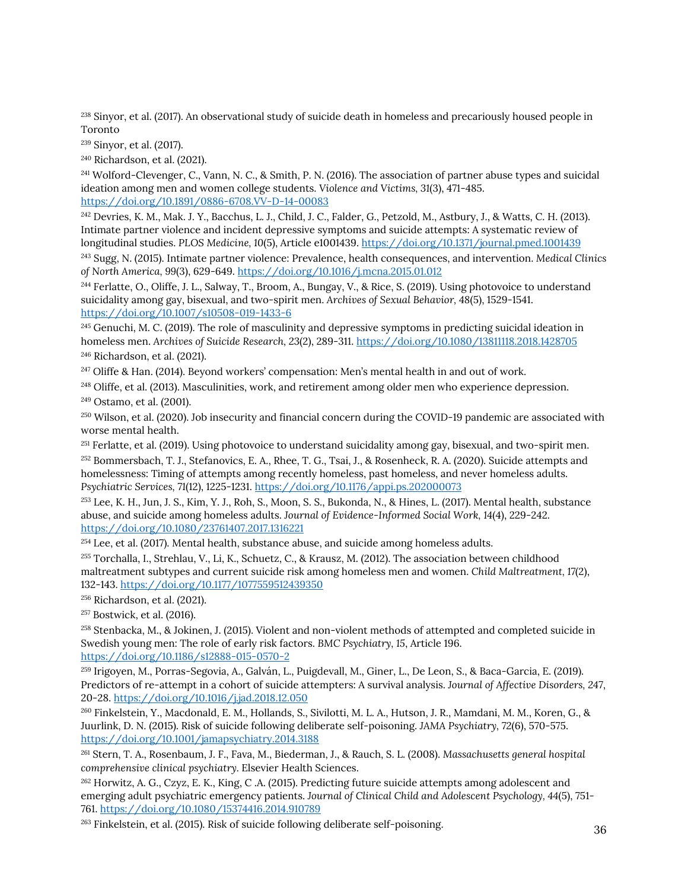[238] Sinyor, et al. (2017). An observational study of suicide death in homeless and precariously housed people in Toronto

[239] Sinyor, et al. (2017).

[240] Richardson, et al. (2021).

[241] Wolford-Clevenger, C., Vann, N. C., & Smith, P. N. (2016). The association of partner abuse types and suicidal ideation among men and women college students. *Violence and Victims*, 31(3), 471-485. https://doi.org/10.1891/0886-6708.VV-D-14-00083

[242] Devries, K. M., Mak. J. Y., Bacchus, L. J., Child, J. C., Falder, G., Petzold, M., Astbury, J., & Watts, C. H. (2013). Intimate partner violence and incident depressive symptoms and suicide attempts: A systematic review of longitudinal studies. *PLOS Medicine*, 10(5), Article e1001439. https://doi.org/10.1371/journal.pmed.1001439

[243] Sugg, N. (2015). Intimate partner violence: Prevalence, health consequences, and intervention. *Medical Clinics of North America*, 99(3), 629-649. https://doi.org/10.1016/j.mcna.2015.01.012

[244] Ferlatte, O., Oliffe, J. L., Salway, T., Broom, A., Bungay, V., & Rice, S. (2019). Using photovoice to understand suicidality among gay, bisexual, and two-spirit men. *Archives of Sexual Behavior*, 48(5), 1529-1541. https://doi.org/10.1007/s10508-019-1433-6

[245] Genuchi, M. C. (2019). The role of masculinity and depressive symptoms in predicting suicidal ideation in homeless men. *Archives of Suicide Research*, 23(2), 289-311. https://doi.org/10.1080/13811118.2018.1428705

[246] Richardson, et al. (2021).

[247] Oliffe & Han. (2014). Beyond workers' compensation: Men's mental health in and out of work.

[248] Oliffe, et al. (2013). Masculinities, work, and retirement among older men who experience depression.

[249] Ostamo, et al. (2001).

[250] Wilson, et al. (2020). Job insecurity and financial concern during the COVID-19 pandemic are associated with worse mental health.

[251] Ferlatte, et al. (2019). Using photovoice to understand suicidality among gay, bisexual, and two-spirit men.

[252] Bommersbach, T. J., Stefanovics, E. A., Rhee, T. G., Tsai, J., & Rosenheck, R. A. (2020). Suicide attempts and homelessness: Timing of attempts among recently homeless, past homeless, and never homeless adults. *Psychiatric Services*, 71(12), 1225-1231. https://doi.org/10.1176/appi.ps.202000073

[253] Lee, K. H., Jun, J. S., Kim, Y. J., Roh, S., Moon, S. S., Bukonda, N., & Hines, L. (2017). Mental health, substance abuse, and suicide among homeless adults. *Journal of Evidence-Informed Social Work*, 14(4), 229-242. https://doi.org/10.1080/23761407.2017.1316221

[254] Lee, et al. (2017). Mental health, substance abuse, and suicide among homeless adults.

[255] Torchalla, I., Strehlau, V., Li, K., Schuetz, C., & Krausz, M. (2012). The association between childhood maltreatment subtypes and current suicide risk among homeless men and women. *Child Maltreatment*, 17(2), 132-143. https://doi.org/10.1177/1077559512439350

[256] Richardson, et al. (2021).

[257] Bostwick, et al. (2016).

[258] Stenbacka, M., & Jokinen, J. (2015). Violent and non-violent methods of attempted and completed suicide in Swedish young men: The role of early risk factors. *BMC Psychiatry*, 15, Article 196. https://doi.org/10.1186/s12888-015-0570-2

[259] Irigoyen, M., Porras-Segovia, A., Galván, L., Puigdevall, M., Giner, L., De Leon, S., & Baca-Garcia, E. (2019). Predictors of re-attempt in a cohort of suicide attempters: A survival analysis. *Journal of Affective Disorders*, 247, 20-28. https://doi.org/10.1016/j.jad.2018.12.050

[260] Finkelstein, Y., Macdonald, E. M., Hollands, S., Sivilotti, M. L. A., Hutson, J. R., Mamdani, M. M., Koren, G., & Juurlink, D. N. (2015). Risk of suicide following deliberate self-poisoning. *JAMA Psychiatry*, 72(6), 570-575. https://doi.org/10.1001/jamapsychiatry.2014.3188

[261] Stern, T. A., Rosenbaum, J. F., Fava, M., Biederman, J., & Rauch, S. L. (2008). *Massachusetts general hospital comprehensive clinical psychiatry*. Elsevier Health Sciences.

[262] Horwitz, A. G., Czyz, E. K., King, C .A. (2015). Predicting future suicide attempts among adolescent and emerging adult psychiatric emergency patients. *Journal of Clinical Child and Adolescent Psychology*, 44(5), 751-761. https://doi.org/10.1080/15374416.2014.910789

[263] Finkelstein, et al. (2015). Risk of suicide following deliberate self-poisoning.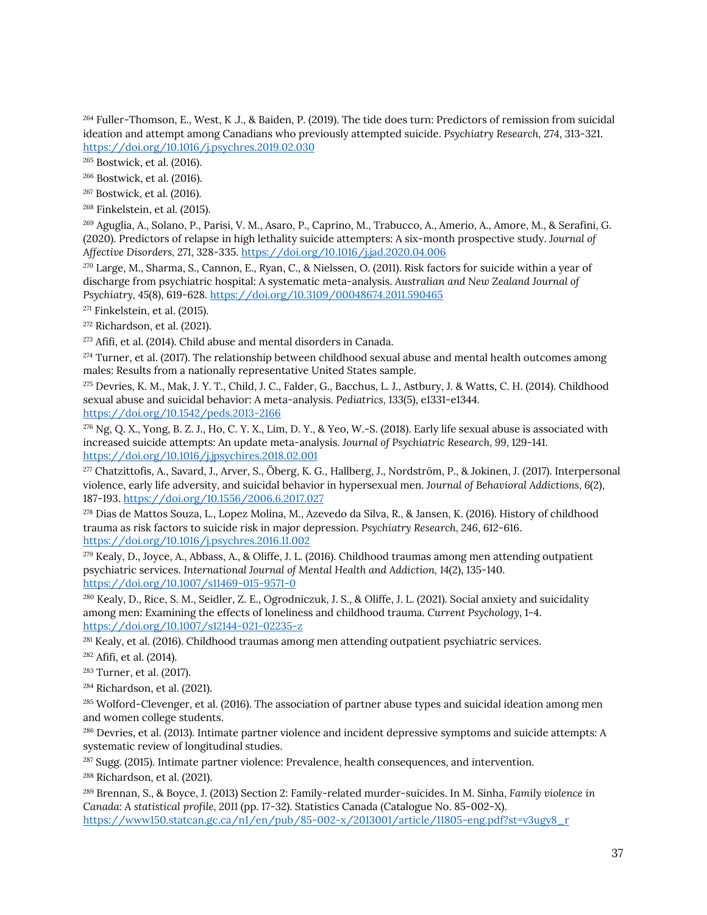[264] Fuller-Thomson, E., West, K .J., & Baiden, P. (2019). The tide does turn: Predictors of remission from suicidal ideation and attempt among Canadians who previously attempted suicide. *Psychiatry Research*, *274*, 313-321. https://doi.org/10.1016/j.psychres.2019.02.030

[265] Bostwick, et al. (2016).

[266] Bostwick, et al. (2016).

[267] Bostwick, et al. (2016).

[268] Finkelstein, et al. (2015).

[269] Aguglia, A., Solano, P., Parisi, V. M., Asaro, P., Caprino, M., Trabucco, A., Amerio, A., Amore, M., & Serafini, G. (2020). Predictors of relapse in high lethality suicide attempters: A six-month prospective study. *Journal of Affective Disorders*, *271*, 328-335. https://doi.org/10.1016/j.jad.2020.04.006

[270] Large, M., Sharma, S., Cannon, E., Ryan, C., & Nielssen, O. (2011). Risk factors for suicide within a year of discharge from psychiatric hospital: A systematic meta-analysis. *Australian and New Zealand Journal of Psychiatry*, *45*(8), 619-628. https://doi.org/10.3109/00048674.2011.590465

[271] Finkelstein, et al. (2015).

[272] Richardson, et al. (2021).

[273] Afifi, et al. (2014). Child abuse and mental disorders in Canada.

[274] Turner, et al. (2017). The relationship between childhood sexual abuse and mental health outcomes among males: Results from a nationally representative United States sample.

[275] Devries, K. M., Mak, J. Y. T., Child, J. C., Falder, G., Bacchus, L. J., Astbury, J. & Watts, C. H. (2014). Childhood sexual abuse and suicidal behavior: A meta-analysis. *Pediatrics*, *133*(5), e1331-e1344. https://doi.org/10.1542/peds.2013-2166

[276] Ng, Q. X., Yong, B. Z. J., Ho, C. Y. X., Lim, D. Y., & Yeo, W.-S. (2018). Early life sexual abuse is associated with increased suicide attempts: An update meta-analysis. *Journal of Psychiatric Research*, *99*, 129-141. https://doi.org/10.1016/j.jpsychires.2018.02.001

[277] Chatzittofis, A., Savard, J., Arver, S., Öberg, K. G., Hallberg, J., Nordström, P., & Jokinen, J. (2017). Interpersonal violence, early life adversity, and suicidal behavior in hypersexual men. *Journal of Behavioral Addictions*, *6*(2), 187-193. https://doi.org/10.1556/2006.6.2017.027

[278] Dias de Mattos Souza, L., Lopez Molina, M., Azevedo da Silva, R., & Jansen, K. (2016). History of childhood trauma as risk factors to suicide risk in major depression. *Psychiatry Research*, *246*, 612-616. https://doi.org/10.1016/j.psychres.2016.11.002

[279] Kealy, D., Joyce, A., Abbass, A., & Oliffe, J. L. (2016). Childhood traumas among men attending outpatient psychiatric services. *International Journal of Mental Health and Addiction*, *14*(2), 135-140. https://doi.org/10.1007/s11469-015-9571-0

[280] Kealy, D., Rice, S. M., Seidler, Z. E., Ogrodniczuk, J. S., & Oliffe, J. L. (2021). Social anxiety and suicidality among men: Examining the effects of loneliness and childhood trauma. *Current Psychology*, 1-4. https://doi.org/10.1007/s12144-021-02235-z

[281] Kealy, et al. (2016). Childhood traumas among men attending outpatient psychiatric services.

[282] Afifi, et al. (2014).

[283] Turner, et al. (2017).

[284] Richardson, et al. (2021).

[285] Wolford-Clevenger, et al. (2016). The association of partner abuse types and suicidal ideation among men and women college students.

[286] Devries, et al. (2013). Intimate partner violence and incident depressive symptoms and suicide attempts: A systematic review of longitudinal studies.

[287] Sugg. (2015). Intimate partner violence: Prevalence, health consequences, and intervention.

[288] Richardson, et al. (2021).

[289] Brennan, S., & Boyce, J. (2013) Section 2: Family-related murder-suicides. In M. Sinha, *Family violence in Canada: A statistical profile, 2011* (pp. 17-32). Statistics Canada (Catalogue No. 85-002-X). https://www150.statcan.gc.ca/n1/en/pub/85-002-x/2013001/article/11805-eng.pdf?st=v3ugy8_r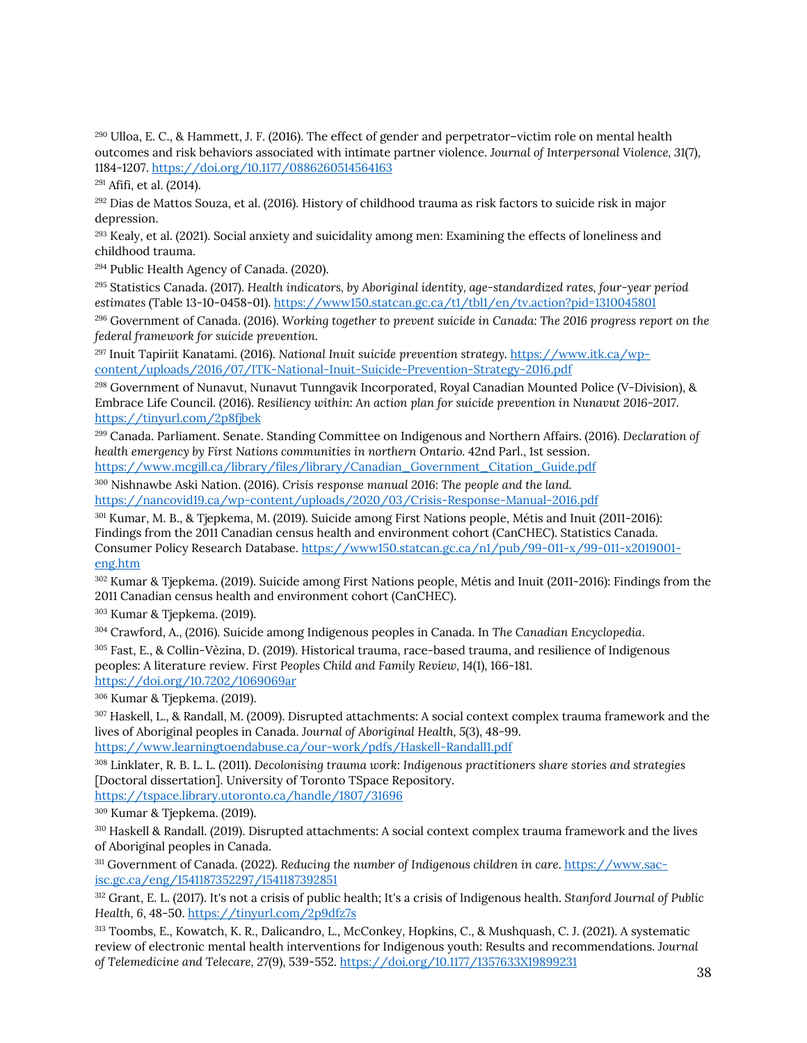[290] Ulloa, E. C., & Hammett, J. F. (2016). The effect of gender and perpetrator–victim role on mental health outcomes and risk behaviors associated with intimate partner violence. *Journal of Interpersonal Violence*, 31(7), 1184-1207. https://doi.org/10.1177/0886260514564163

[291] Afifi, et al. (2014).

[292] Dias de Mattos Souza, et al. (2016). History of childhood trauma as risk factors to suicide risk in major depression.

[293] Kealy, et al. (2021). Social anxiety and suicidality among men: Examining the effects of loneliness and childhood trauma.

[294] Public Health Agency of Canada. (2020).

[295] Statistics Canada. (2017). *Health indicators, by Aboriginal identity, age-standardized rates, four-year period estimates* (Table 13-10-0458-01). https://www150.statcan.gc.ca/t1/tbl1/en/tv.action?pid=1310045801

[296] Government of Canada. (2016). *Working together to prevent suicide in Canada: The 2016 progress report on the federal framework for suicide prevention.*

[297] Inuit Tapiriit Kanatami. (2016). *National Inuit suicide prevention strategy*. https://www.itk.ca/wp-content/uploads/2016/07/ITK-National-Inuit-Suicide-Prevention-Strategy-2016.pdf

[298] Government of Nunavut, Nunavut Tunngavik Incorporated, Royal Canadian Mounted Police (V-Division), & Embrace Life Council. (2016). *Resiliency within: An action plan for suicide prevention in Nunavut 2016-2017.* https://tinyurl.com/2p8fjbek

[299] Canada. Parliament. Senate. Standing Committee on Indigenous and Northern Affairs. (2016). *Declaration of health emergency by First Nations communities in northern Ontario.* 42nd Parl., 1st session. https://www.mcgill.ca/library/files/library/Canadian_Government_Citation_Guide.pdf

[300] Nishnawbe Aski Nation. (2016). *Crisis response manual 2016: The people and the land.* https://nancovid19.ca/wp-content/uploads/2020/03/Crisis-Response-Manual-2016.pdf

[301] Kumar, M. B., & Tjepkema, M. (2019). Suicide among First Nations people, Métis and Inuit (2011-2016): Findings from the 2011 Canadian census health and environment cohort (CanCHEC). Statistics Canada. Consumer Policy Research Database. https://www150.statcan.gc.ca/n1/pub/99-011-x/99-011-x2019001-eng.htm

[302] Kumar & Tjepkema. (2019). Suicide among First Nations people, Métis and Inuit (2011-2016): Findings from the 2011 Canadian census health and environment cohort (CanCHEC).

[303] Kumar & Tjepkema. (2019).

[304] Crawford, A., (2016). Suicide among Indigenous peoples in Canada. In *The Canadian Encyclopedia*.

[305] Fast, E., & Collin-Vèzina, D. (2019). Historical trauma, race-based trauma, and resilience of Indigenous peoples: A literature review. *First Peoples Child and Family Review*, 14(1), 166-181. https://doi.org/10.7202/1069069ar

[306] Kumar & Tjepkema. (2019).

[307] Haskell, L., & Randall, M. (2009). Disrupted attachments: A social context complex trauma framework and the lives of Aboriginal peoples in Canada. *Journal of Aboriginal Health*, 5(3), 48-99. https://www.learningtoendabuse.ca/our-work/pdfs/Haskell-Randall1.pdf

[308] Linklater, R. B. L. L. (2011). *Decolonising trauma work: Indigenous practitioners share stories and strategies* [Doctoral dissertation]. University of Toronto TSpace Repository. https://tspace.library.utoronto.ca/handle/1807/31696

[309] Kumar & Tjepkema. (2019).

[310] Haskell & Randall. (2019). Disrupted attachments: A social context complex trauma framework and the lives of Aboriginal peoples in Canada.

[311] Government of Canada. (2022). *Reducing the number of Indigenous children in care*. https://www.sac-isc.gc.ca/eng/1541187352297/1541187392851

[312] Grant, E. L. (2017). It's not a crisis of public health; It's a crisis of Indigenous health. *Stanford Journal of Public Health*, 6, 48-50. https://tinyurl.com/2p9dfz7s

[313] Toombs, E., Kowatch, K. R., Dalicandro, L., McConkey, Hopkins, C., & Mushquash, C. J. (2021). A systematic review of electronic mental health interventions for Indigenous youth: Results and recommendations. *Journal of Telemedicine and Telecare*, 27(9), 539-552. https://doi.org/10.1177/1357633X19899231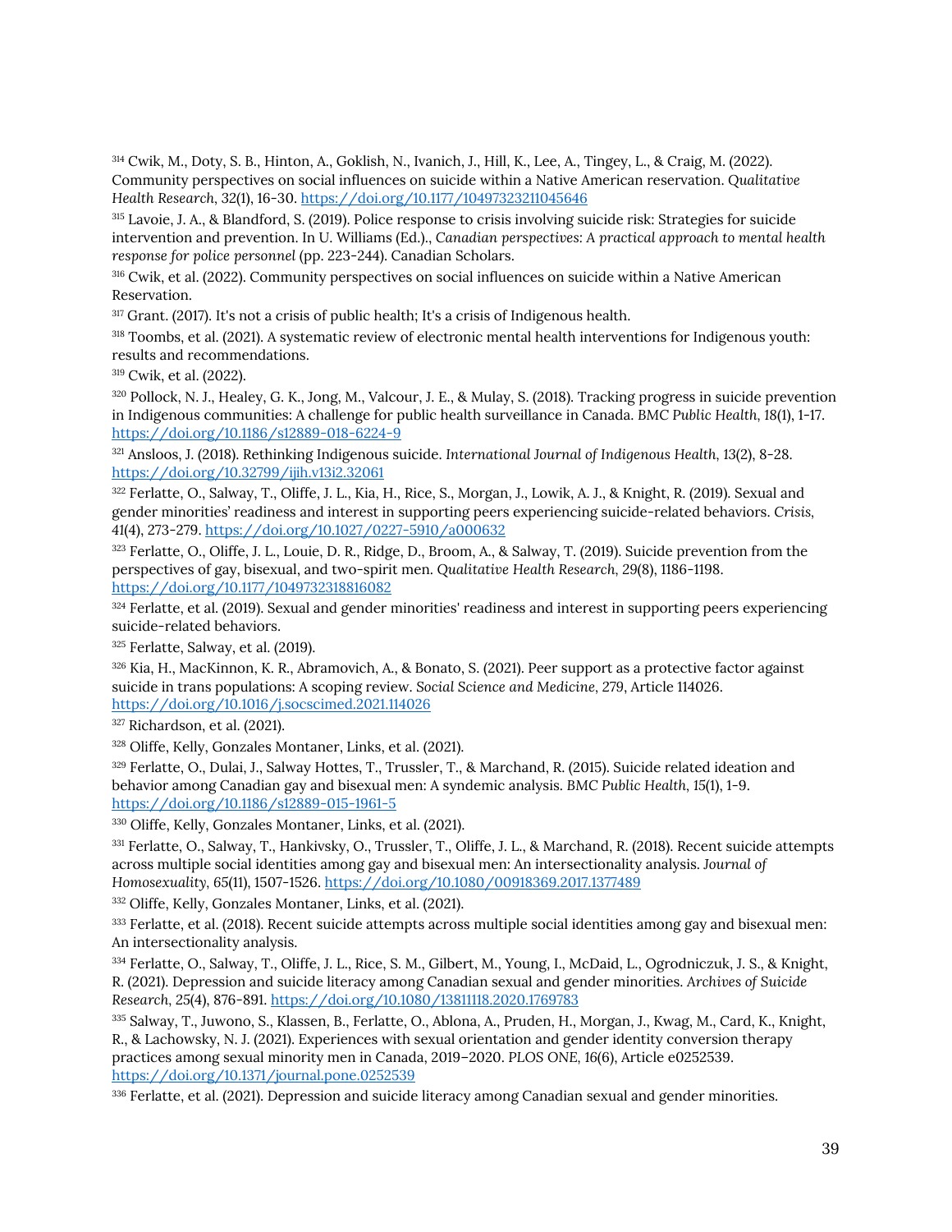[314] Cwik, M., Doty, S. B., Hinton, A., Goklish, N., Ivanich, J., Hill, K., Lee, A., Tingey, L., & Craig, M. (2022). Community perspectives on social influences on suicide within a Native American reservation. *Qualitative Health Research*, *32*(1), 16-30. https://doi.org/10.1177/10497323211045646

[315] Lavoie, J. A., & Blandford, S. (2019). Police response to crisis involving suicide risk: Strategies for suicide intervention and prevention. In U. Williams (Ed.)., *Canadian perspectives: A practical approach to mental health response for police personnel* (pp. 223-244). Canadian Scholars.

[316] Cwik, et al. (2022). Community perspectives on social influences on suicide within a Native American Reservation.

[317] Grant. (2017). It's not a crisis of public health; It's a crisis of Indigenous health.

[318] Toombs, et al. (2021). A systematic review of electronic mental health interventions for Indigenous youth: results and recommendations.

[319] Cwik, et al. (2022).

[320] Pollock, N. J., Healey, G. K., Jong, M., Valcour, J. E., & Mulay, S. (2018). Tracking progress in suicide prevention in Indigenous communities: A challenge for public health surveillance in Canada. *BMC Public Health*, *18*(1), 1-17. https://doi.org/10.1186/s12889-018-6224-9

[321] Ansloos, J. (2018). Rethinking Indigenous suicide. *International Journal of Indigenous Health*, *13*(2), 8-28. https://doi.org/10.32799/ijih.v13i2.32061

[322] Ferlatte, O., Salway, T., Oliffe, J. L., Kia, H., Rice, S., Morgan, J., Lowik, A. J., & Knight, R. (2019). Sexual and gender minorities' readiness and interest in supporting peers experiencing suicide-related behaviors. *Crisis*, *41*(4), 273-279. https://doi.org/10.1027/0227-5910/a000632

[323] Ferlatte, O., Oliffe, J. L., Louie, D. R., Ridge, D., Broom, A., & Salway, T. (2019). Suicide prevention from the perspectives of gay, bisexual, and two-spirit men. *Qualitative Health Research*, *29*(8), 1186-1198. https://doi.org/10.1177/1049732318816082

[324] Ferlatte, et al. (2019). Sexual and gender minorities' readiness and interest in supporting peers experiencing suicide-related behaviors.

[325] Ferlatte, Salway, et al. (2019).

[326] Kia, H., MacKinnon, K. R., Abramovich, A., & Bonato, S. (2021). Peer support as a protective factor against suicide in trans populations: A scoping review. *Social Science and Medicine*, *279*, Article 114026. https://doi.org/10.1016/j.socscimed.2021.114026

[327] Richardson, et al. (2021).

[328] Oliffe, Kelly, Gonzales Montaner, Links, et al. (2021).

[329] Ferlatte, O., Dulai, J., Salway Hottes, T., Trussler, T., & Marchand, R. (2015). Suicide related ideation and behavior among Canadian gay and bisexual men: A syndemic analysis. *BMC Public Health*, *15*(1), 1-9. https://doi.org/10.1186/s12889-015-1961-5

[330] Oliffe, Kelly, Gonzales Montaner, Links, et al. (2021).

[331] Ferlatte, O., Salway, T., Hankivsky, O., Trussler, T., Oliffe, J. L., & Marchand, R. (2018). Recent suicide attempts across multiple social identities among gay and bisexual men: An intersectionality analysis. *Journal of Homosexuality*, *65*(11), 1507-1526. https://doi.org/10.1080/00918369.2017.1377489

[332] Oliffe, Kelly, Gonzales Montaner, Links, et al. (2021).

[333] Ferlatte, et al. (2018). Recent suicide attempts across multiple social identities among gay and bisexual men: An intersectionality analysis.

[334] Ferlatte, O., Salway, T., Oliffe, J. L., Rice, S. M., Gilbert, M., Young, I., McDaid, L., Ogrodniczuk, J. S., & Knight, R. (2021). Depression and suicide literacy among Canadian sexual and gender minorities. *Archives of Suicide Research*, *25*(4), 876-891. https://doi.org/10.1080/13811118.2020.1769783

[335] Salway, T., Juwono, S., Klassen, B., Ferlatte, O., Ablona, A., Pruden, H., Morgan, J., Kwag, M., Card, K., Knight, R., & Lachowsky, N. J. (2021). Experiences with sexual orientation and gender identity conversion therapy practices among sexual minority men in Canada, 2019–2020. *PLOS ONE*, *16*(6), Article e0252539. https://doi.org/10.1371/journal.pone.0252539

[336] Ferlatte, et al. (2021). Depression and suicide literacy among Canadian sexual and gender minorities.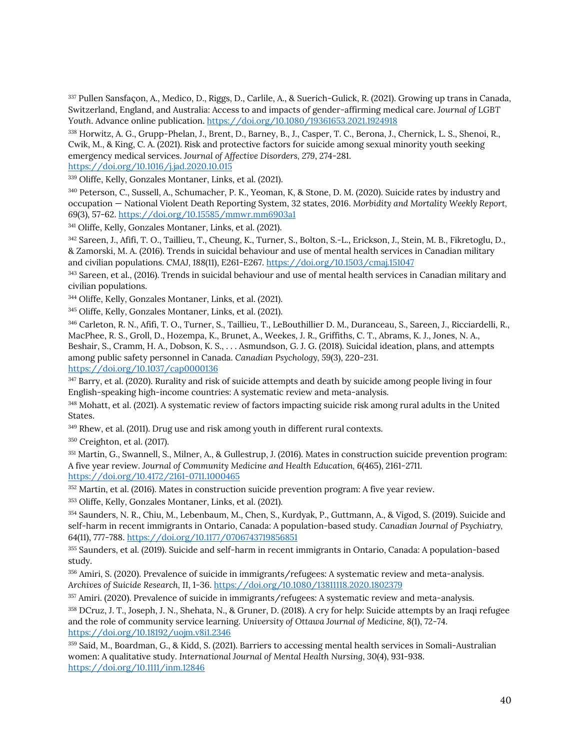[337] Pullen Sansfaçon, A., Medico, D., Riggs, D., Carlile, A., & Suerich-Gulick, R. (2021). Growing up trans in Canada, Switzerland, England, and Australia: Access to and impacts of gender-affirming medical care. *Journal of LGBT Youth*. Advance online publication. https://doi.org/10.1080/19361653.2021.1924918

[338] Horwitz, A. G., Grupp-Phelan, J., Brent, D., Barney, B., J., Casper, T. C., Berona, J., Chernick, L. S., Shenoi, R., Cwik, M., & King, C. A. (2021). Risk and protective factors for suicide among sexual minority youth seeking emergency medical services. *Journal of Affective Disorders*, 279, 274-281. https://doi.org/10.1016/j.jad.2020.10.015

[339] Oliffe, Kelly, Gonzales Montaner, Links, et al. (2021).

[340] Peterson, C., Sussell, A., Schumacher, P. K., Yeoman, K, & Stone, D. M. (2020). Suicide rates by industry and occupation — National Violent Death Reporting System, 32 states, 2016. *Morbidity and Mortality Weekly Report*, 69(3), 57-62. https://doi.org/10.15585/mmwr.mm6903a1

[341] Oliffe, Kelly, Gonzales Montaner, Links, et al. (2021).

[342] Sareen, J., Afifi, T. O., Taillieu, T., Cheung, K., Turner, S., Bolton, S.-L., Erickson, J., Stein, M. B., Fikretoglu, D., & Zamorski, M. A. (2016). Trends in suicidal behaviour and use of mental health services in Canadian military and civilian populations. *CMAJ*, 188(11), E261-E267. https://doi.org/10.1503/cmaj.151047

[343] Sareen, et al., (2016). Trends in suicidal behaviour and use of mental health services in Canadian military and civilian populations.

[344] Oliffe, Kelly, Gonzales Montaner, Links, et al. (2021).

[345] Oliffe, Kelly, Gonzales Montaner, Links, et al. (2021).

[346] Carleton, R. N., Afifi, T. O., Turner, S., Taillieu, T., LeBouthillier D. M., Duranceau, S., Sareen, J., Ricciardelli, R., MacPhee, R. S., Groll, D., Hozempa, K., Brunet, A., Weekes, J. R., Griffiths, C. T., Abrams, K. J., Jones, N. A., Beshair, S., Cramm, H. A., Dobson, K. S., . . . Asmundson, G. J. G. (2018). Suicidal ideation, plans, and attempts among public safety personnel in Canada. *Canadian Psychology*, 59(3), 220-231. https://doi.org/10.1037/cap0000136

[347] Barry, et al. (2020). Rurality and risk of suicide attempts and death by suicide among people living in four English-speaking high-income countries: A systematic review and meta-analysis.

[348] Mohatt, et al. (2021). A systematic review of factors impacting suicide risk among rural adults in the United States.

[349] Rhew, et al. (2011). Drug use and risk among youth in different rural contexts.

[350] Creighton, et al. (2017).

[351] Martin, G., Swannell, S., Milner, A., & Gullestrup, J. (2016). Mates in construction suicide prevention program: A five year review. *Journal of Community Medicine and Health Education*, 6(465), 2161-2711. https://doi.org/10.4172/2161-0711.1000465

[352] Martin, et al. (2016). Mates in construction suicide prevention program: A five year review.

[353] Oliffe, Kelly, Gonzales Montaner, Links, et al. (2021).

[354] Saunders, N. R., Chiu, M., Lebenbaum, M., Chen, S., Kurdyak, P., Guttmann, A., & Vigod, S. (2019). Suicide and self-harm in recent immigrants in Ontario, Canada: A population-based study. *Canadian Journal of Psychiatry*, 64(11), 777-788. https://doi.org/10.1177/0706743719856851

[355] Saunders, et al. (2019). Suicide and self-harm in recent immigrants in Ontario, Canada: A population-based study.

[356] Amiri, S. (2020). Prevalence of suicide in immigrants/refugees: A systematic review and meta-analysis. *Archives of Suicide Research*, 11, 1-36. https://doi.org/10.1080/13811118.2020.1802379

[357] Amiri. (2020). Prevalence of suicide in immigrants/refugees: A systematic review and meta-analysis.

[358] DCruz, J. T., Joseph, J. N., Shehata, N., & Gruner, D. (2018). A cry for help: Suicide attempts by an Iraqi refugee and the role of community service learning. *University of Ottawa Journal of Medicine*, 8(1), 72-74. https://doi.org/10.18192/uojm.v8i1.2346

[359] Said, M., Boardman, G., & Kidd, S. (2021). Barriers to accessing mental health services in Somali-Australian women: A qualitative study. *International Journal of Mental Health Nursing*, 30(4), 931-938. https://doi.org/10.1111/inm.12846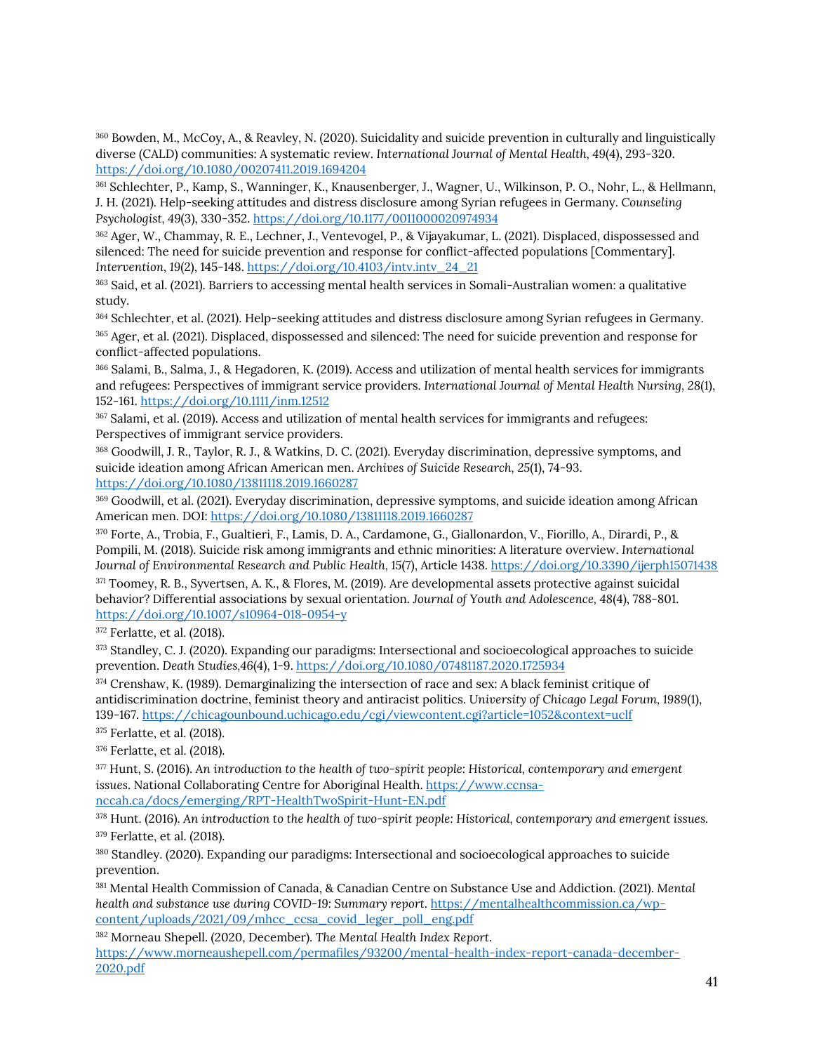[360] Bowden, M., McCoy, A., & Reavley, N. (2020). Suicidality and suicide prevention in culturally and linguistically diverse (CALD) communities: A systematic review. *International Journal of Mental Health*, 49(4), 293-320. https://doi.org/10.1080/00207411.2019.1694204

[361] Schlechter, P., Kamp, S., Wanninger, K., Knausenberger, J., Wagner, U., Wilkinson, P. O., Nohr, L., & Hellmann, J. H. (2021). Help-seeking attitudes and distress disclosure among Syrian refugees in Germany. *Counseling Psychologist*, 49(3), 330-352. https://doi.org/10.1177/0011000020974934

[362] Ager, W., Chammay, R. E., Lechner, J., Ventevogel, P., & Vijayakumar, L. (2021). Displaced, dispossessed and silenced: The need for suicide prevention and response for conflict-affected populations [Commentary]. *Intervention*, 19(2), 145-148. https://doi.org/10.4103/intv.intv_24_21

[363] Said, et al. (2021). Barriers to accessing mental health services in Somali-Australian women: a qualitative study.

[364] Schlechter, et al. (2021). Help-seeking attitudes and distress disclosure among Syrian refugees in Germany.

[365] Ager, et al. (2021). Displaced, dispossessed and silenced: The need for suicide prevention and response for conflict-affected populations.

[366] Salami, B., Salma, J., & Hegadoren, K. (2019). Access and utilization of mental health services for immigrants and refugees: Perspectives of immigrant service providers. *International Journal of Mental Health Nursing*, *28*(1), 152-161. https://doi.org/10.1111/inm.12512

[367] Salami, et al. (2019). Access and utilization of mental health services for immigrants and refugees: Perspectives of immigrant service providers.

[368] Goodwill, J. R., Taylor, R. J., & Watkins, D. C. (2021). Everyday discrimination, depressive symptoms, and suicide ideation among African American men. *Archives of Suicide Research*, 25(1), 74-93. https://doi.org/10.1080/13811118.2019.1660287

[369] Goodwill, et al. (2021). Everyday discrimination, depressive symptoms, and suicide ideation among African American men. DOI: https://doi.org/10.1080/13811118.2019.1660287

[370] Forte, A., Trobia, F., Gualtieri, F., Lamis, D. A., Cardamone, G., Giallonardon, V., Fiorillo, A., Dirardi, P., & Pompili, M. (2018). Suicide risk among immigrants and ethnic minorities: A literature overview. *International Journal of Environmental Research and Public Health*, 15(7), Article 1438. https://doi.org/10.3390/ijerph15071438

[371] Toomey, R. B., Syvertsen, A. K., & Flores, M. (2019). Are developmental assets protective against suicidal behavior? Differential associations by sexual orientation. *Journal of Youth and Adolescence*, 48(4), 788-801. https://doi.org/10.1007/s10964-018-0954-y

[372] Ferlatte, et al. (2018).

[373] Standley, C. J. (2020). Expanding our paradigms: Intersectional and socioecological approaches to suicide prevention. *Death Studies*,*46*(4), 1-9. https://doi.org/10.1080/07481187.2020.1725934

[374] Crenshaw, K. (1989). Demarginalizing the intersection of race and sex: A black feminist critique of antidiscrimination doctrine, feminist theory and antiracist politics. *University of Chicago Legal Forum*, 1989(1), 139-167. https://chicagounbound.uchicago.edu/cgi/viewcontent.cgi?article=1052&context=uclf

[375] Ferlatte, et al. (2018).

[376] Ferlatte, et al. (2018).

[377] Hunt, S. (2016). *An introduction to the health of two-spirit people: Historical, contemporary and emergent issues*. National Collaborating Centre for Aboriginal Health. https://www.ccnsa-nccah.ca/docs/emerging/RPT-HealthTwoSpirit-Hunt-EN.pdf

[378] Hunt. (2016). *An introduction to the health of two-spirit people: Historical, contemporary and emergent issues.*

[379] Ferlatte, et al. (2018).

[380] Standley. (2020). Expanding our paradigms: Intersectional and socioecological approaches to suicide prevention.

[381] Mental Health Commission of Canada, & Canadian Centre on Substance Use and Addiction. (2021). *Mental health and substance use during COVID-19: Summary report*. https://mentalhealthcommission.ca/wp-content/uploads/2021/09/mhcc_ccsa_covid_leger_poll_eng.pdf

[382] Morneau Shepell. (2020, December). *The Mental Health Index Report*. https://www.morneaushepell.com/permafiles/93200/mental-health-index-report-canada-december-2020.pdf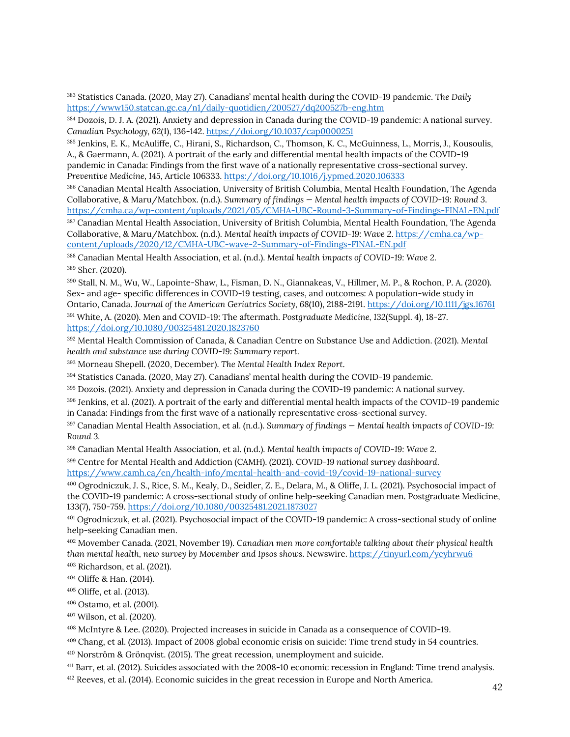[383] Statistics Canada. (2020, May 27). Canadians' mental health during the COVID-19 pandemic. *The Daily* https://www150.statcan.gc.ca/n1/daily-quotidien/200527/dq200527b-eng.htm

[384] Dozois, D. J. A. (2021). Anxiety and depression in Canada during the COVID-19 pandemic: A national survey. *Canadian Psychology*, *62*(1), 136-142. https://doi.org/10.1037/cap0000251

[385] Jenkins, E. K., McAuliffe, C., Hirani, S., Richardson, C., Thomson, K. C., McGuinness, L., Morris, J., Kousoulis, A., & Gaermann, A. (2021). A portrait of the early and differential mental health impacts of the COVID-19 pandemic in Canada: Findings from the first wave of a nationally representative cross-sectional survey. *Preventive Medicine*, 145, Article 106333. https://doi.org/10.1016/j.ypmed.2020.106333

[386] Canadian Mental Health Association, University of British Columbia, Mental Health Foundation, The Agenda Collaborative, & Maru/Matchbox. (n.d.). *Summary of findings — Mental health impacts of COVID-19: Round 3*. https://cmha.ca/wp-content/uploads/2021/05/CMHA-UBC-Round-3-Summary-of-Findings-FINAL-EN.pdf

[387] Canadian Mental Health Association, University of British Columbia, Mental Health Foundation, The Agenda Collaborative, & Maru/Matchbox. (n.d.). *Mental health impacts of COVID-19: Wave 2*. https://cmha.ca/wp-content/uploads/2020/12/CMHA-UBC-wave-2-Summary-of-Findings-FINAL-EN.pdf

[388] Canadian Mental Health Association, et al. (n.d.). *Mental health impacts of COVID-19: Wave 2*.

[389] Sher. (2020).

[390] Stall, N. M., Wu, W., Lapointe-Shaw, L., Fisman, D. N., Giannakeas, V., Hillmer, M. P., & Rochon, P. A. (2020). Sex- and age- specific differences in COVID-19 testing, cases, and outcomes: A population-wide study in Ontario, Canada. *Journal of the American Geriatrics Society*, *68*(10), 2188-2191. https://doi.org/10.1111/jgs.16761

[391] White, A. (2020). Men and COVID-19: The aftermath. *Postgraduate Medicine*, *132*(Suppl. 4), 18-27. https://doi.org/10.1080/00325481.2020.1823760

[392] Mental Health Commission of Canada, & Canadian Centre on Substance Use and Addiction. (2021). *Mental health and substance use during COVID-19: Summary report*.

[393] Morneau Shepell. (2020, December). *The Mental Health Index Report*.

[394] Statistics Canada. (2020, May 27). Canadians' mental health during the COVID-19 pandemic.

[395] Dozois. (2021). Anxiety and depression in Canada during the COVID-19 pandemic: A national survey.

[396] Jenkins, et al. (2021). A portrait of the early and differential mental health impacts of the COVID-19 pandemic in Canada: Findings from the first wave of a nationally representative cross-sectional survey.

[397] Canadian Mental Health Association, et al. (n.d.). *Summary of findings — Mental health impacts of COVID-19: Round 3*.

[398] Canadian Mental Health Association, et al. (n.d.). *Mental health impacts of COVID-19: Wave 2*.

[399] Centre for Mental Health and Addiction (CAMH). (2021). *COVID-19 national survey dashboard*. https://www.camh.ca/en/health-info/mental-health-and-covid-19/covid-19-national-survey

[400] Ogrodniczuk, J. S., Rice, S. M., Kealy, D., Seidler, Z. E., Delara, M., & Oliffe, J. L. (2021). Psychosocial impact of the COVID-19 pandemic: A cross-sectional study of online help-seeking Canadian men. Postgraduate Medicine, 133(7), 750-759. https://doi.org/10.1080/00325481.2021.1873027

[401] Ogrodniczuk, et al. (2021). Psychosocial impact of the COVID-19 pandemic: A cross-sectional study of online help-seeking Canadian men.

[402] Movember Canada. (2021, November 19). *Canadian men more comfortable talking about their physical health than mental health, new survey by Movember and Ipsos shows*. Newswire. https://tinyurl.com/ycyhrwu6

[403] Richardson, et al. (2021).

[404] Oliffe & Han. (2014).

[405] Oliffe, et al. (2013).

[406] Ostamo, et al. (2001).

[407] Wilson, et al. (2020).

[408] McIntyre & Lee. (2020). Projected increases in suicide in Canada as a consequence of COVID-19.

[409] Chang, et al. (2013). Impact of 2008 global economic crisis on suicide: Time trend study in 54 countries.

[410] Norström & Grönqvist. (2015). The great recession, unemployment and suicide.

[411] Barr, et al. (2012). Suicides associated with the 2008-10 economic recession in England: Time trend analysis.

[412] Reeves, et al. (2014). Economic suicides in the great recession in Europe and North America.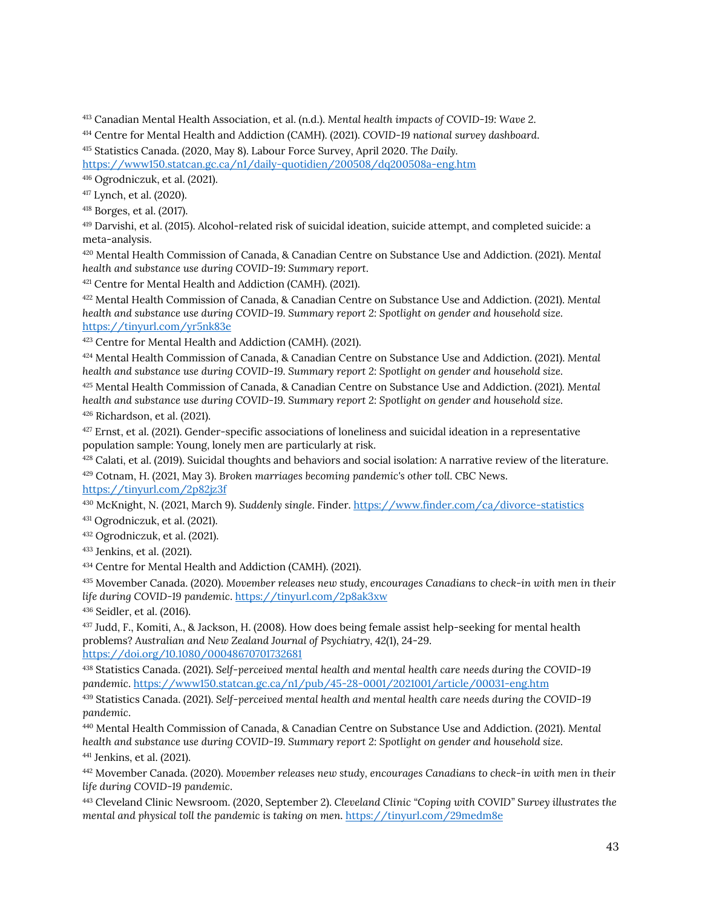[413] Canadian Mental Health Association, et al. (n.d.). *Mental health impacts of COVID-19: Wave 2.*

[414] Centre for Mental Health and Addiction (CAMH). (2021). *COVID-19 national survey dashboard.*

[415] Statistics Canada. (2020, May 8). Labour Force Survey, April 2020. *The Daily.* https://www150.statcan.gc.ca/n1/daily-quotidien/200508/dq200508a-eng.htm

[416] Ogrodniczuk, et al. (2021).

[417] Lynch, et al. (2020).

[418] Borges, et al. (2017).

[419] Darvishi, et al. (2015). Alcohol-related risk of suicidal ideation, suicide attempt, and completed suicide: a meta-analysis.

[420] Mental Health Commission of Canada, & Canadian Centre on Substance Use and Addiction. (2021). *Mental health and substance use during COVID-19: Summary report.*

[421] Centre for Mental Health and Addiction (CAMH). (2021).

[422] Mental Health Commission of Canada, & Canadian Centre on Substance Use and Addiction. (2021). *Mental health and substance use during COVID-19. Summary report 2: Spotlight on gender and household size.* https://tinyurl.com/yr5nk83e

[423] Centre for Mental Health and Addiction (CAMH). (2021).

[424] Mental Health Commission of Canada, & Canadian Centre on Substance Use and Addiction. (2021). *Mental health and substance use during COVID-19. Summary report 2: Spotlight on gender and household size.*

[425] Mental Health Commission of Canada, & Canadian Centre on Substance Use and Addiction. (2021). *Mental health and substance use during COVID-19. Summary report 2: Spotlight on gender and household size.*

[426] Richardson, et al. (2021).

[427] Ernst, et al. (2021). Gender-specific associations of loneliness and suicidal ideation in a representative population sample: Young, lonely men are particularly at risk.

[428] Calati, et al. (2019). Suicidal thoughts and behaviors and social isolation: A narrative review of the literature.

[429] Cotnam, H. (2021, May 3). *Broken marriages becoming pandemic's other toll.* CBC News. https://tinyurl.com/2p82jz3f

[430] McKnight, N. (2021, March 9). *Suddenly single.* Finder. https://www.finder.com/ca/divorce-statistics

[431] Ogrodniczuk, et al. (2021).

[432] Ogrodniczuk, et al. (2021).

[433] Jenkins, et al. (2021).

[434] Centre for Mental Health and Addiction (CAMH). (2021).

[435] Movember Canada. (2020). *Movember releases new study, encourages Canadians to check-in with men in their life during COVID-19 pandemic.* https://tinyurl.com/2p8ak3xw

[436] Seidler, et al. (2016).

[437] Judd, F., Komiti, A., & Jackson, H. (2008). How does being female assist help-seeking for mental health problems? *Australian and New Zealand Journal of Psychiatry, 42*(1), 24-29. https://doi.org/10.1080/00048670701732681

[438] Statistics Canada. (2021). *Self-perceived mental health and mental health care needs during the COVID-19 pandemic.* https://www150.statcan.gc.ca/n1/pub/45-28-0001/2021001/article/00031-eng.htm

[439] Statistics Canada. (2021). *Self-perceived mental health and mental health care needs during the COVID-19 pandemic.*

[440] Mental Health Commission of Canada, & Canadian Centre on Substance Use and Addiction. (2021). *Mental health and substance use during COVID-19. Summary report 2: Spotlight on gender and household size.*

[441] Jenkins, et al. (2021).

[442] Movember Canada. (2020). *Movember releases new study, encourages Canadians to check-in with men in their life during COVID-19 pandemic.*

[443] Cleveland Clinic Newsroom. (2020, September 2). *Cleveland Clinic "Coping with COVID" Survey illustrates the mental and physical toll the pandemic is taking on men.* https://tinyurl.com/29medm8e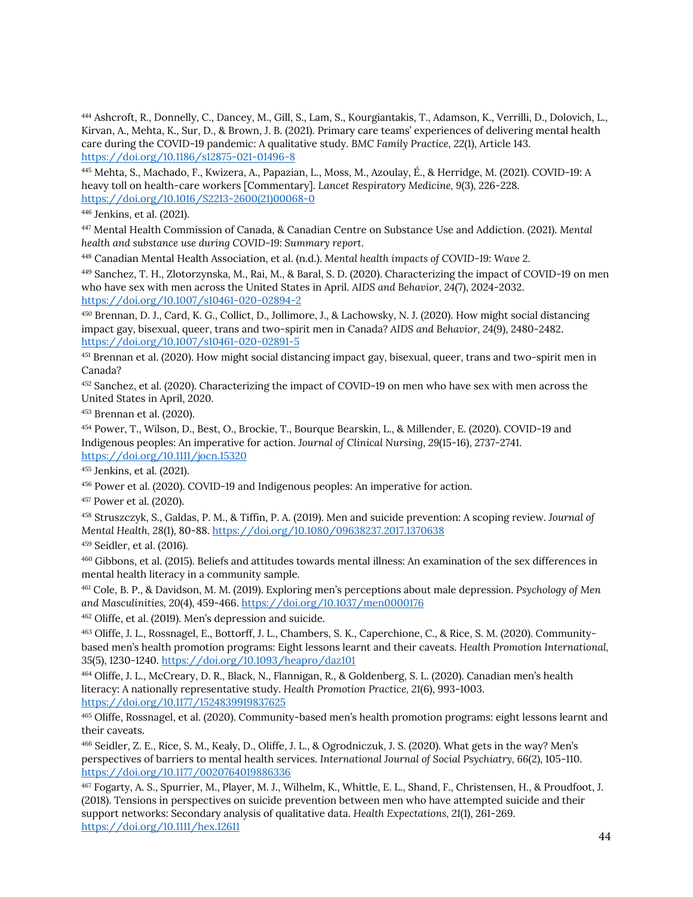[444] Ashcroft, R., Donnelly, C., Dancey, M., Gill, S., Lam, S., Kourgiantakis, T., Adamson, K., Verrilli, D., Dolovich, L., Kirvan, A., Mehta, K., Sur, D., & Brown, J. B. (2021). Primary care teams' experiences of delivering mental health care during the COVID-19 pandemic: A qualitative study. *BMC Family Practice*, *22*(1), Article 143. https://doi.org/10.1186/s12875-021-01496-8

[445] Mehta, S., Machado, F., Kwizera, A., Papazian, L., Moss, M., Azoulay, É., & Herridge, M. (2021). COVID-19: A heavy toll on health-care workers [Commentary]. *Lancet Respiratory Medicine*, *9*(3), 226-228. https://doi.org/10.1016/S2213-2600(21)00068-0

[446] Jenkins, et al. (2021).

[447] Mental Health Commission of Canada, & Canadian Centre on Substance Use and Addiction. (2021). *Mental health and substance use during COVID-19: Summary report.*

[448] Canadian Mental Health Association, et al. (n.d.). *Mental health impacts of COVID-19: Wave 2.*

[449] Sanchez, T. H., Zlotorzynska, M., Rai, M., & Baral, S. D. (2020). Characterizing the impact of COVID-19 on men who have sex with men across the United States in April. *AIDS and Behavior*, *24*(7), 2024-2032. https://doi.org/10.1007/s10461-020-02894-2

[450] Brennan, D. J., Card, K. G., Collict, D., Jollimore, J., & Lachowsky, N. J. (2020). How might social distancing impact gay, bisexual, queer, trans and two-spirit men in Canada? *AIDS and Behavior*, *24*(9), 2480-2482. https://doi.org/10.1007/s10461-020-02891-5

[451] Brennan et al. (2020). How might social distancing impact gay, bisexual, queer, trans and two-spirit men in Canada?

[452] Sanchez, et al. (2020). Characterizing the impact of COVID-19 on men who have sex with men across the United States in April, 2020.

[453] Brennan et al. (2020).

[454] Power, T., Wilson, D., Best, O., Brockie, T., Bourque Bearskin, L., & Millender, E. (2020). COVID-19 and Indigenous peoples: An imperative for action. *Journal of Clinical Nursing*, *29*(15-16), 2737-2741. https://doi.org/10.1111/jocn.15320

[455] Jenkins, et al. (2021).

[456] Power et al. (2020). COVID-19 and Indigenous peoples: An imperative for action.

[457] Power et al. (2020).

[458] Struszczyk, S., Galdas, P. M., & Tiffin, P. A. (2019). Men and suicide prevention: A scoping review. *Journal of Mental Health*, *28*(1), 80-88. https://doi.org/10.1080/09638237.2017.1370638

[459] Seidler, et al. (2016).

[460] Gibbons, et al. (2015). Beliefs and attitudes towards mental illness: An examination of the sex differences in mental health literacy in a community sample.

[461] Cole, B. P., & Davidson, M. M. (2019). Exploring men's perceptions about male depression. *Psychology of Men and Masculinities*, *20*(4), 459-466. https://doi.org/10.1037/men0000176

[462] Oliffe, et al. (2019). Men's depression and suicide.

[463] Oliffe, J. L., Rossnagel, E., Bottorff, J. L., Chambers, S. K., Caperchione, C., & Rice, S. M. (2020). Community-based men's health promotion programs: Eight lessons learnt and their caveats. *Health Promotion International*, 35(5), 1230-1240. https://doi.org/10.1093/heapro/daz101

[464] Oliffe, J. L., McCreary, D. R., Black, N., Flannigan, R., & Goldenberg, S. L. (2020). Canadian men's health literacy: A nationally representative study. *Health Promotion Practice*, *21*(6), 993-1003. https://doi.org/10.1177/1524839919837625

[465] Oliffe, Rossnagel, et al. (2020). Community-based men's health promotion programs: eight lessons learnt and their caveats.

[466] Seidler, Z. E., Rice, S. M., Kealy, D., Oliffe, J. L., & Ogrodniczuk, J. S. (2020). What gets in the way? Men's perspectives of barriers to mental health services. *International Journal of Social Psychiatry*, *66*(2), 105-110. https://doi.org/10.1177/0020764019886336

[467] Fogarty, A. S., Spurrier, M., Player, M. J., Wilhelm, K., Whittle, E. L., Shand, F., Christensen, H., & Proudfoot, J. (2018). Tensions in perspectives on suicide prevention between men who have attempted suicide and their support networks: Secondary analysis of qualitative data. *Health Expectations*, *21*(1), 261-269. https://doi.org/10.1111/hex.12611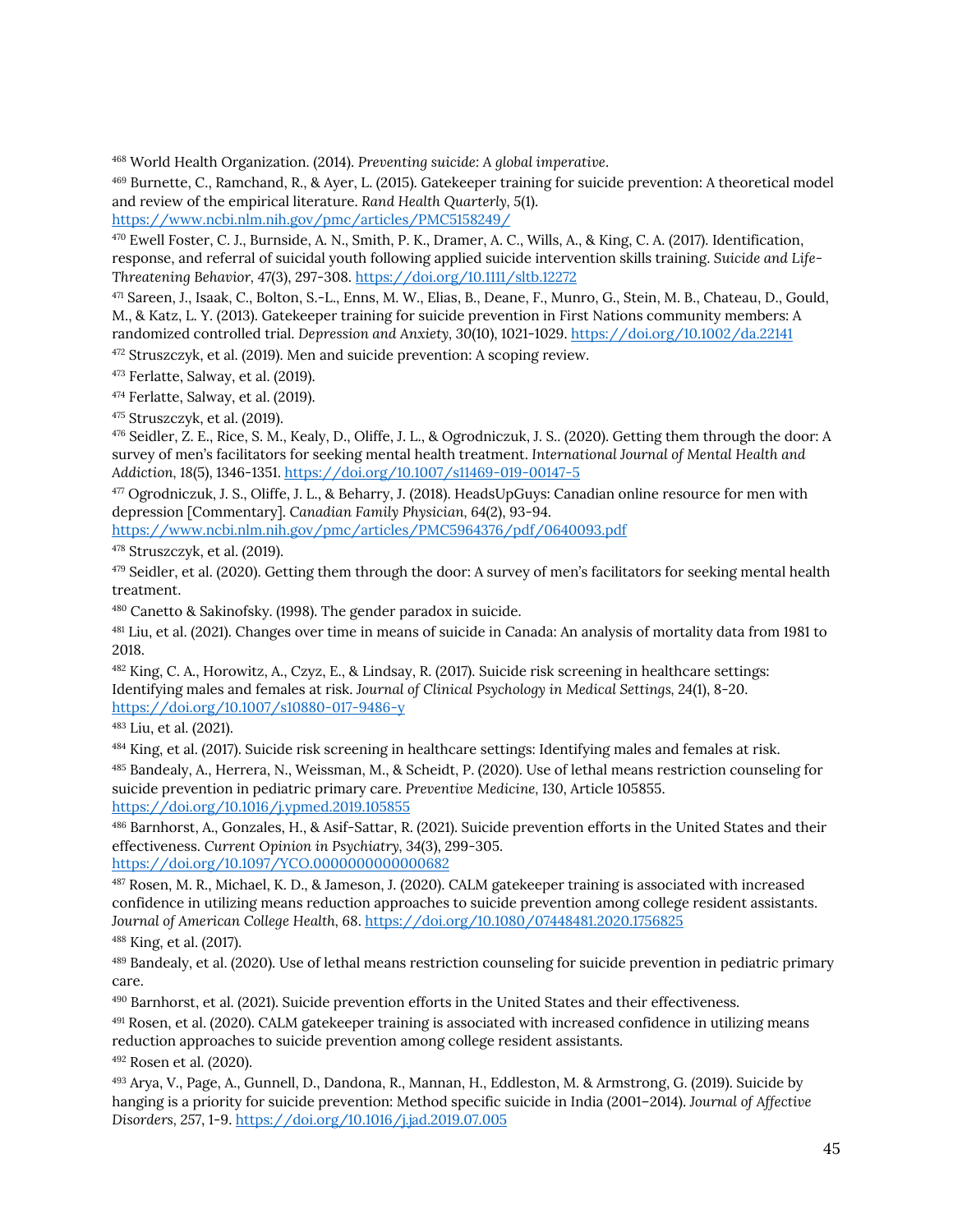[468] World Health Organization. (2014). *Preventing suicide: A global imperative*.

[469] Burnette, C., Ramchand, R., & Ayer, L. (2015). Gatekeeper training for suicide prevention: A theoretical model and review of the empirical literature. *Rand Health Quarterly*, 5(1). https://www.ncbi.nlm.nih.gov/pmc/articles/PMC5158249/

[470] Ewell Foster, C. J., Burnside, A. N., Smith, P. K., Dramer, A. C., Wills, A., & King, C. A. (2017). Identification, response, and referral of suicidal youth following applied suicide intervention skills training. *Suicide and Life-Threatening Behavior*, 47(3), 297-308. https://doi.org/10.1111/sltb.12272

[471] Sareen, J., Isaak, C., Bolton, S.-L., Enns, M. W., Elias, B., Deane, F., Munro, G., Stein, M. B., Chateau, D., Gould, M., & Katz, L. Y. (2013). Gatekeeper training for suicide prevention in First Nations community members: A randomized controlled trial. *Depression and Anxiety*, 30(10), 1021-1029. https://doi.org/10.1002/da.22141

[472] Struszczyk, et al. (2019). Men and suicide prevention: A scoping review.

[473] Ferlatte, Salway, et al. (2019).

[474] Ferlatte, Salway, et al. (2019).

[475] Struszczyk, et al. (2019).

[476] Seidler, Z. E., Rice, S. M., Kealy, D., Oliffe, J. L., & Ogrodniczuk, J. S.. (2020). Getting them through the door: A survey of men's facilitators for seeking mental health treatment. *International Journal of Mental Health and Addiction*, 18(5), 1346-1351. https://doi.org/10.1007/s11469-019-00147-5

[477] Ogrodniczuk, J. S., Oliffe, J. L., & Beharry, J. (2018). HeadsUpGuys: Canadian online resource for men with depression [Commentary]. *Canadian Family Physician*, 64(2), 93-94. https://www.ncbi.nlm.nih.gov/pmc/articles/PMC5964376/pdf/0640093.pdf

[478] Struszczyk, et al. (2019).

[479] Seidler, et al. (2020). Getting them through the door: A survey of men's facilitators for seeking mental health treatment.

[480] Canetto & Sakinofsky. (1998). The gender paradox in suicide.

[481] Liu, et al. (2021). Changes over time in means of suicide in Canada: An analysis of mortality data from 1981 to 2018.

[482] King, C. A., Horowitz, A., Czyz, E., & Lindsay, R. (2017). Suicide risk screening in healthcare settings: Identifying males and females at risk. *Journal of Clinical Psychology in Medical Settings*, 24(1), 8-20. https://doi.org/10.1007/s10880-017-9486-y

[483] Liu, et al. (2021).

[484] King, et al. (2017). Suicide risk screening in healthcare settings: Identifying males and females at risk.

[485] Bandealy, A., Herrera, N., Weissman, M., & Scheidt, P. (2020). Use of lethal means restriction counseling for suicide prevention in pediatric primary care. *Preventive Medicine*, 130, Article 105855. https://doi.org/10.1016/j.ypmed.2019.105855

[486] Barnhorst, A., Gonzales, H., & Asif-Sattar, R. (2021). Suicide prevention efforts in the United States and their effectiveness. *Current Opinion in Psychiatry*, 34(3), 299-305. https://doi.org/10.1097/YCO.0000000000000682

[487] Rosen, M. R., Michael, K. D., & Jameson, J. (2020). CALM gatekeeper training is associated with increased confidence in utilizing means reduction approaches to suicide prevention among college resident assistants. *Journal of American College Health*, 68. https://doi.org/10.1080/07448481.2020.1756825

[488] King, et al. (2017).

[489] Bandealy, et al. (2020). Use of lethal means restriction counseling for suicide prevention in pediatric primary care.

[490] Barnhorst, et al. (2021). Suicide prevention efforts in the United States and their effectiveness.

[491] Rosen, et al. (2020). CALM gatekeeper training is associated with increased confidence in utilizing means reduction approaches to suicide prevention among college resident assistants.

[492] Rosen et al. (2020).

[493] Arya, V., Page, A., Gunnell, D., Dandona, R., Mannan, H., Eddleston, M. & Armstrong, G. (2019). Suicide by hanging is a priority for suicide prevention: Method specific suicide in India (2001–2014). *Journal of Affective Disorders*, 257, 1-9. https://doi.org/10.1016/j.jad.2019.07.005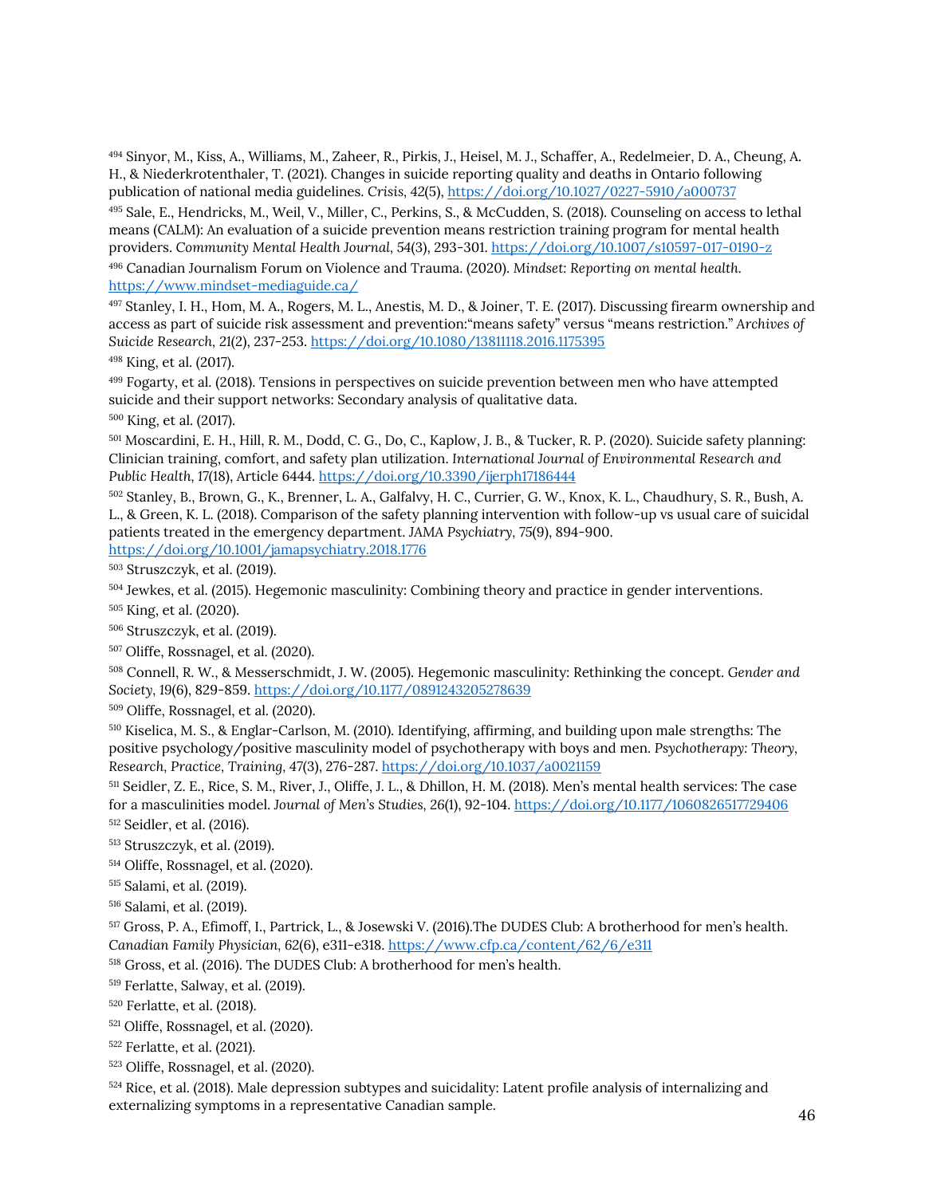[494] Sinyor, M., Kiss, A., Williams, M., Zaheer, R., Pirkis, J., Heisel, M. J., Schaffer, A., Redelmeier, D. A., Cheung, A. H., & Niederkrotenthaler, T. (2021). Changes in suicide reporting quality and deaths in Ontario following publication of national media guidelines. *Crisis*, *42*(5), https://doi.org/10.1027/0227-5910/a000737

[495] Sale, E., Hendricks, M., Weil, V., Miller, C., Perkins, S., & McCudden, S. (2018). Counseling on access to lethal means (CALM): An evaluation of a suicide prevention means restriction training program for mental health providers. *Community Mental Health Journal*, *54*(3), 293-301. https://doi.org/10.1007/s10597-017-0190-z

[496] Canadian Journalism Forum on Violence and Trauma. (2020). *Mindset: Reporting on mental health.* https://www.mindset-mediaguide.ca/

[497] Stanley, I. H., Hom, M. A., Rogers, M. L., Anestis, M. D., & Joiner, T. E. (2017). Discussing firearm ownership and access as part of suicide risk assessment and prevention:"means safety" versus "means restriction." *Archives of Suicide Research*, *21*(2), 237-253. https://doi.org/10.1080/13811118.2016.1175395

[498] King, et al. (2017).

[499] Fogarty, et al. (2018). Tensions in perspectives on suicide prevention between men who have attempted suicide and their support networks: Secondary analysis of qualitative data.

[500] King, et al. (2017).

[501] Moscardini, E. H., Hill, R. M., Dodd, C. G., Do, C., Kaplow, J. B., & Tucker, R. P. (2020). Suicide safety planning: Clinician training, comfort, and safety plan utilization. *International Journal of Environmental Research and Public Health*, *17*(18), Article 6444. https://doi.org/10.3390/ijerph17186444

[502] Stanley, B., Brown, G., K., Brenner, L. A., Galfalvy, H. C., Currier, G. W., Knox, K. L., Chaudhury, S. R., Bush, A. L., & Green, K. L. (2018). Comparison of the safety planning intervention with follow-up vs usual care of suicidal patients treated in the emergency department. *JAMA Psychiatry*, *75*(9), 894-900. https://doi.org/10.1001/jamapsychiatry.2018.1776

[503] Struszczyk, et al. (2019).

[504] Jewkes, et al. (2015). Hegemonic masculinity: Combining theory and practice in gender interventions.

[505] King, et al. (2020).

[506] Struszczyk, et al. (2019).

[507] Oliffe, Rossnagel, et al. (2020).

[508] Connell, R. W., & Messerschmidt, J. W. (2005). Hegemonic masculinity: Rethinking the concept. *Gender and Society*, *19*(6), 829-859. https://doi.org/10.1177/0891243205278639

[509] Oliffe, Rossnagel, et al. (2020).

[510] Kiselica, M. S., & Englar-Carlson, M. (2010). Identifying, affirming, and building upon male strengths: The positive psychology/positive masculinity model of psychotherapy with boys and men. *Psychotherapy: Theory, Research, Practice, Training*, 47(3), 276-287. https://doi.org/10.1037/a0021159

[511] Seidler, Z. E., Rice, S. M., River, J., Oliffe, J. L., & Dhillon, H. M. (2018). Men's mental health services: The case for a masculinities model. *Journal of Men's Studies*, *26*(1), 92-104. https://doi.org/10.1177/1060826517729406

[512] Seidler, et al. (2016).

[513] Struszczyk, et al. (2019).

[514] Oliffe, Rossnagel, et al. (2020).

[515] Salami, et al. (2019).

[516] Salami, et al. (2019).

[517] Gross, P. A., Efimoff, I., Partrick, L., & Josewski V. (2016).The DUDES Club: A brotherhood for men's health. *Canadian Family Physician*, *62*(6), e311-e318. https://www.cfp.ca/content/62/6/e311

[518] Gross, et al. (2016). The DUDES Club: A brotherhood for men's health.

[519] Ferlatte, Salway, et al. (2019).

[520] Ferlatte, et al. (2018).

[521] Oliffe, Rossnagel, et al. (2020).

[522] Ferlatte, et al. (2021).

[523] Oliffe, Rossnagel, et al. (2020).

[524] Rice, et al. (2018). Male depression subtypes and suicidality: Latent profile analysis of internalizing and externalizing symptoms in a representative Canadian sample.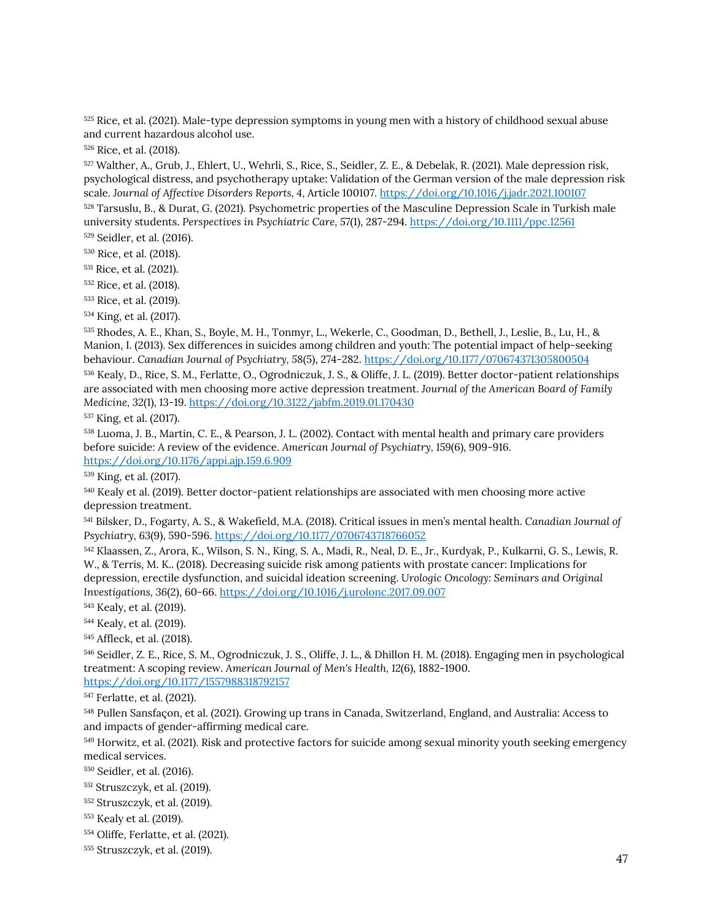[525] Rice, et al. (2021). Male-type depression symptoms in young men with a history of childhood sexual abuse and current hazardous alcohol use.

[526] Rice, et al. (2018).

[527] Walther, A., Grub, J., Ehlert, U., Wehrli, S., Rice, S., Seidler, Z. E., & Debelak, R. (2021). Male depression risk, psychological distress, and psychotherapy uptake: Validation of the German version of the male depression risk scale. *Journal of Affective Disorders Reports*, 4, Article 100107. https://doi.org/10.1016/j.jadr.2021.100107

[528] Tarsuslu, B., & Durat, G. (2021). Psychometric properties of the Masculine Depression Scale in Turkish male university students. *Perspectives in Psychiatric Care*, *57*(1), 287-294. https://doi.org/10.1111/ppc.12561

[529] Seidler, et al. (2016).

[530] Rice, et al. (2018).

[531] Rice, et al. (2021).

[532] Rice, et al. (2018).

[533] Rice, et al. (2019).

[534] King, et al. (2017).

[535] Rhodes, A. E., Khan, S., Boyle, M. H., Tonmyr, L., Wekerle, C., Goodman, D., Bethell, J., Leslie, B., Lu, H., & Manion, I. (2013). Sex differences in suicides among children and youth: The potential impact of help-seeking behaviour. *Canadian Journal of Psychiatry*, *58*(5), 274-282. https://doi.org/10.1177/070674371305800504

[536] Kealy, D., Rice, S. M., Ferlatte, O., Ogrodniczuk, J. S., & Oliffe, J. L. (2019). Better doctor-patient relationships are associated with men choosing more active depression treatment. *Journal of the American Board of Family Medicine*, *32*(1), 13-19. https://doi.org/10.3122/jabfm.2019.01.170430

[537] King, et al. (2017).

[538] Luoma, J. B., Martin, C. E., & Pearson, J. L. (2002). Contact with mental health and primary care providers before suicide: A review of the evidence. *American Journal of Psychiatry*, *159*(6), 909-916. https://doi.org/10.1176/appi.ajp.159.6.909

[539] King, et al. (2017).

[540] Kealy et al. (2019). Better doctor-patient relationships are associated with men choosing more active depression treatment.

[541] Bilsker, D., Fogarty, A. S., & Wakefield, M.A. (2018). Critical issues in men's mental health. *Canadian Journal of Psychiatry*, *63*(9), 590-596. https://doi.org/10.1177/0706743718766052

[542] Klaassen, Z., Arora, K., Wilson, S. N., King, S. A., Madi, R., Neal, D. E., Jr., Kurdyak, P., Kulkarni, G. S., Lewis, R. W., & Terris, M. K.. (2018). Decreasing suicide risk among patients with prostate cancer: Implications for depression, erectile dysfunction, and suicidal ideation screening. *Urologic Oncology: Seminars and Original Investigations*, *36*(2), 60-66. https://doi.org/10.1016/j.urolonc.2017.09.007

[543] Kealy, et al. (2019).

[544] Kealy, et al. (2019).

[545] Affleck, et al. (2018).

[546] Seidler, Z. E., Rice, S. M., Ogrodniczuk, J. S., Oliffe, J. L., & Dhillon H. M. (2018). Engaging men in psychological treatment: A scoping review. *American Journal of Men's Health*, *12*(6), 1882-1900. https://doi.org/10.1177/1557988318792157

[547] Ferlatte, et al. (2021).

[548] Pullen Sansfaçon, et al. (2021). Growing up trans in Canada, Switzerland, England, and Australia: Access to and impacts of gender-affirming medical care.

[549] Horwitz, et al. (2021). Risk and protective factors for suicide among sexual minority youth seeking emergency medical services.

[550] Seidler, et al. (2016).

[551] Struszczyk, et al. (2019).

[552] Struszczyk, et al. (2019).

[553] Kealy et al. (2019).

[554] Oliffe, Ferlatte, et al. (2021).

[555] Struszczyk, et al. (2019).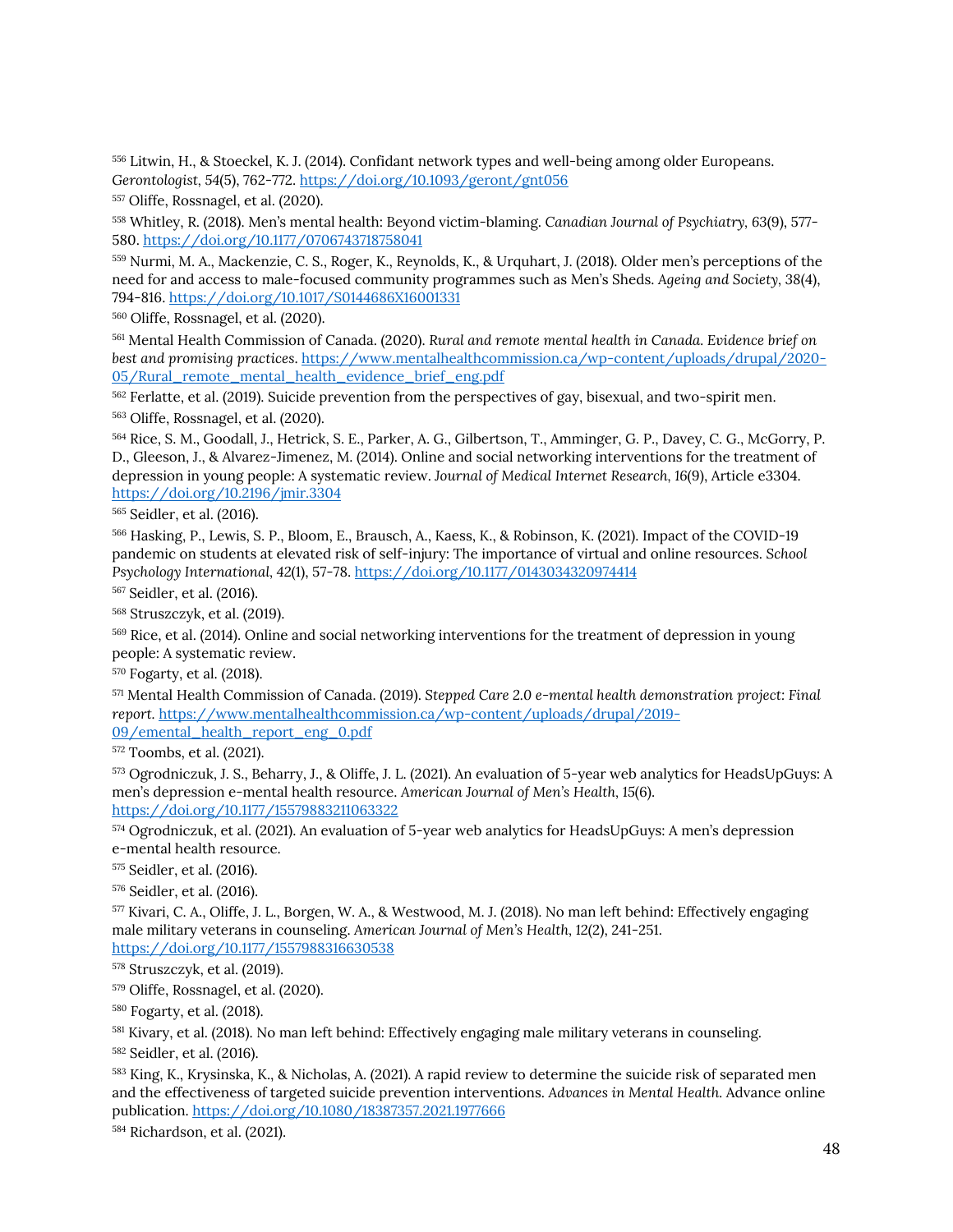[556] Litwin, H., & Stoeckel, K. J. (2014). Confidant network types and well-being among older Europeans. *Gerontologist*, 54(5), 762-772. https://doi.org/10.1093/geront/gnt056

[557] Oliffe, Rossnagel, et al. (2020).

[558] Whitley, R. (2018). Men's mental health: Beyond victim-blaming. *Canadian Journal of Psychiatry*, 63(9), 577-580. https://doi.org/10.1177/0706743718758041

[559] Nurmi, M. A., Mackenzie, C. S., Roger, K., Reynolds, K., & Urquhart, J. (2018). Older men's perceptions of the need for and access to male-focused community programmes such as Men's Sheds. *Ageing and Society*, 38(4), 794-816. https://doi.org/10.1017/S0144686X16001331

[560] Oliffe, Rossnagel, et al. (2020).

[561] Mental Health Commission of Canada. (2020). *Rural and remote mental health in Canada. Evidence brief on best and promising practices*. https://www.mentalhealthcommission.ca/wp-content/uploads/drupal/2020-05/Rural_remote_mental_health_evidence_brief_eng.pdf

[562] Ferlatte, et al. (2019). Suicide prevention from the perspectives of gay, bisexual, and two-spirit men.

[563] Oliffe, Rossnagel, et al. (2020).

[564] Rice, S. M., Goodall, J., Hetrick, S. E., Parker, A. G., Gilbertson, T., Amminger, G. P., Davey, C. G., McGorry, P. D., Gleeson, J., & Alvarez-Jimenez, M. (2014). Online and social networking interventions for the treatment of depression in young people: A systematic review. *Journal of Medical Internet Research*, 16(9), Article e3304. https://doi.org/10.2196/jmir.3304

[565] Seidler, et al. (2016).

[566] Hasking, P., Lewis, S. P., Bloom, E., Brausch, A., Kaess, K., & Robinson, K. (2021). Impact of the COVID-19 pandemic on students at elevated risk of self-injury: The importance of virtual and online resources. *School Psychology International*, 42(1), 57-78. https://doi.org/10.1177/0143034320974414

[567] Seidler, et al. (2016).

[568] Struszczyk, et al. (2019).

[569] Rice, et al. (2014). Online and social networking interventions for the treatment of depression in young people: A systematic review.

[570] Fogarty, et al. (2018).

[571] Mental Health Commission of Canada. (2019). *Stepped Care 2.0 e-mental health demonstration project: Final report*. https://www.mentalhealthcommission.ca/wp-content/uploads/drupal/2019-09/emental_health_report_eng_0.pdf

[572] Toombs, et al. (2021).

[573] Ogrodniczuk, J. S., Beharry, J., & Oliffe, J. L. (2021). An evaluation of 5-year web analytics for HeadsUpGuys: A men's depression e-mental health resource. *American Journal of Men's Health*, 15(6). https://doi.org/10.1177/15579883211063322

[574] Ogrodniczuk, et al. (2021). An evaluation of 5-year web analytics for HeadsUpGuys: A men's depression e-mental health resource.

[575] Seidler, et al. (2016).

[576] Seidler, et al. (2016).

[577] Kivari, C. A., Oliffe, J. L., Borgen, W. A., & Westwood, M. J. (2018). No man left behind: Effectively engaging male military veterans in counseling. *American Journal of Men's Health*, 12(2), 241-251. https://doi.org/10.1177/1557988316630538

[578] Struszczyk, et al. (2019).

[579] Oliffe, Rossnagel, et al. (2020).

[580] Fogarty, et al. (2018).

[581] Kivary, et al. (2018). No man left behind: Effectively engaging male military veterans in counseling.

[582] Seidler, et al. (2016).

[583] King, K., Krysinska, K., & Nicholas, A. (2021). A rapid review to determine the suicide risk of separated men and the effectiveness of targeted suicide prevention interventions. *Advances in Mental Health*. Advance online publication. https://doi.org/10.1080/18387357.2021.1977666

[584] Richardson, et al. (2021).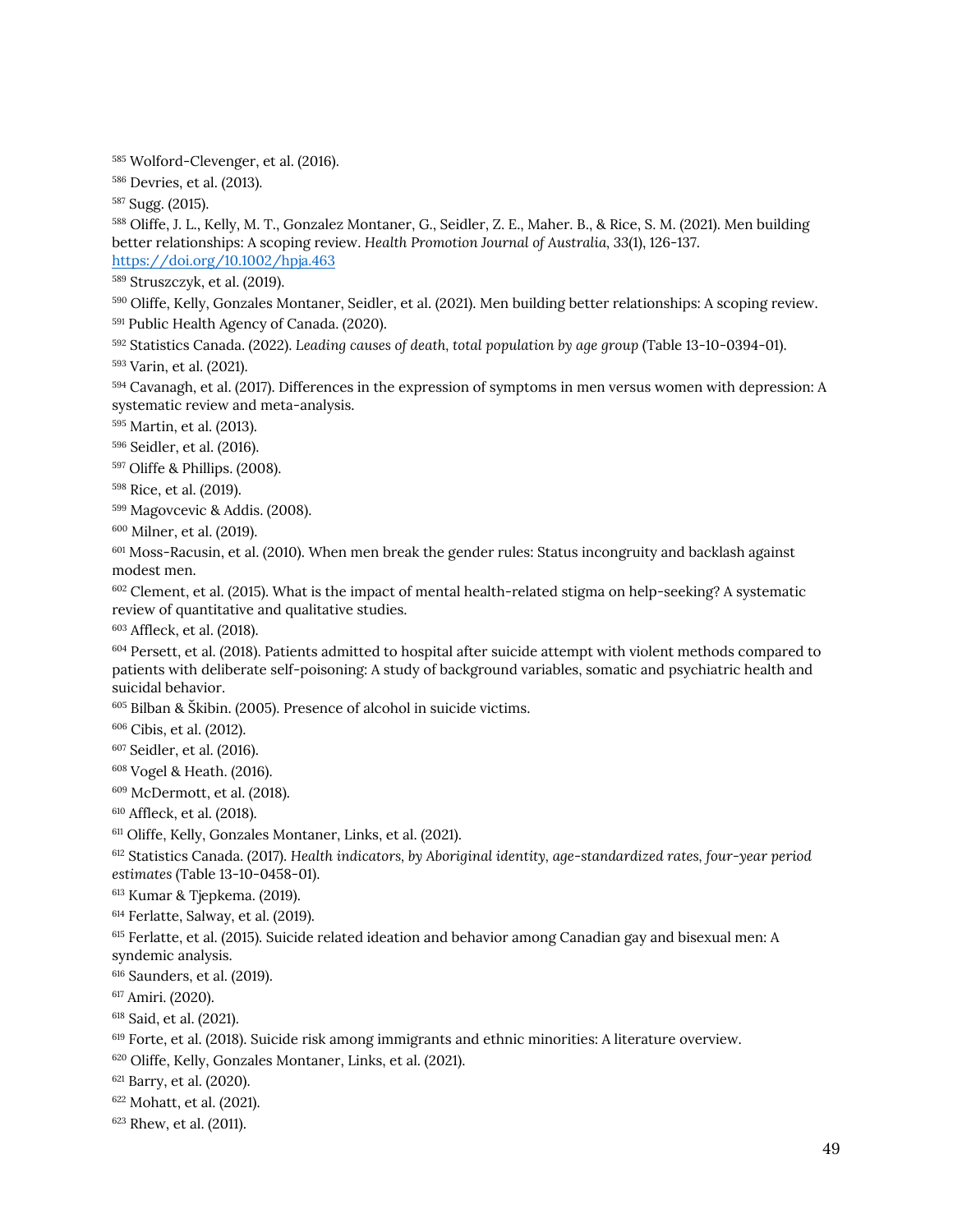[585] Wolford-Clevenger, et al. (2016).

[586] Devries, et al. (2013).

[587] Sugg. (2015).

[588] Oliffe, J. L., Kelly, M. T., Gonzalez Montaner, G., Seidler, Z. E., Maher. B., & Rice, S. M. (2021). Men building better relationships: A scoping review. *Health Promotion Journal of Australia*, 33(1), 126-137. https://doi.org/10.1002/hpja.463

[589] Struszczyk, et al. (2019).

[590] Oliffe, Kelly, Gonzales Montaner, Seidler, et al. (2021). Men building better relationships: A scoping review.

[591] Public Health Agency of Canada. (2020).

[592] Statistics Canada. (2022). *Leading causes of death, total population by age group* (Table 13-10-0394-01).

[593] Varin, et al. (2021).

[594] Cavanagh, et al. (2017). Differences in the expression of symptoms in men versus women with depression: A systematic review and meta-analysis.

[595] Martin, et al. (2013).

[596] Seidler, et al. (2016).

[597] Oliffe & Phillips. (2008).

[598] Rice, et al. (2019).

[599] Magovcevic & Addis. (2008).

[600] Milner, et al. (2019).

[601] Moss-Racusin, et al. (2010). When men break the gender rules: Status incongruity and backlash against modest men.

[602] Clement, et al. (2015). What is the impact of mental health-related stigma on help-seeking? A systematic review of quantitative and qualitative studies.

[603] Affleck, et al. (2018).

[604] Persett, et al. (2018). Patients admitted to hospital after suicide attempt with violent methods compared to patients with deliberate self-poisoning: A study of background variables, somatic and psychiatric health and suicidal behavior.

[605] Bilban & Škibin. (2005). Presence of alcohol in suicide victims.

[606] Cibis, et al. (2012).

[607] Seidler, et al. (2016).

[608] Vogel & Heath. (2016).

[609] McDermott, et al. (2018).

[610] Affleck, et al. (2018).

[611] Oliffe, Kelly, Gonzales Montaner, Links, et al. (2021).

[612] Statistics Canada. (2017). *Health indicators, by Aboriginal identity, age-standardized rates, four-year period estimates* (Table 13-10-0458-01).

[613] Kumar & Tjepkema. (2019).

[614] Ferlatte, Salway, et al. (2019).

[615] Ferlatte, et al. (2015). Suicide related ideation and behavior among Canadian gay and bisexual men: A syndemic analysis.

[616] Saunders, et al. (2019).

[617] Amiri. (2020).

[618] Said, et al. (2021).

[619] Forte, et al. (2018). Suicide risk among immigrants and ethnic minorities: A literature overview.

[620] Oliffe, Kelly, Gonzales Montaner, Links, et al. (2021).

[621] Barry, et al. (2020).

[622] Mohatt, et al. (2021).

[623] Rhew, et al. (2011).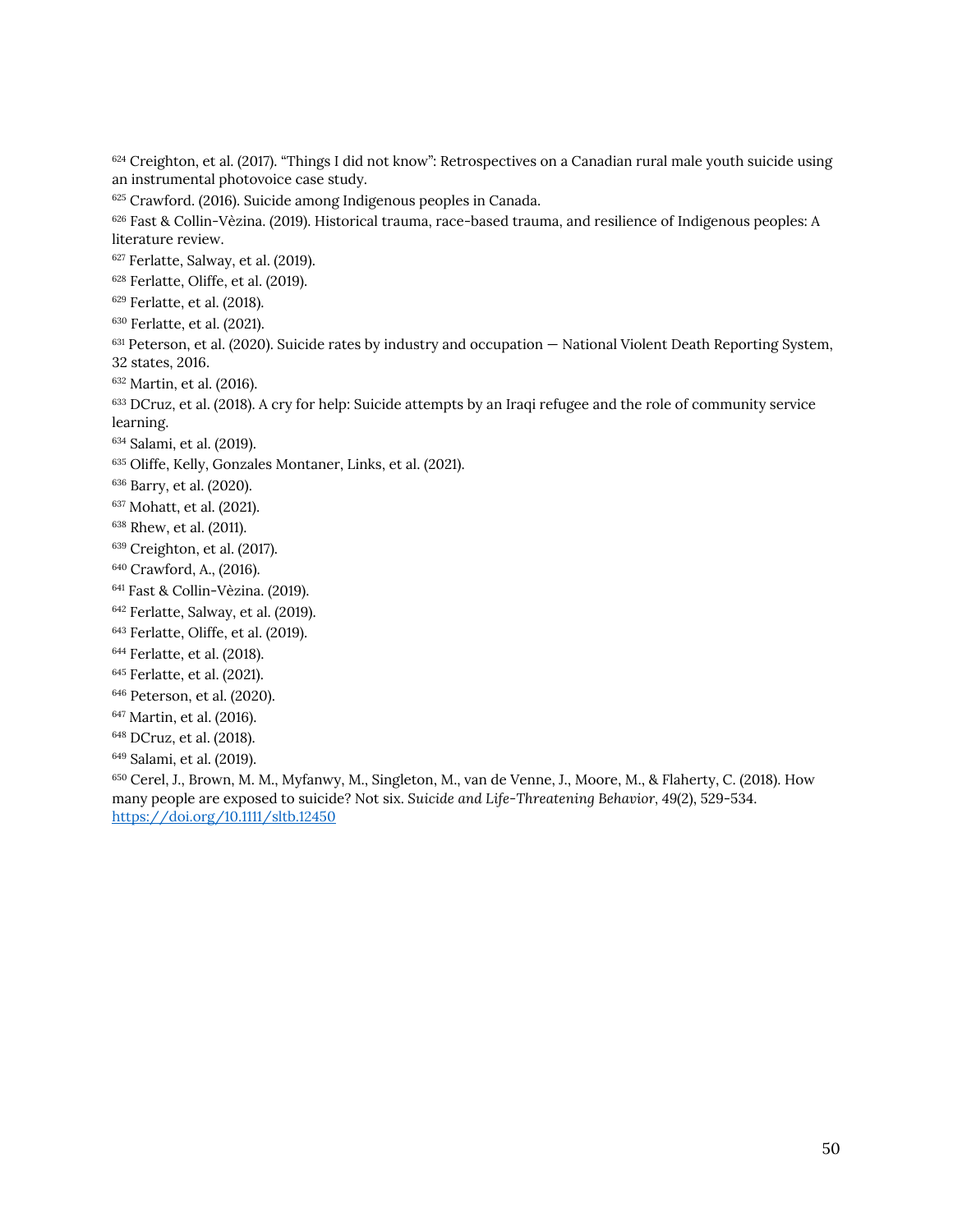[624] Creighton, et al. (2017). "Things I did not know": Retrospectives on a Canadian rural male youth suicide using an instrumental photovoice case study.

[625] Crawford. (2016). Suicide among Indigenous peoples in Canada.

[626] Fast & Collin-Vèzina. (2019). Historical trauma, race-based trauma, and resilience of Indigenous peoples: A literature review.

[627] Ferlatte, Salway, et al. (2019).

[628] Ferlatte, Oliffe, et al. (2019).

[629] Ferlatte, et al. (2018).

[630] Ferlatte, et al. (2021).

[631] Peterson, et al. (2020). Suicide rates by industry and occupation — National Violent Death Reporting System, 32 states, 2016.

[632] Martin, et al. (2016).

[633] DCruz, et al. (2018). A cry for help: Suicide attempts by an Iraqi refugee and the role of community service learning.

[634] Salami, et al. (2019).

[635] Oliffe, Kelly, Gonzales Montaner, Links, et al. (2021).

[636] Barry, et al. (2020).

[637] Mohatt, et al. (2021).

[638] Rhew, et al. (2011).

[639] Creighton, et al. (2017).

[640] Crawford, A., (2016).

[641] Fast & Collin-Vèzina. (2019).

[642] Ferlatte, Salway, et al. (2019).

[643] Ferlatte, Oliffe, et al. (2019).

[644] Ferlatte, et al. (2018).

[645] Ferlatte, et al. (2021).

[646] Peterson, et al. (2020).

[647] Martin, et al. (2016).

[648] DCruz, et al. (2018).

[649] Salami, et al. (2019).

[650] Cerel, J., Brown, M. M., Myfanwy, M., Singleton, M., van de Venne, J., Moore, M., & Flaherty, C. (2018). How many people are exposed to suicide? Not six. *Suicide and Life-Threatening Behavior*, 49(2), 529-534. https://doi.org/10.1111/sltb.12450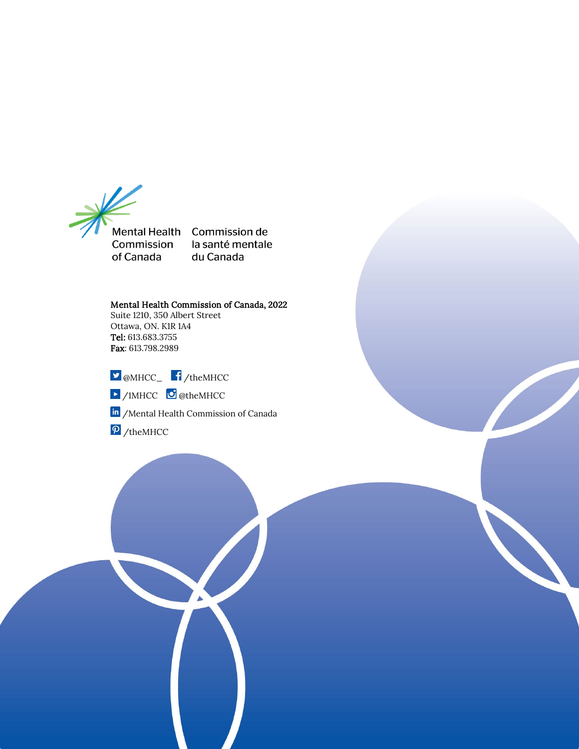Mental Health Commission of Canada

Commission de la santé mentale du Canada

**Mental Health Commission of Canada, 2022**
Suite 1210, 350 Albert Street
Ottawa, ON. K1R 1A4
**Tel:** 613.683.3755
**Fax**: 613.798.2989

@MHCC_ /theMHCC

/1MHCC @theMHCC

/Mental Health Commission of Canada

/theMHCC